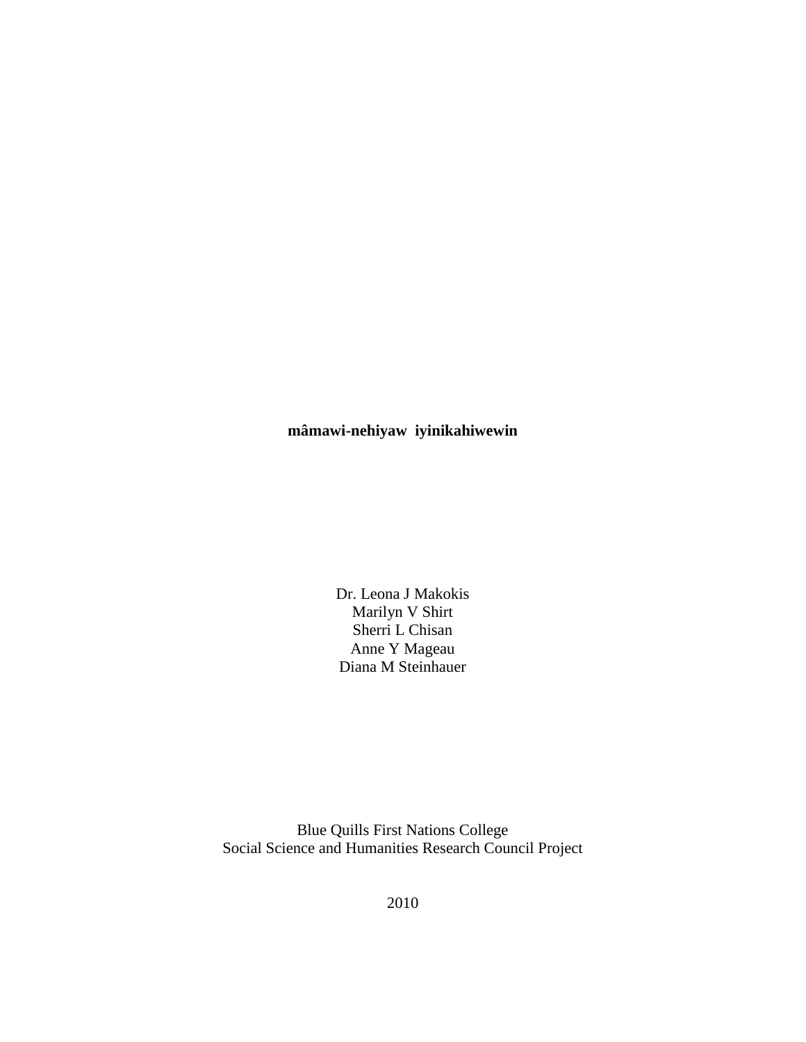# mâmawi-nehiyaw iyinikahiwewin

Dr. Leona J Makokis
Marilyn V Shirt
Sherri L Chisan
Anne Y Mageau
Diana M Steinhauer

Blue Quills First Nations College
Social Science and Humanities Research Council Project

2010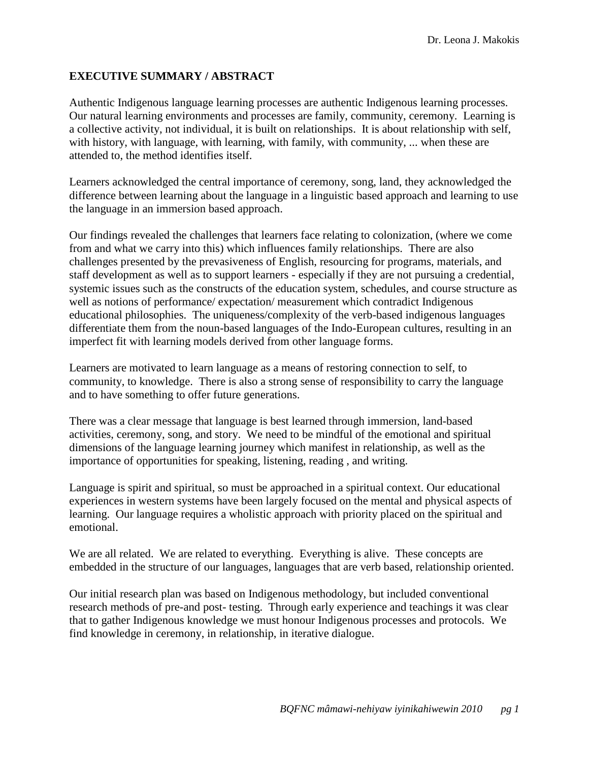## EXECUTIVE SUMMARY / ABSTRACT

Authentic Indigenous language learning processes are authentic Indigenous learning processes. Our natural learning environments and processes are family, community, ceremony. Learning is a collective activity, not individual, it is built on relationships. It is about relationship with self, with history, with language, with learning, with family, with community, ... when these are attended to, the method identifies itself.

Learners acknowledged the central importance of ceremony, song, land, they acknowledged the difference between learning about the language in a linguistic based approach and learning to use the language in an immersion based approach.

Our findings revealed the challenges that learners face relating to colonization, (where we come from and what we carry into this) which influences family relationships. There are also challenges presented by the prevasiveness of English, resourcing for programs, materials, and staff development as well as to support learners - especially if they are not pursuing a credential, systemic issues such as the constructs of the education system, schedules, and course structure as well as notions of performance/ expectation/ measurement which contradict Indigenous educational philosophies. The uniqueness/complexity of the verb-based indigenous languages differentiate them from the noun-based languages of the Indo-European cultures, resulting in an imperfect fit with learning models derived from other language forms.

Learners are motivated to learn language as a means of restoring connection to self, to community, to knowledge. There is also a strong sense of responsibility to carry the language and to have something to offer future generations.

There was a clear message that language is best learned through immersion, land-based activities, ceremony, song, and story. We need to be mindful of the emotional and spiritual dimensions of the language learning journey which manifest in relationship, as well as the importance of opportunities for speaking, listening, reading , and writing.

Language is spirit and spiritual, so must be approached in a spiritual context. Our educational experiences in western systems have been largely focused on the mental and physical aspects of learning. Our language requires a wholistic approach with priority placed on the spiritual and emotional.

We are all related. We are related to everything. Everything is alive. These concepts are embedded in the structure of our languages, languages that are verb based, relationship oriented.

Our initial research plan was based on Indigenous methodology, but included conventional research methods of pre-and post- testing. Through early experience and teachings it was clear that to gather Indigenous knowledge we must honour Indigenous processes and protocols. We find knowledge in ceremony, in relationship, in iterative dialogue.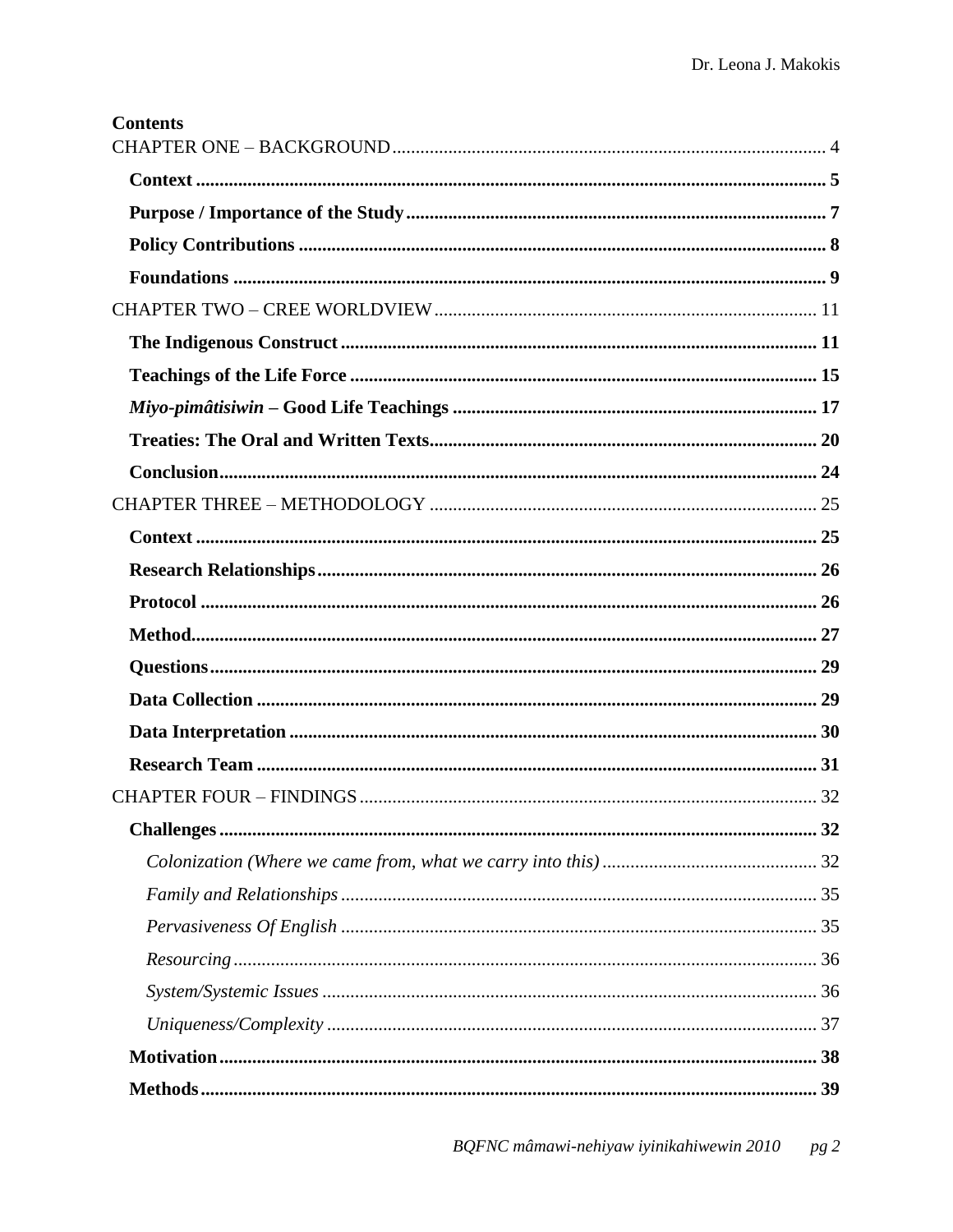**Contents**

CHAPTER ONE – BACKGROUND ... 4

- **Context** ... 5
- **Purpose / Importance of the Study** ... 7
- **Policy Contributions** ... 8
- **Foundations** ... 9

CHAPTER TWO – CREE WORLDVIEW ... 11

- **The Indigenous Construct** ... 11
- **Teachings of the Life Force** ... 15
- ***Miyo-pimâtisiwin* – Good Life Teachings** ... 17
- **Treaties: The Oral and Written Texts** ... 20
- **Conclusion** ... 24

CHAPTER THREE – METHODOLOGY ... 25

- **Context** ... 25
- **Research Relationships** ... 26
- **Protocol** ... 26
- **Method** ... 27
- **Questions** ... 29
- **Data Collection** ... 29
- **Data Interpretation** ... 30
- **Research Team** ... 31

CHAPTER FOUR – FINDINGS ... 32

- **Challenges** ... 32
  - *Colonization (Where we came from, what we carry into this)* ... 32
  - *Family and Relationships* ... 35
  - *Pervasiveness Of English* ... 35
  - *Resourcing* ... 36
  - *System/Systemic Issues* ... 36
  - *Uniqueness/Complexity* ... 37
- **Motivation** ... 38
- **Methods** ... 39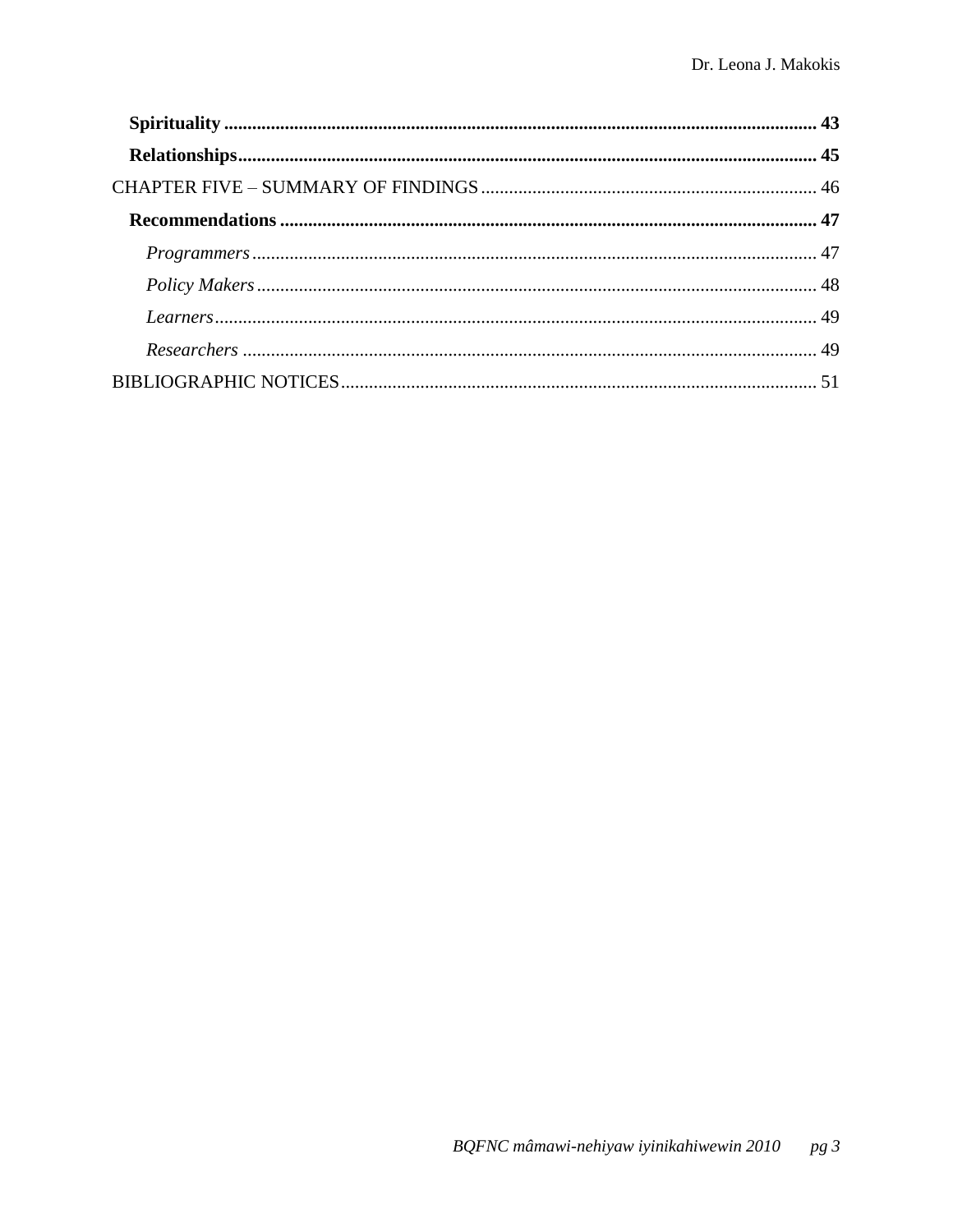**Spirituality** ..... **43**

**Relationships** ..... **45**

CHAPTER FIVE – SUMMARY OF FINDINGS ..... 46

**Recommendations** ..... **47**

*Programmers* ..... 47

*Policy Makers* ..... 48

*Learners* ..... 49

*Researchers* ..... 49

BIBLIOGRAPHIC NOTICES ..... 51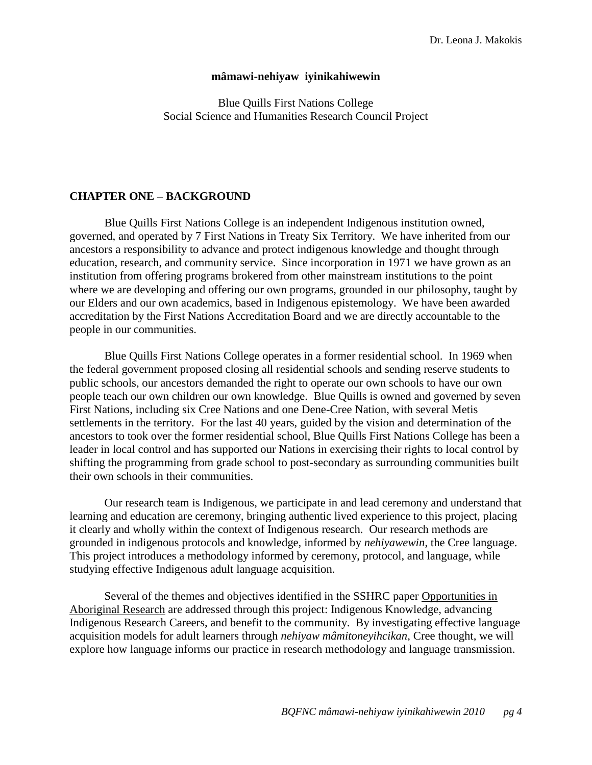**mâmawi-nehiyaw iyinikahiwewin**

Blue Quills First Nations College
Social Science and Humanities Research Council Project

## CHAPTER ONE – BACKGROUND

Blue Quills First Nations College is an independent Indigenous institution owned, governed, and operated by 7 First Nations in Treaty Six Territory. We have inherited from our ancestors a responsibility to advance and protect indigenous knowledge and thought through education, research, and community service. Since incorporation in 1971 we have grown as an institution from offering programs brokered from other mainstream institutions to the point where we are developing and offering our own programs, grounded in our philosophy, taught by our Elders and our own academics, based in Indigenous epistemology. We have been awarded accreditation by the First Nations Accreditation Board and we are directly accountable to the people in our communities.

Blue Quills First Nations College operates in a former residential school. In 1969 when the federal government proposed closing all residential schools and sending reserve students to public schools, our ancestors demanded the right to operate our own schools to have our own people teach our own children our own knowledge. Blue Quills is owned and governed by seven First Nations, including six Cree Nations and one Dene-Cree Nation, with several Metis settlements in the territory. For the last 40 years, guided by the vision and determination of the ancestors to took over the former residential school, Blue Quills First Nations College has been a leader in local control and has supported our Nations in exercising their rights to local control by shifting the programming from grade school to post-secondary as surrounding communities built their own schools in their communities.

Our research team is Indigenous, we participate in and lead ceremony and understand that learning and education are ceremony, bringing authentic lived experience to this project, placing it clearly and wholly within the context of Indigenous research. Our research methods are grounded in indigenous protocols and knowledge, informed by *nehiyawewin*, the Cree language. This project introduces a methodology informed by ceremony, protocol, and language, while studying effective Indigenous adult language acquisition.

Several of the themes and objectives identified in the SSHRC paper Opportunities in Aboriginal Research are addressed through this project: Indigenous Knowledge, advancing Indigenous Research Careers, and benefit to the community. By investigating effective language acquisition models for adult learners through *nehiyaw mâmitoneyihcikan*, Cree thought, we will explore how language informs our practice in research methodology and language transmission.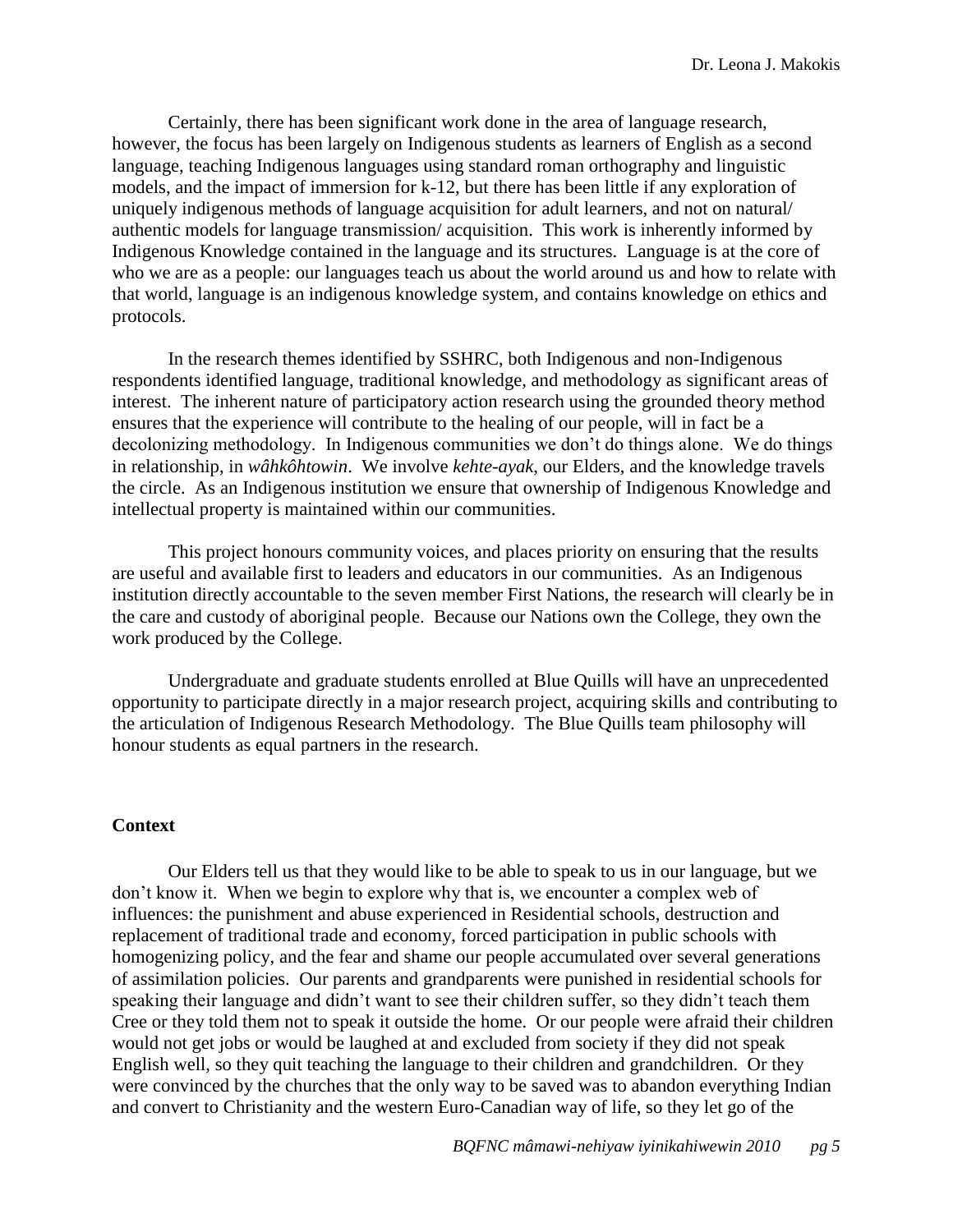Certainly, there has been significant work done in the area of language research, however, the focus has been largely on Indigenous students as learners of English as a second language, teaching Indigenous languages using standard roman orthography and linguistic models, and the impact of immersion for k-12, but there has been little if any exploration of uniquely indigenous methods of language acquisition for adult learners, and not on natural/ authentic models for language transmission/ acquisition. This work is inherently informed by Indigenous Knowledge contained in the language and its structures. Language is at the core of who we are as a people: our languages teach us about the world around us and how to relate with that world, language is an indigenous knowledge system, and contains knowledge on ethics and protocols.

In the research themes identified by SSHRC, both Indigenous and non-Indigenous respondents identified language, traditional knowledge, and methodology as significant areas of interest. The inherent nature of participatory action research using the grounded theory method ensures that the experience will contribute to the healing of our people, will in fact be a decolonizing methodology. In Indigenous communities we don't do things alone. We do things in relationship, in *wâhkôhtowin*. We involve *kehte-ayak*, our Elders, and the knowledge travels the circle. As an Indigenous institution we ensure that ownership of Indigenous Knowledge and intellectual property is maintained within our communities.

This project honours community voices, and places priority on ensuring that the results are useful and available first to leaders and educators in our communities. As an Indigenous institution directly accountable to the seven member First Nations, the research will clearly be in the care and custody of aboriginal people. Because our Nations own the College, they own the work produced by the College.

Undergraduate and graduate students enrolled at Blue Quills will have an unprecedented opportunity to participate directly in a major research project, acquiring skills and contributing to the articulation of Indigenous Research Methodology. The Blue Quills team philosophy will honour students as equal partners in the research.

**Context**

Our Elders tell us that they would like to be able to speak to us in our language, but we don't know it. When we begin to explore why that is, we encounter a complex web of influences: the punishment and abuse experienced in Residential schools, destruction and replacement of traditional trade and economy, forced participation in public schools with homogenizing policy, and the fear and shame our people accumulated over several generations of assimilation policies. Our parents and grandparents were punished in residential schools for speaking their language and didn't want to see their children suffer, so they didn't teach them Cree or they told them not to speak it outside the home. Or our people were afraid their children would not get jobs or would be laughed at and excluded from society if they did not speak English well, so they quit teaching the language to their children and grandchildren. Or they were convinced by the churches that the only way to be saved was to abandon everything Indian and convert to Christianity and the western Euro-Canadian way of life, so they let go of the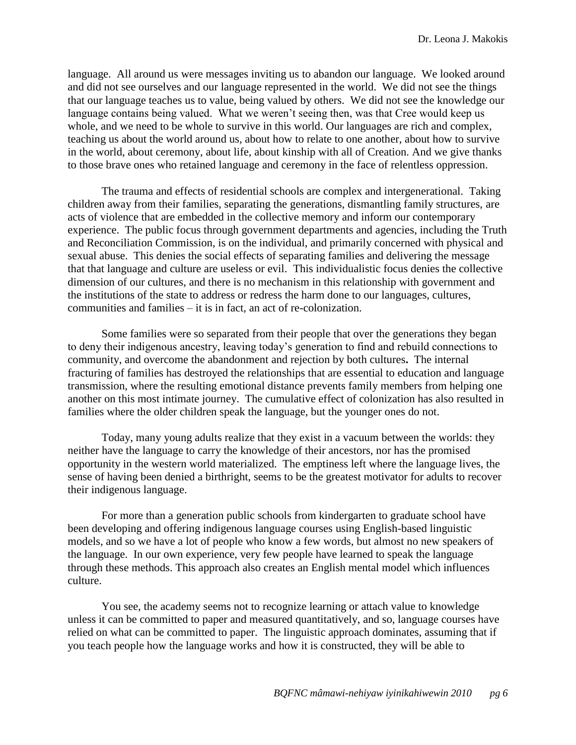language. All around us were messages inviting us to abandon our language. We looked around and did not see ourselves and our language represented in the world. We did not see the things that our language teaches us to value, being valued by others. We did not see the knowledge our language contains being valued. What we weren't seeing then, was that Cree would keep us whole, and we need to be whole to survive in this world. Our languages are rich and complex, teaching us about the world around us, about how to relate to one another, about how to survive in the world, about ceremony, about life, about kinship with all of Creation. And we give thanks to those brave ones who retained language and ceremony in the face of relentless oppression.

The trauma and effects of residential schools are complex and intergenerational. Taking children away from their families, separating the generations, dismantling family structures, are acts of violence that are embedded in the collective memory and inform our contemporary experience. The public focus through government departments and agencies, including the Truth and Reconciliation Commission, is on the individual, and primarily concerned with physical and sexual abuse. This denies the social effects of separating families and delivering the message that that language and culture are useless or evil. This individualistic focus denies the collective dimension of our cultures, and there is no mechanism in this relationship with government and the institutions of the state to address or redress the harm done to our languages, cultures, communities and families – it is in fact, an act of re-colonization.

Some families were so separated from their people that over the generations they began to deny their indigenous ancestry, leaving today's generation to find and rebuild connections to community, and overcome the abandonment and rejection by both cultures**.** The internal fracturing of families has destroyed the relationships that are essential to education and language transmission, where the resulting emotional distance prevents family members from helping one another on this most intimate journey. The cumulative effect of colonization has also resulted in families where the older children speak the language, but the younger ones do not.

Today, many young adults realize that they exist in a vacuum between the worlds: they neither have the language to carry the knowledge of their ancestors, nor has the promised opportunity in the western world materialized. The emptiness left where the language lives, the sense of having been denied a birthright, seems to be the greatest motivator for adults to recover their indigenous language.

For more than a generation public schools from kindergarten to graduate school have been developing and offering indigenous language courses using English-based linguistic models, and so we have a lot of people who know a few words, but almost no new speakers of the language. In our own experience, very few people have learned to speak the language through these methods. This approach also creates an English mental model which influences culture.

You see, the academy seems not to recognize learning or attach value to knowledge unless it can be committed to paper and measured quantitatively, and so, language courses have relied on what can be committed to paper. The linguistic approach dominates, assuming that if you teach people how the language works and how it is constructed, they will be able to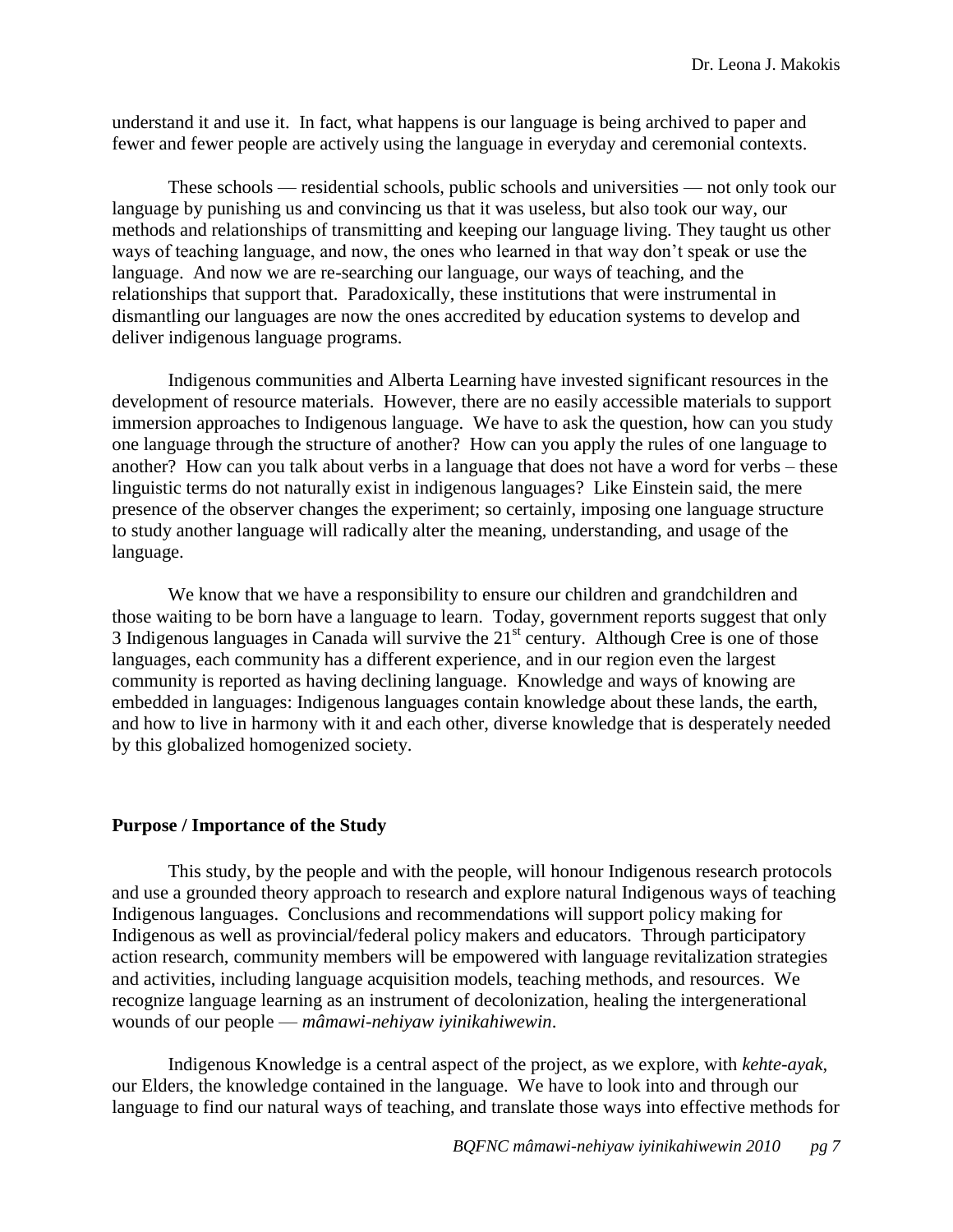understand it and use it. In fact, what happens is our language is being archived to paper and fewer and fewer people are actively using the language in everyday and ceremonial contexts.

These schools — residential schools, public schools and universities — not only took our language by punishing us and convincing us that it was useless, but also took our way, our methods and relationships of transmitting and keeping our language living. They taught us other ways of teaching language, and now, the ones who learned in that way don't speak or use the language. And now we are re-searching our language, our ways of teaching, and the relationships that support that. Paradoxically, these institutions that were instrumental in dismantling our languages are now the ones accredited by education systems to develop and deliver indigenous language programs.

Indigenous communities and Alberta Learning have invested significant resources in the development of resource materials. However, there are no easily accessible materials to support immersion approaches to Indigenous language. We have to ask the question, how can you study one language through the structure of another? How can you apply the rules of one language to another? How can you talk about verbs in a language that does not have a word for verbs – these linguistic terms do not naturally exist in indigenous languages? Like Einstein said, the mere presence of the observer changes the experiment; so certainly, imposing one language structure to study another language will radically alter the meaning, understanding, and usage of the language.

We know that we have a responsibility to ensure our children and grandchildren and those waiting to be born have a language to learn. Today, government reports suggest that only 3 Indigenous languages in Canada will survive the 21st century. Although Cree is one of those languages, each community has a different experience, and in our region even the largest community is reported as having declining language. Knowledge and ways of knowing are embedded in languages: Indigenous languages contain knowledge about these lands, the earth, and how to live in harmony with it and each other, diverse knowledge that is desperately needed by this globalized homogenized society.

**Purpose / Importance of the Study**

This study, by the people and with the people, will honour Indigenous research protocols and use a grounded theory approach to research and explore natural Indigenous ways of teaching Indigenous languages. Conclusions and recommendations will support policy making for Indigenous as well as provincial/federal policy makers and educators. Through participatory action research, community members will be empowered with language revitalization strategies and activities, including language acquisition models, teaching methods, and resources. We recognize language learning as an instrument of decolonization, healing the intergenerational wounds of our people — *mâmawi-nehiyaw iyinikahiwewin*.

Indigenous Knowledge is a central aspect of the project, as we explore, with *kehte-ayak*, our Elders, the knowledge contained in the language. We have to look into and through our language to find our natural ways of teaching, and translate those ways into effective methods for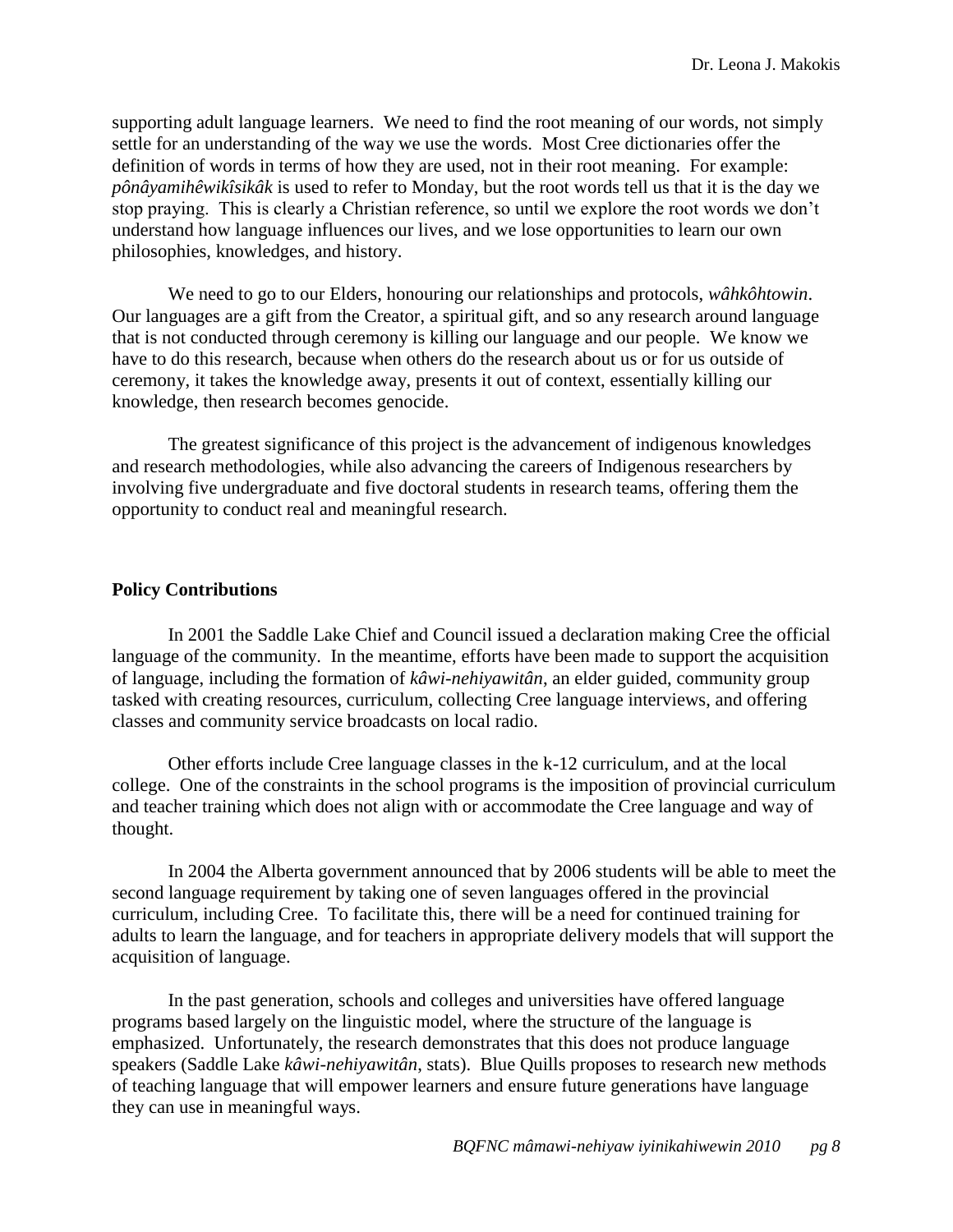supporting adult language learners. We need to find the root meaning of our words, not simply settle for an understanding of the way we use the words. Most Cree dictionaries offer the definition of words in terms of how they are used, not in their root meaning. For example: *pônâyamihêwikîsikâk* is used to refer to Monday, but the root words tell us that it is the day we stop praying. This is clearly a Christian reference, so until we explore the root words we don't understand how language influences our lives, and we lose opportunities to learn our own philosophies, knowledges, and history.

We need to go to our Elders, honouring our relationships and protocols, *wâhkôhtowin*. Our languages are a gift from the Creator, a spiritual gift, and so any research around language that is not conducted through ceremony is killing our language and our people. We know we have to do this research, because when others do the research about us or for us outside of ceremony, it takes the knowledge away, presents it out of context, essentially killing our knowledge, then research becomes genocide.

The greatest significance of this project is the advancement of indigenous knowledges and research methodologies, while also advancing the careers of Indigenous researchers by involving five undergraduate and five doctoral students in research teams, offering them the opportunity to conduct real and meaningful research.

**Policy Contributions**

In 2001 the Saddle Lake Chief and Council issued a declaration making Cree the official language of the community. In the meantime, efforts have been made to support the acquisition of language, including the formation of *kâwi-nehiyawitân*, an elder guided, community group tasked with creating resources, curriculum, collecting Cree language interviews, and offering classes and community service broadcasts on local radio.

Other efforts include Cree language classes in the k-12 curriculum, and at the local college. One of the constraints in the school programs is the imposition of provincial curriculum and teacher training which does not align with or accommodate the Cree language and way of thought.

In 2004 the Alberta government announced that by 2006 students will be able to meet the second language requirement by taking one of seven languages offered in the provincial curriculum, including Cree. To facilitate this, there will be a need for continued training for adults to learn the language, and for teachers in appropriate delivery models that will support the acquisition of language.

In the past generation, schools and colleges and universities have offered language programs based largely on the linguistic model, where the structure of the language is emphasized. Unfortunately, the research demonstrates that this does not produce language speakers (Saddle Lake *kâwi-nehiyawitân*, stats). Blue Quills proposes to research new methods of teaching language that will empower learners and ensure future generations have language they can use in meaningful ways.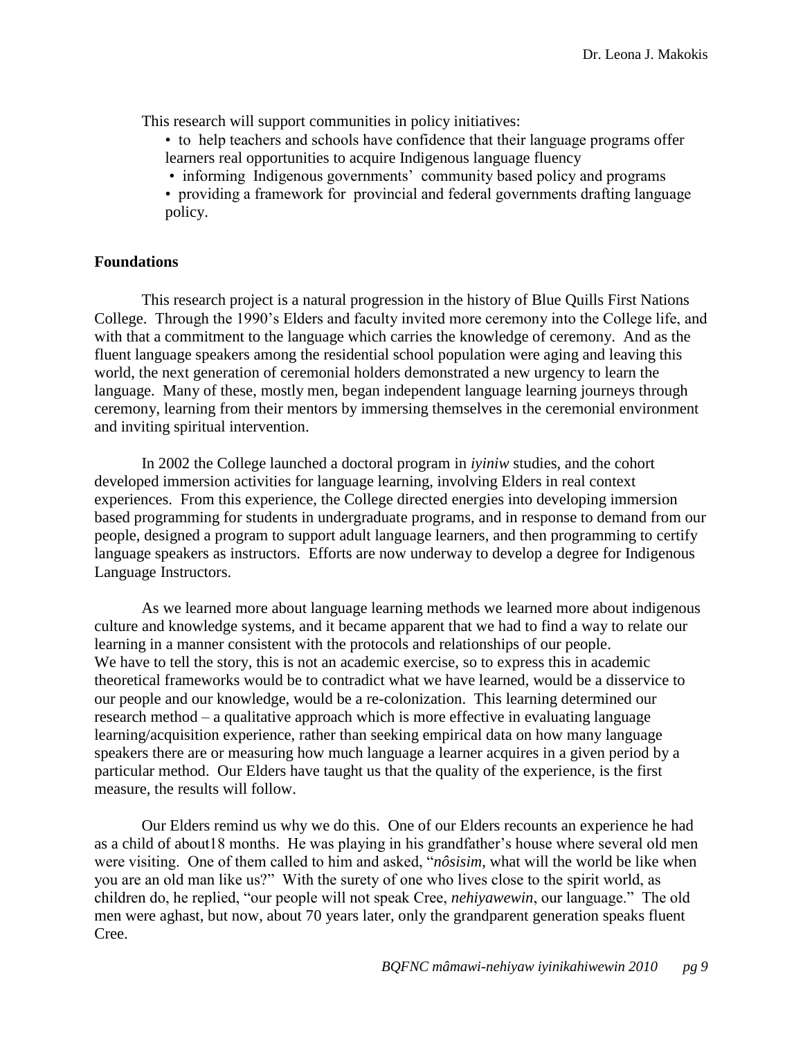This research will support communities in policy initiatives:

- to help teachers and schools have confidence that their language programs offer learners real opportunities to acquire Indigenous language fluency
- informing Indigenous governments' community based policy and programs
- providing a framework for provincial and federal governments drafting language policy.

**Foundations**

This research project is a natural progression in the history of Blue Quills First Nations College. Through the 1990's Elders and faculty invited more ceremony into the College life, and with that a commitment to the language which carries the knowledge of ceremony. And as the fluent language speakers among the residential school population were aging and leaving this world, the next generation of ceremonial holders demonstrated a new urgency to learn the language. Many of these, mostly men, began independent language learning journeys through ceremony, learning from their mentors by immersing themselves in the ceremonial environment and inviting spiritual intervention.

In 2002 the College launched a doctoral program in *iyiniw* studies, and the cohort developed immersion activities for language learning, involving Elders in real context experiences. From this experience, the College directed energies into developing immersion based programming for students in undergraduate programs, and in response to demand from our people, designed a program to support adult language learners, and then programming to certify language speakers as instructors. Efforts are now underway to develop a degree for Indigenous Language Instructors.

As we learned more about language learning methods we learned more about indigenous culture and knowledge systems, and it became apparent that we had to find a way to relate our learning in a manner consistent with the protocols and relationships of our people. We have to tell the story, this is not an academic exercise, so to express this in academic theoretical frameworks would be to contradict what we have learned, would be a disservice to our people and our knowledge, would be a re-colonization. This learning determined our research method – a qualitative approach which is more effective in evaluating language learning/acquisition experience, rather than seeking empirical data on how many language speakers there are or measuring how much language a learner acquires in a given period by a particular method. Our Elders have taught us that the quality of the experience, is the first measure, the results will follow.

Our Elders remind us why we do this. One of our Elders recounts an experience he had as a child of about18 months. He was playing in his grandfather's house where several old men were visiting. One of them called to him and asked, "*nôsisim*, what will the world be like when you are an old man like us?" With the surety of one who lives close to the spirit world, as children do, he replied, "our people will not speak Cree, *nehiyawewin*, our language." The old men were aghast, but now, about 70 years later, only the grandparent generation speaks fluent Cree.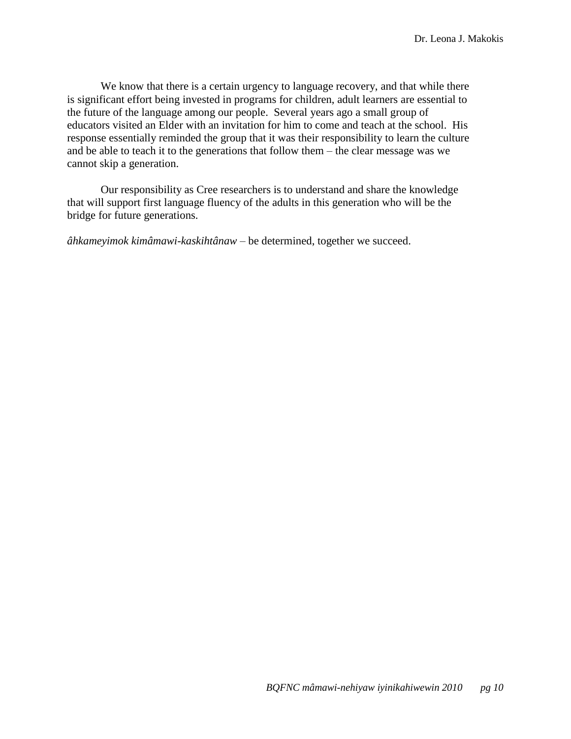We know that there is a certain urgency to language recovery, and that while there is significant effort being invested in programs for children, adult learners are essential to the future of the language among our people. Several years ago a small group of educators visited an Elder with an invitation for him to come and teach at the school. His response essentially reminded the group that it was their responsibility to learn the culture and be able to teach it to the generations that follow them – the clear message was we cannot skip a generation.

Our responsibility as Cree researchers is to understand and share the knowledge that will support first language fluency of the adults in this generation who will be the bridge for future generations.

*âhkameyimok kimâmawi-kaskihtânaw* – be determined, together we succeed.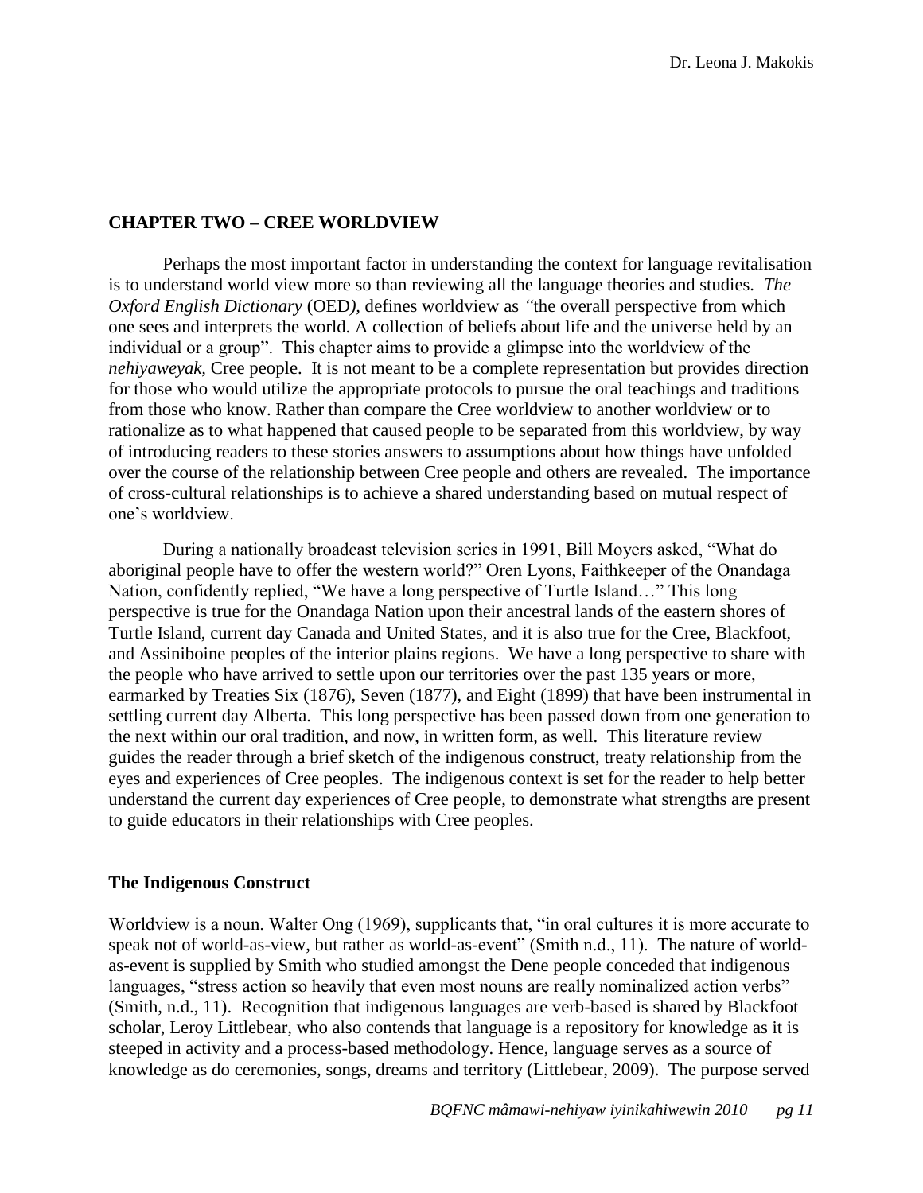## CHAPTER TWO – CREE WORLDVIEW

Perhaps the most important factor in understanding the context for language revitalisation is to understand world view more so than reviewing all the language theories and studies. *The Oxford English Dictionary* (OED*)*, defines worldview as *"*the overall perspective from which one sees and interprets the world. A collection of beliefs about life and the universe held by an individual or a group". This chapter aims to provide a glimpse into the worldview of the *nehiyaweyak*, Cree people. It is not meant to be a complete representation but provides direction for those who would utilize the appropriate protocols to pursue the oral teachings and traditions from those who know. Rather than compare the Cree worldview to another worldview or to rationalize as to what happened that caused people to be separated from this worldview, by way of introducing readers to these stories answers to assumptions about how things have unfolded over the course of the relationship between Cree people and others are revealed. The importance of cross-cultural relationships is to achieve a shared understanding based on mutual respect of one's worldview.

During a nationally broadcast television series in 1991, Bill Moyers asked, "What do aboriginal people have to offer the western world?" Oren Lyons, Faithkeeper of the Onandaga Nation, confidently replied, "We have a long perspective of Turtle Island…" This long perspective is true for the Onandaga Nation upon their ancestral lands of the eastern shores of Turtle Island, current day Canada and United States, and it is also true for the Cree, Blackfoot, and Assiniboine peoples of the interior plains regions. We have a long perspective to share with the people who have arrived to settle upon our territories over the past 135 years or more, earmarked by Treaties Six (1876), Seven (1877), and Eight (1899) that have been instrumental in settling current day Alberta. This long perspective has been passed down from one generation to the next within our oral tradition, and now, in written form, as well. This literature review guides the reader through a brief sketch of the indigenous construct, treaty relationship from the eyes and experiences of Cree peoples. The indigenous context is set for the reader to help better understand the current day experiences of Cree people, to demonstrate what strengths are present to guide educators in their relationships with Cree peoples.

### The Indigenous Construct

Worldview is a noun. Walter Ong (1969), supplicants that, "in oral cultures it is more accurate to speak not of world-as-view, but rather as world-as-event" (Smith n.d., 11). The nature of world-as-event is supplied by Smith who studied amongst the Dene people conceded that indigenous languages, "stress action so heavily that even most nouns are really nominalized action verbs" (Smith, n.d., 11). Recognition that indigenous languages are verb-based is shared by Blackfoot scholar, Leroy Littlebear, who also contends that language is a repository for knowledge as it is steeped in activity and a process-based methodology. Hence, language serves as a source of knowledge as do ceremonies, songs, dreams and territory (Littlebear, 2009). The purpose served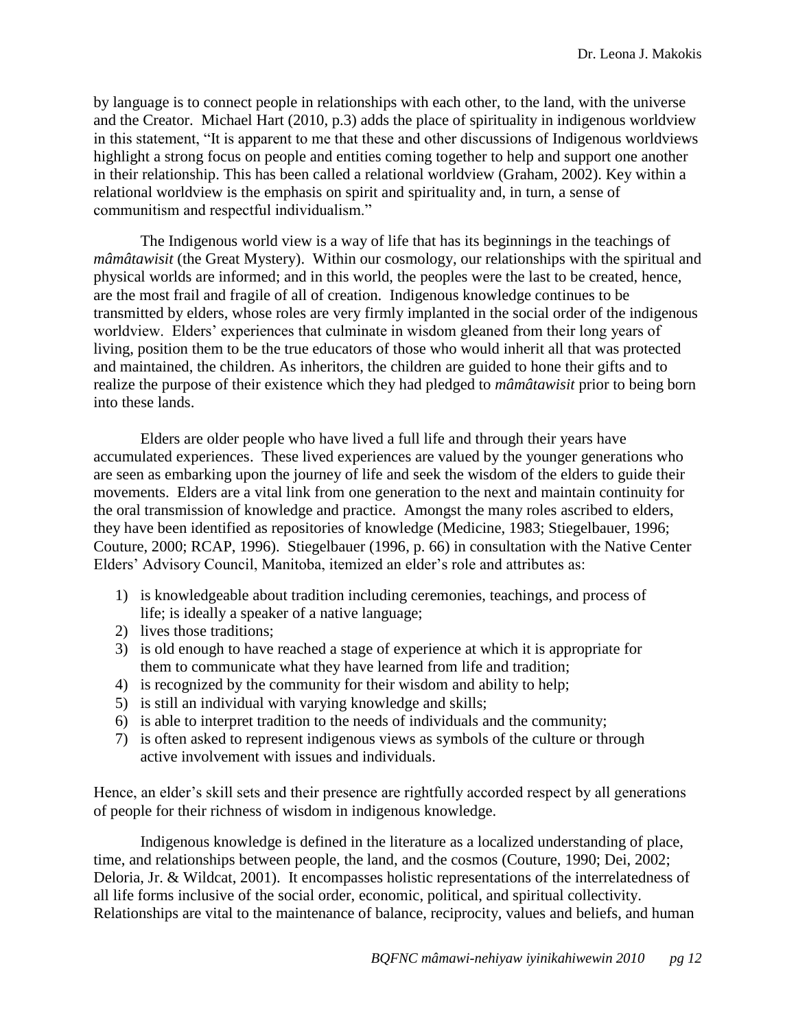by language is to connect people in relationships with each other, to the land, with the universe and the Creator. Michael Hart (2010, p.3) adds the place of spirituality in indigenous worldview in this statement, "It is apparent to me that these and other discussions of Indigenous worldviews highlight a strong focus on people and entities coming together to help and support one another in their relationship. This has been called a relational worldview (Graham, 2002). Key within a relational worldview is the emphasis on spirit and spirituality and, in turn, a sense of communitism and respectful individualism."

The Indigenous world view is a way of life that has its beginnings in the teachings of *mâmâtawisit* (the Great Mystery). Within our cosmology, our relationships with the spiritual and physical worlds are informed; and in this world, the peoples were the last to be created, hence, are the most frail and fragile of all of creation. Indigenous knowledge continues to be transmitted by elders, whose roles are very firmly implanted in the social order of the indigenous worldview. Elders' experiences that culminate in wisdom gleaned from their long years of living, position them to be the true educators of those who would inherit all that was protected and maintained, the children. As inheritors, the children are guided to hone their gifts and to realize the purpose of their existence which they had pledged to *mâmâtawisit* prior to being born into these lands.

Elders are older people who have lived a full life and through their years have accumulated experiences. These lived experiences are valued by the younger generations who are seen as embarking upon the journey of life and seek the wisdom of the elders to guide their movements. Elders are a vital link from one generation to the next and maintain continuity for the oral transmission of knowledge and practice. Amongst the many roles ascribed to elders, they have been identified as repositories of knowledge (Medicine, 1983; Stiegelbauer, 1996; Couture, 2000; RCAP, 1996). Stiegelbauer (1996, p. 66) in consultation with the Native Center Elders' Advisory Council, Manitoba, itemized an elder's role and attributes as:

1) is knowledgeable about tradition including ceremonies, teachings, and process of life; is ideally a speaker of a native language;
2) lives those traditions;
3) is old enough to have reached a stage of experience at which it is appropriate for them to communicate what they have learned from life and tradition;
4) is recognized by the community for their wisdom and ability to help;
5) is still an individual with varying knowledge and skills;
6) is able to interpret tradition to the needs of individuals and the community;
7) is often asked to represent indigenous views as symbols of the culture or through active involvement with issues and individuals.

Hence, an elder's skill sets and their presence are rightfully accorded respect by all generations of people for their richness of wisdom in indigenous knowledge.

Indigenous knowledge is defined in the literature as a localized understanding of place, time, and relationships between people, the land, and the cosmos (Couture, 1990; Dei, 2002; Deloria, Jr. & Wildcat, 2001). It encompasses holistic representations of the interrelatedness of all life forms inclusive of the social order, economic, political, and spiritual collectivity. Relationships are vital to the maintenance of balance, reciprocity, values and beliefs, and human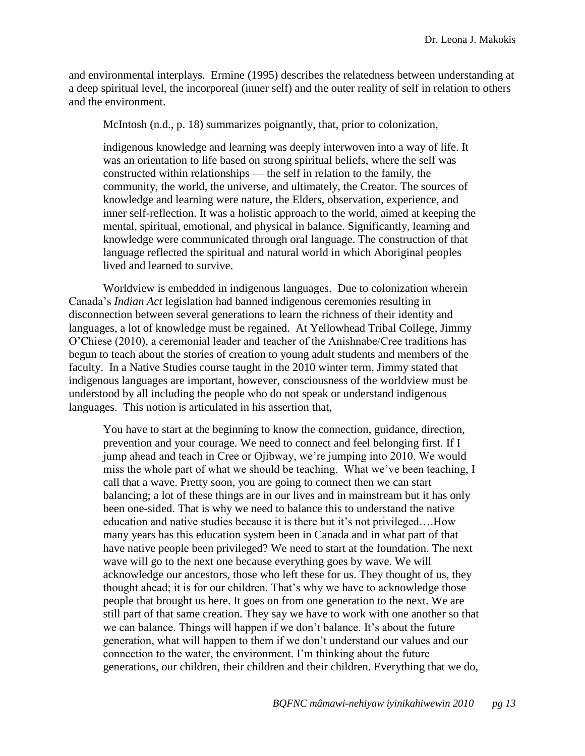and environmental interplays. Ermine (1995) describes the relatedness between understanding at a deep spiritual level, the incorporeal (inner self) and the outer reality of self in relation to others and the environment.

McIntosh (n.d., p. 18) summarizes poignantly, that, prior to colonization,

> indigenous knowledge and learning was deeply interwoven into a way of life. It was an orientation to life based on strong spiritual beliefs, where the self was constructed within relationships — the self in relation to the family, the community, the world, the universe, and ultimately, the Creator. The sources of knowledge and learning were nature, the Elders, observation, experience, and inner self-reflection. It was a holistic approach to the world, aimed at keeping the mental, spiritual, emotional, and physical in balance. Significantly, learning and knowledge were communicated through oral language. The construction of that language reflected the spiritual and natural world in which Aboriginal peoples lived and learned to survive.

Worldview is embedded in indigenous languages. Due to colonization wherein Canada's *Indian Act* legislation had banned indigenous ceremonies resulting in disconnection between several generations to learn the richness of their identity and languages, a lot of knowledge must be regained. At Yellowhead Tribal College, Jimmy O'Chiese (2010), a ceremonial leader and teacher of the Anishnabe/Cree traditions has begun to teach about the stories of creation to young adult students and members of the faculty. In a Native Studies course taught in the 2010 winter term, Jimmy stated that indigenous languages are important, however, consciousness of the worldview must be understood by all including the people who do not speak or understand indigenous languages. This notion is articulated in his assertion that,

> You have to start at the beginning to know the connection, guidance, direction, prevention and your courage. We need to connect and feel belonging first. If I jump ahead and teach in Cree or Ojibway, we're jumping into 2010. We would miss the whole part of what we should be teaching. What we've been teaching, I call that a wave. Pretty soon, you are going to connect then we can start balancing; a lot of these things are in our lives and in mainstream but it has only been one-sided. That is why we need to balance this to understand the native education and native studies because it is there but it's not privileged….How many years has this education system been in Canada and in what part of that have native people been privileged? We need to start at the foundation. The next wave will go to the next one because everything goes by wave. We will acknowledge our ancestors, those who left these for us. They thought of us, they thought ahead; it is for our children. That's why we have to acknowledge those people that brought us here. It goes on from one generation to the next. We are still part of that same creation. They say we have to work with one another so that we can balance. Things will happen if we don't balance. It's about the future generation, what will happen to them if we don't understand our values and our connection to the water, the environment. I'm thinking about the future generations, our children, their children and their children. Everything that we do,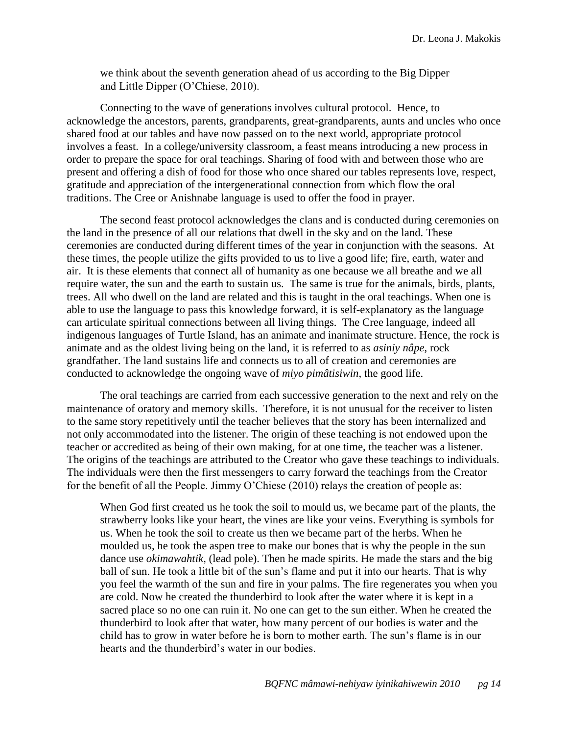> we think about the seventh generation ahead of us according to the Big Dipper and Little Dipper (O'Chiese, 2010).

Connecting to the wave of generations involves cultural protocol. Hence, to acknowledge the ancestors, parents, grandparents, great-grandparents, aunts and uncles who once shared food at our tables and have now passed on to the next world, appropriate protocol involves a feast. In a college/university classroom, a feast means introducing a new process in order to prepare the space for oral teachings. Sharing of food with and between those who are present and offering a dish of food for those who once shared our tables represents love, respect, gratitude and appreciation of the intergenerational connection from which flow the oral traditions. The Cree or Anishnabe language is used to offer the food in prayer.

The second feast protocol acknowledges the clans and is conducted during ceremonies on the land in the presence of all our relations that dwell in the sky and on the land. These ceremonies are conducted during different times of the year in conjunction with the seasons. At these times, the people utilize the gifts provided to us to live a good life; fire, earth, water and air. It is these elements that connect all of humanity as one because we all breathe and we all require water, the sun and the earth to sustain us. The same is true for the animals, birds, plants, trees. All who dwell on the land are related and this is taught in the oral teachings. When one is able to use the language to pass this knowledge forward, it is self-explanatory as the language can articulate spiritual connections between all living things. The Cree language, indeed all indigenous languages of Turtle Island, has an animate and inanimate structure. Hence, the rock is animate and as the oldest living being on the land, it is referred to as *asiniy nâpe*, rock grandfather. The land sustains life and connects us to all of creation and ceremonies are conducted to acknowledge the ongoing wave of *miyo pimâtisiwin*, the good life.

The oral teachings are carried from each successive generation to the next and rely on the maintenance of oratory and memory skills. Therefore, it is not unusual for the receiver to listen to the same story repetitively until the teacher believes that the story has been internalized and not only accommodated into the listener. The origin of these teaching is not endowed upon the teacher or accredited as being of their own making, for at one time, the teacher was a listener. The origins of the teachings are attributed to the Creator who gave these teachings to individuals. The individuals were then the first messengers to carry forward the teachings from the Creator for the benefit of all the People. Jimmy O'Chiese (2010) relays the creation of people as:

> When God first created us he took the soil to mould us, we became part of the plants, the strawberry looks like your heart, the vines are like your veins. Everything is symbols for us. When he took the soil to create us then we became part of the herbs. When he moulded us, he took the aspen tree to make our bones that is why the people in the sun dance use *okimawahtik*, (lead pole). Then he made spirits. He made the stars and the big ball of sun. He took a little bit of the sun's flame and put it into our hearts. That is why you feel the warmth of the sun and fire in your palms. The fire regenerates you when you are cold. Now he created the thunderbird to look after the water where it is kept in a sacred place so no one can ruin it. No one can get to the sun either. When he created the thunderbird to look after that water, how many percent of our bodies is water and the child has to grow in water before he is born to mother earth. The sun's flame is in our hearts and the thunderbird's water in our bodies.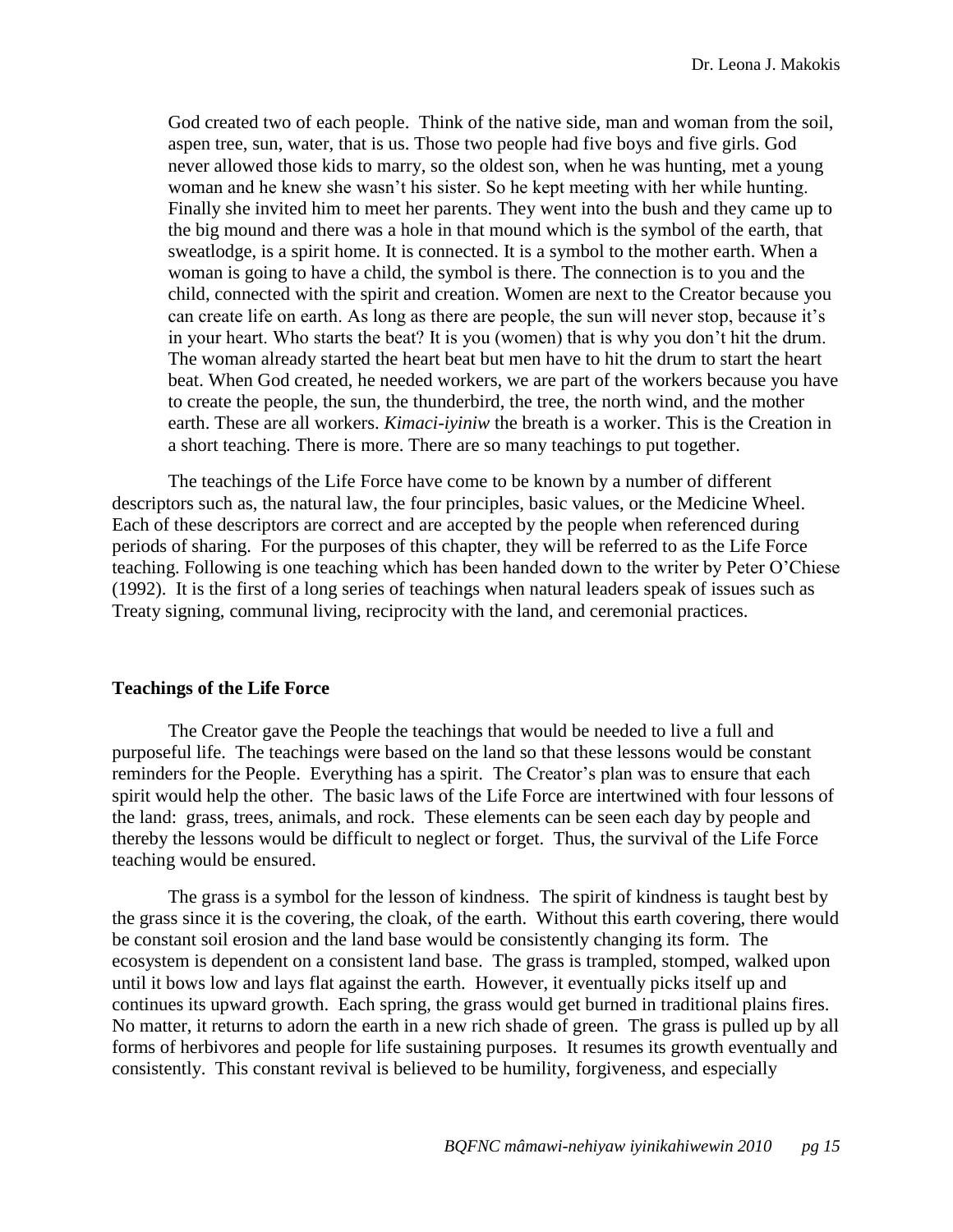> God created two of each people. Think of the native side, man and woman from the soil, aspen tree, sun, water, that is us. Those two people had five boys and five girls. God never allowed those kids to marry, so the oldest son, when he was hunting, met a young woman and he knew she wasn't his sister. So he kept meeting with her while hunting. Finally she invited him to meet her parents. They went into the bush and they came up to the big mound and there was a hole in that mound which is the symbol of the earth, that sweatlodge, is a spirit home. It is connected. It is a symbol to the mother earth. When a woman is going to have a child, the symbol is there. The connection is to you and the child, connected with the spirit and creation. Women are next to the Creator because you can create life on earth. As long as there are people, the sun will never stop, because it's in your heart. Who starts the beat? It is you (women) that is why you don't hit the drum. The woman already started the heart beat but men have to hit the drum to start the heart beat. When God created, he needed workers, we are part of the workers because you have to create the people, the sun, the thunderbird, the tree, the north wind, and the mother earth. These are all workers. *Kimaci-iyiniw* the breath is a worker. This is the Creation in a short teaching. There is more. There are so many teachings to put together.

The teachings of the Life Force have come to be known by a number of different descriptors such as, the natural law, the four principles, basic values, or the Medicine Wheel. Each of these descriptors are correct and are accepted by the people when referenced during periods of sharing. For the purposes of this chapter, they will be referred to as the Life Force teaching. Following is one teaching which has been handed down to the writer by Peter O'Chiese (1992). It is the first of a long series of teachings when natural leaders speak of issues such as Treaty signing, communal living, reciprocity with the land, and ceremonial practices.

**Teachings of the Life Force**

The Creator gave the People the teachings that would be needed to live a full and purposeful life. The teachings were based on the land so that these lessons would be constant reminders for the People. Everything has a spirit. The Creator's plan was to ensure that each spirit would help the other. The basic laws of the Life Force are intertwined with four lessons of the land: grass, trees, animals, and rock. These elements can be seen each day by people and thereby the lessons would be difficult to neglect or forget. Thus, the survival of the Life Force teaching would be ensured.

The grass is a symbol for the lesson of kindness. The spirit of kindness is taught best by the grass since it is the covering, the cloak, of the earth. Without this earth covering, there would be constant soil erosion and the land base would be consistently changing its form. The ecosystem is dependent on a consistent land base. The grass is trampled, stomped, walked upon until it bows low and lays flat against the earth. However, it eventually picks itself up and continues its upward growth. Each spring, the grass would get burned in traditional plains fires. No matter, it returns to adorn the earth in a new rich shade of green. The grass is pulled up by all forms of herbivores and people for life sustaining purposes. It resumes its growth eventually and consistently. This constant revival is believed to be humility, forgiveness, and especially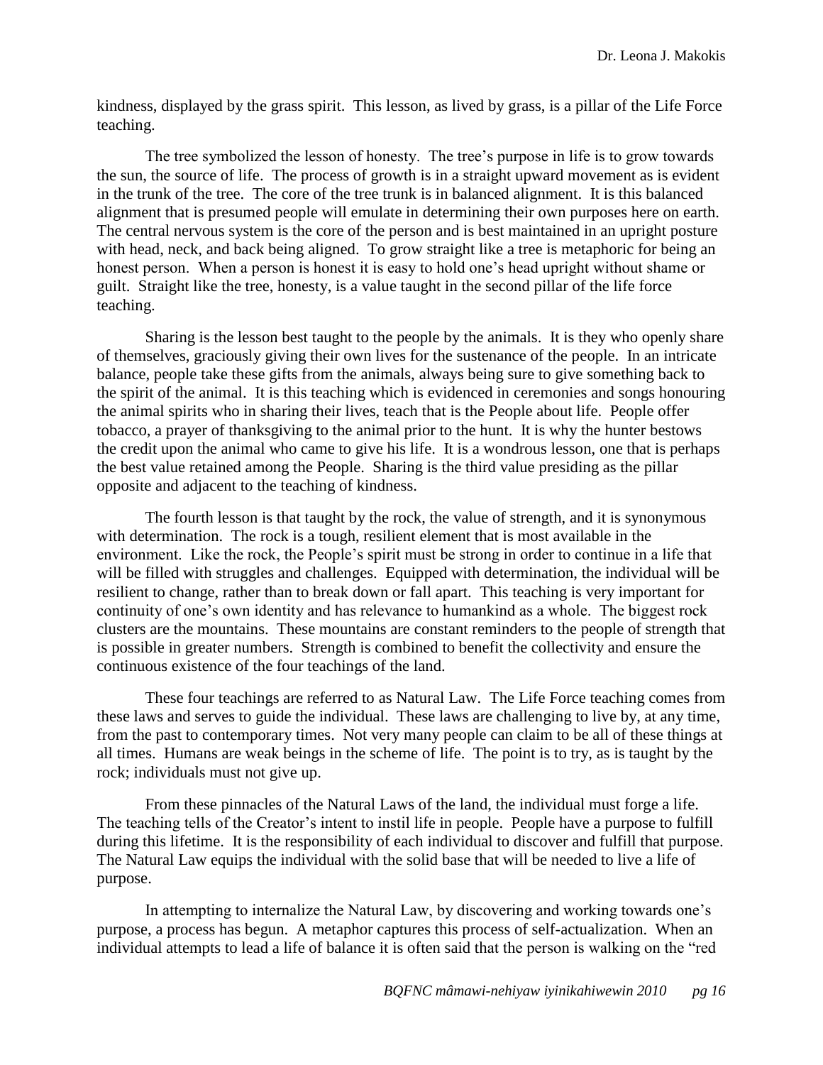kindness, displayed by the grass spirit. This lesson, as lived by grass, is a pillar of the Life Force teaching.

The tree symbolized the lesson of honesty. The tree's purpose in life is to grow towards the sun, the source of life. The process of growth is in a straight upward movement as is evident in the trunk of the tree. The core of the tree trunk is in balanced alignment. It is this balanced alignment that is presumed people will emulate in determining their own purposes here on earth. The central nervous system is the core of the person and is best maintained in an upright posture with head, neck, and back being aligned. To grow straight like a tree is metaphoric for being an honest person. When a person is honest it is easy to hold one's head upright without shame or guilt. Straight like the tree, honesty, is a value taught in the second pillar of the life force teaching.

Sharing is the lesson best taught to the people by the animals. It is they who openly share of themselves, graciously giving their own lives for the sustenance of the people. In an intricate balance, people take these gifts from the animals, always being sure to give something back to the spirit of the animal. It is this teaching which is evidenced in ceremonies and songs honouring the animal spirits who in sharing their lives, teach that is the People about life. People offer tobacco, a prayer of thanksgiving to the animal prior to the hunt. It is why the hunter bestows the credit upon the animal who came to give his life. It is a wondrous lesson, one that is perhaps the best value retained among the People. Sharing is the third value presiding as the pillar opposite and adjacent to the teaching of kindness.

The fourth lesson is that taught by the rock, the value of strength, and it is synonymous with determination. The rock is a tough, resilient element that is most available in the environment. Like the rock, the People's spirit must be strong in order to continue in a life that will be filled with struggles and challenges. Equipped with determination, the individual will be resilient to change, rather than to break down or fall apart. This teaching is very important for continuity of one's own identity and has relevance to humankind as a whole. The biggest rock clusters are the mountains. These mountains are constant reminders to the people of strength that is possible in greater numbers. Strength is combined to benefit the collectivity and ensure the continuous existence of the four teachings of the land.

These four teachings are referred to as Natural Law. The Life Force teaching comes from these laws and serves to guide the individual. These laws are challenging to live by, at any time, from the past to contemporary times. Not very many people can claim to be all of these things at all times. Humans are weak beings in the scheme of life. The point is to try, as is taught by the rock; individuals must not give up.

From these pinnacles of the Natural Laws of the land, the individual must forge a life. The teaching tells of the Creator's intent to instil life in people. People have a purpose to fulfill during this lifetime. It is the responsibility of each individual to discover and fulfill that purpose. The Natural Law equips the individual with the solid base that will be needed to live a life of purpose.

In attempting to internalize the Natural Law, by discovering and working towards one's purpose, a process has begun. A metaphor captures this process of self-actualization. When an individual attempts to lead a life of balance it is often said that the person is walking on the "red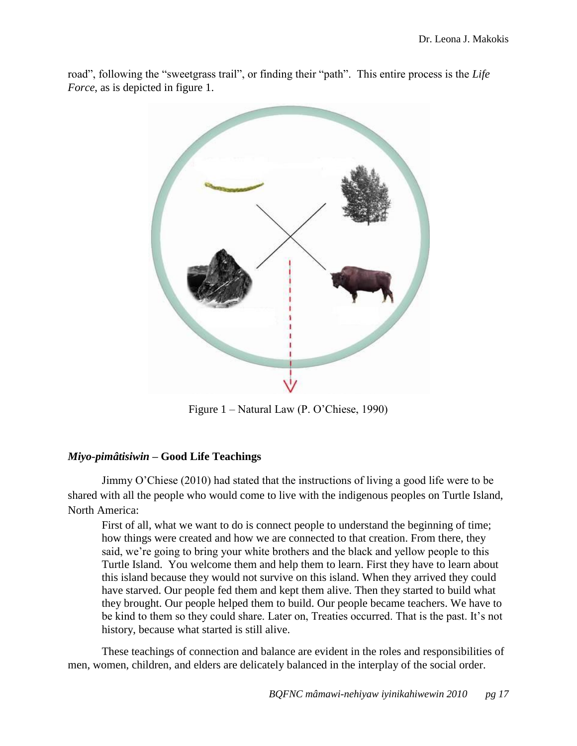road", following the "sweetgrass trail", or finding their "path". This entire process is the *Life Force*, as is depicted in figure 1.

Figure 1 – Natural Law (P. O'Chiese, 1990)

## *Miyo-pimâtisiwin* – Good Life Teachings

Jimmy O'Chiese (2010) had stated that the instructions of living a good life were to be shared with all the people who would come to live with the indigenous peoples on Turtle Island, North America:

> First of all, what we want to do is connect people to understand the beginning of time; how things were created and how we are connected to that creation. From there, they said, we're going to bring your white brothers and the black and yellow people to this Turtle Island. You welcome them and help them to learn. First they have to learn about this island because they would not survive on this island. When they arrived they could have starved. Our people fed them and kept them alive. Then they started to build what they brought. Our people helped them to build. Our people became teachers. We have to be kind to them so they could share. Later on, Treaties occurred. That is the past. It's not history, because what started is still alive.

These teachings of connection and balance are evident in the roles and responsibilities of men, women, children, and elders are delicately balanced in the interplay of the social order.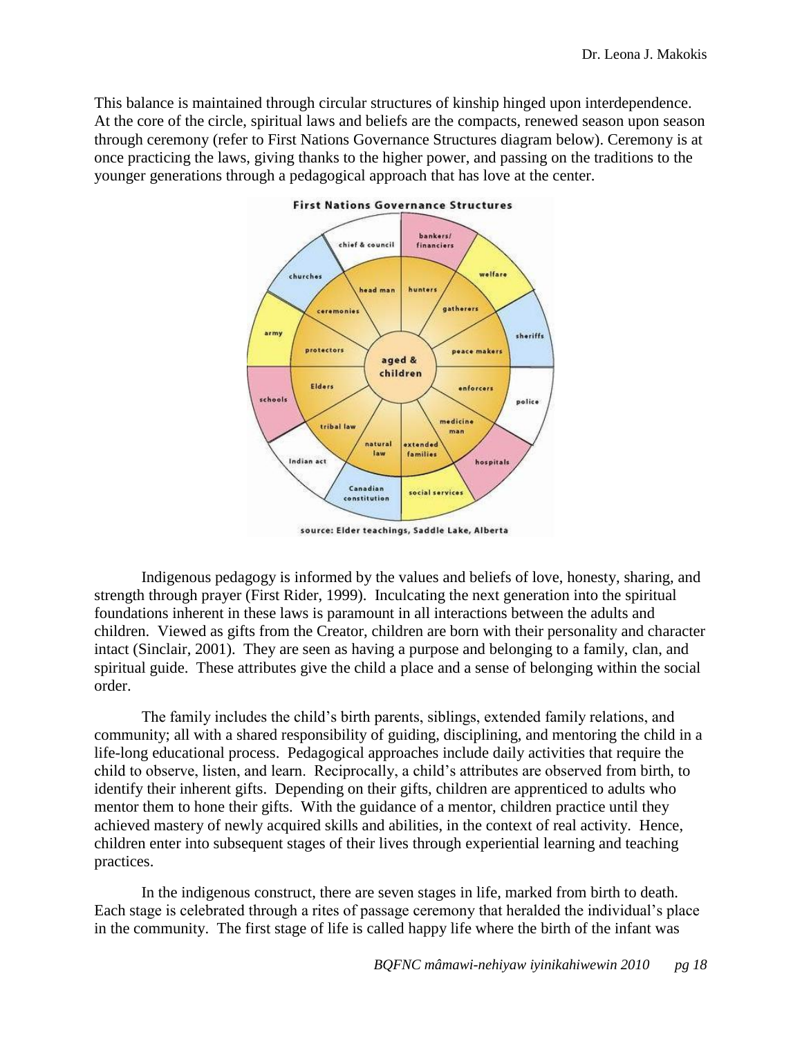This balance is maintained through circular structures of kinship hinged upon interdependence. At the core of the circle, spiritual laws and beliefs are the compacts, renewed season upon season through ceremony (refer to First Nations Governance Structures diagram below). Ceremony is at once practicing the laws, giving thanks to the higher power, and passing on the traditions to the younger generations through a pedagogical approach that has love at the center.

**First Nations Governance Structures**

source: Elder teachings, Saddle Lake, Alberta

Indigenous pedagogy is informed by the values and beliefs of love, honesty, sharing, and strength through prayer (First Rider, 1999). Inculcating the next generation into the spiritual foundations inherent in these laws is paramount in all interactions between the adults and children. Viewed as gifts from the Creator, children are born with their personality and character intact (Sinclair, 2001). They are seen as having a purpose and belonging to a family, clan, and spiritual guide. These attributes give the child a place and a sense of belonging within the social order.

The family includes the child's birth parents, siblings, extended family relations, and community; all with a shared responsibility of guiding, disciplining, and mentoring the child in a life-long educational process. Pedagogical approaches include daily activities that require the child to observe, listen, and learn. Reciprocally, a child's attributes are observed from birth, to identify their inherent gifts. Depending on their gifts, children are apprenticed to adults who mentor them to hone their gifts. With the guidance of a mentor, children practice until they achieved mastery of newly acquired skills and abilities, in the context of real activity. Hence, children enter into subsequent stages of their lives through experiential learning and teaching practices.

In the indigenous construct, there are seven stages in life, marked from birth to death. Each stage is celebrated through a rites of passage ceremony that heralded the individual's place in the community. The first stage of life is called happy life where the birth of the infant was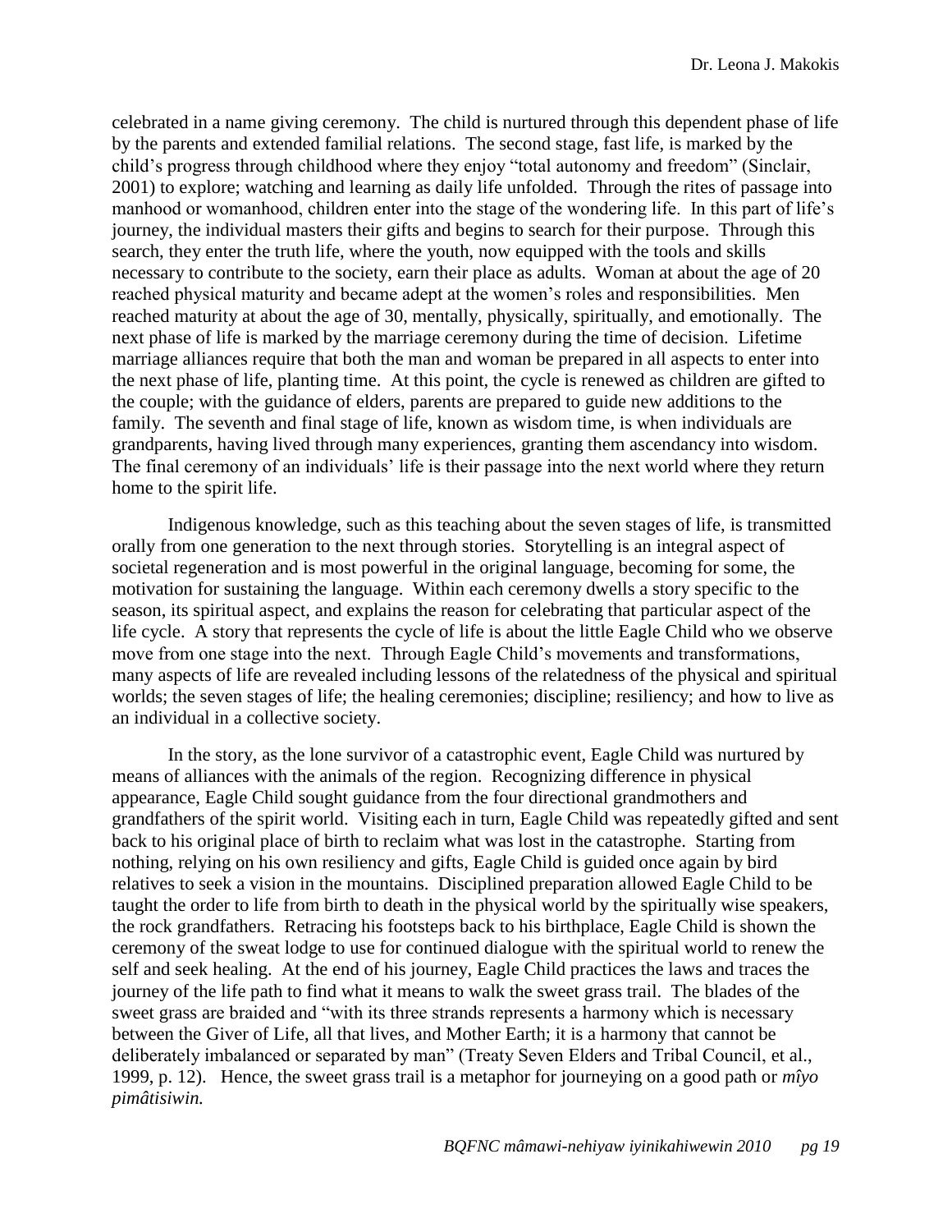celebrated in a name giving ceremony. The child is nurtured through this dependent phase of life by the parents and extended familial relations. The second stage, fast life, is marked by the child's progress through childhood where they enjoy "total autonomy and freedom" (Sinclair, 2001) to explore; watching and learning as daily life unfolded. Through the rites of passage into manhood or womanhood, children enter into the stage of the wondering life. In this part of life's journey, the individual masters their gifts and begins to search for their purpose. Through this search, they enter the truth life, where the youth, now equipped with the tools and skills necessary to contribute to the society, earn their place as adults. Woman at about the age of 20 reached physical maturity and became adept at the women's roles and responsibilities. Men reached maturity at about the age of 30, mentally, physically, spiritually, and emotionally. The next phase of life is marked by the marriage ceremony during the time of decision. Lifetime marriage alliances require that both the man and woman be prepared in all aspects to enter into the next phase of life, planting time. At this point, the cycle is renewed as children are gifted to the couple; with the guidance of elders, parents are prepared to guide new additions to the family. The seventh and final stage of life, known as wisdom time, is when individuals are grandparents, having lived through many experiences, granting them ascendancy into wisdom. The final ceremony of an individuals' life is their passage into the next world where they return home to the spirit life.

Indigenous knowledge, such as this teaching about the seven stages of life, is transmitted orally from one generation to the next through stories. Storytelling is an integral aspect of societal regeneration and is most powerful in the original language, becoming for some, the motivation for sustaining the language. Within each ceremony dwells a story specific to the season, its spiritual aspect, and explains the reason for celebrating that particular aspect of the life cycle. A story that represents the cycle of life is about the little Eagle Child who we observe move from one stage into the next. Through Eagle Child's movements and transformations, many aspects of life are revealed including lessons of the relatedness of the physical and spiritual worlds; the seven stages of life; the healing ceremonies; discipline; resiliency; and how to live as an individual in a collective society.

In the story, as the lone survivor of a catastrophic event, Eagle Child was nurtured by means of alliances with the animals of the region. Recognizing difference in physical appearance, Eagle Child sought guidance from the four directional grandmothers and grandfathers of the spirit world. Visiting each in turn, Eagle Child was repeatedly gifted and sent back to his original place of birth to reclaim what was lost in the catastrophe. Starting from nothing, relying on his own resiliency and gifts, Eagle Child is guided once again by bird relatives to seek a vision in the mountains. Disciplined preparation allowed Eagle Child to be taught the order to life from birth to death in the physical world by the spiritually wise speakers, the rock grandfathers. Retracing his footsteps back to his birthplace, Eagle Child is shown the ceremony of the sweat lodge to use for continued dialogue with the spiritual world to renew the self and seek healing. At the end of his journey, Eagle Child practices the laws and traces the journey of the life path to find what it means to walk the sweet grass trail. The blades of the sweet grass are braided and "with its three strands represents a harmony which is necessary between the Giver of Life, all that lives, and Mother Earth; it is a harmony that cannot be deliberately imbalanced or separated by man" (Treaty Seven Elders and Tribal Council, et al., 1999, p. 12). Hence, the sweet grass trail is a metaphor for journeying on a good path or *mîyo pimâtisiwin.*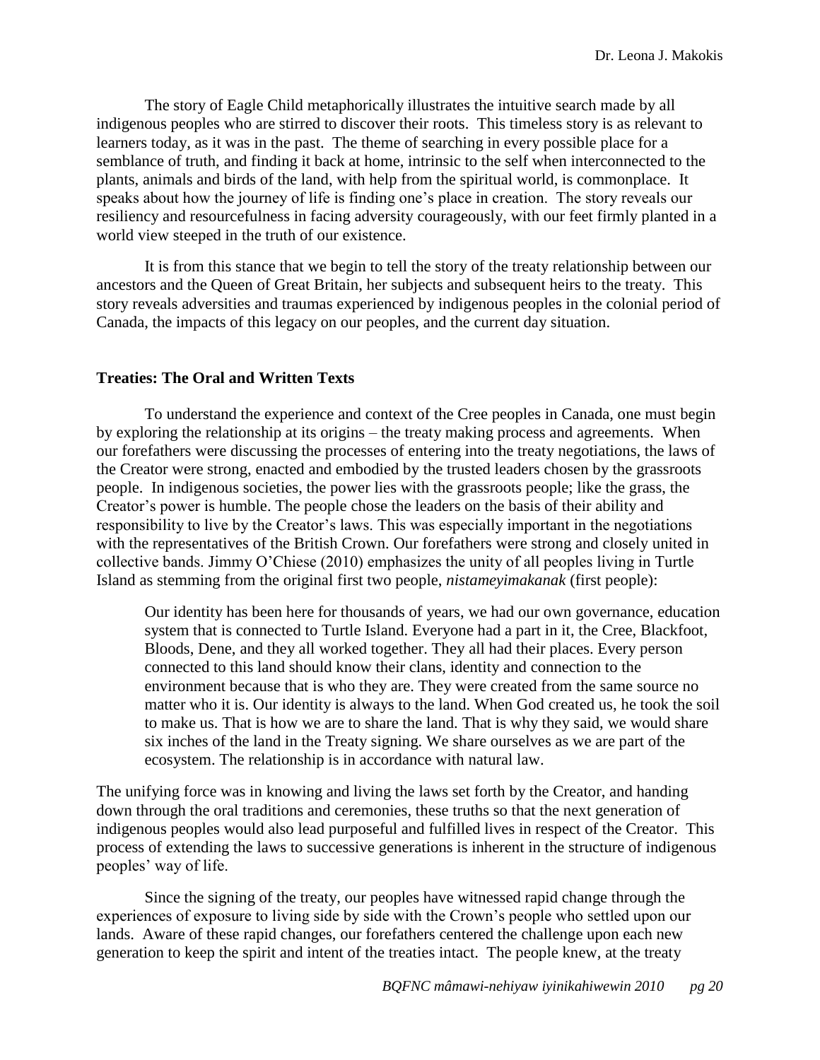The story of Eagle Child metaphorically illustrates the intuitive search made by all indigenous peoples who are stirred to discover their roots. This timeless story is as relevant to learners today, as it was in the past. The theme of searching in every possible place for a semblance of truth, and finding it back at home, intrinsic to the self when interconnected to the plants, animals and birds of the land, with help from the spiritual world, is commonplace. It speaks about how the journey of life is finding one's place in creation. The story reveals our resiliency and resourcefulness in facing adversity courageously, with our feet firmly planted in a world view steeped in the truth of our existence.

It is from this stance that we begin to tell the story of the treaty relationship between our ancestors and the Queen of Great Britain, her subjects and subsequent heirs to the treaty. This story reveals adversities and traumas experienced by indigenous peoples in the colonial period of Canada, the impacts of this legacy on our peoples, and the current day situation.

### Treaties: The Oral and Written Texts

To understand the experience and context of the Cree peoples in Canada, one must begin by exploring the relationship at its origins – the treaty making process and agreements. When our forefathers were discussing the processes of entering into the treaty negotiations, the laws of the Creator were strong, enacted and embodied by the trusted leaders chosen by the grassroots people. In indigenous societies, the power lies with the grassroots people; like the grass, the Creator's power is humble. The people chose the leaders on the basis of their ability and responsibility to live by the Creator's laws. This was especially important in the negotiations with the representatives of the British Crown. Our forefathers were strong and closely united in collective bands. Jimmy O'Chiese (2010) emphasizes the unity of all peoples living in Turtle Island as stemming from the original first two people, *nistameyimakanak* (first people):

> Our identity has been here for thousands of years, we had our own governance, education system that is connected to Turtle Island. Everyone had a part in it, the Cree, Blackfoot, Bloods, Dene, and they all worked together. They all had their places. Every person connected to this land should know their clans, identity and connection to the environment because that is who they are. They were created from the same source no matter who it is. Our identity is always to the land. When God created us, he took the soil to make us. That is how we are to share the land. That is why they said, we would share six inches of the land in the Treaty signing. We share ourselves as we are part of the ecosystem. The relationship is in accordance with natural law.

The unifying force was in knowing and living the laws set forth by the Creator, and handing down through the oral traditions and ceremonies, these truths so that the next generation of indigenous peoples would also lead purposeful and fulfilled lives in respect of the Creator. This process of extending the laws to successive generations is inherent in the structure of indigenous peoples' way of life.

Since the signing of the treaty, our peoples have witnessed rapid change through the experiences of exposure to living side by side with the Crown's people who settled upon our lands. Aware of these rapid changes, our forefathers centered the challenge upon each new generation to keep the spirit and intent of the treaties intact. The people knew, at the treaty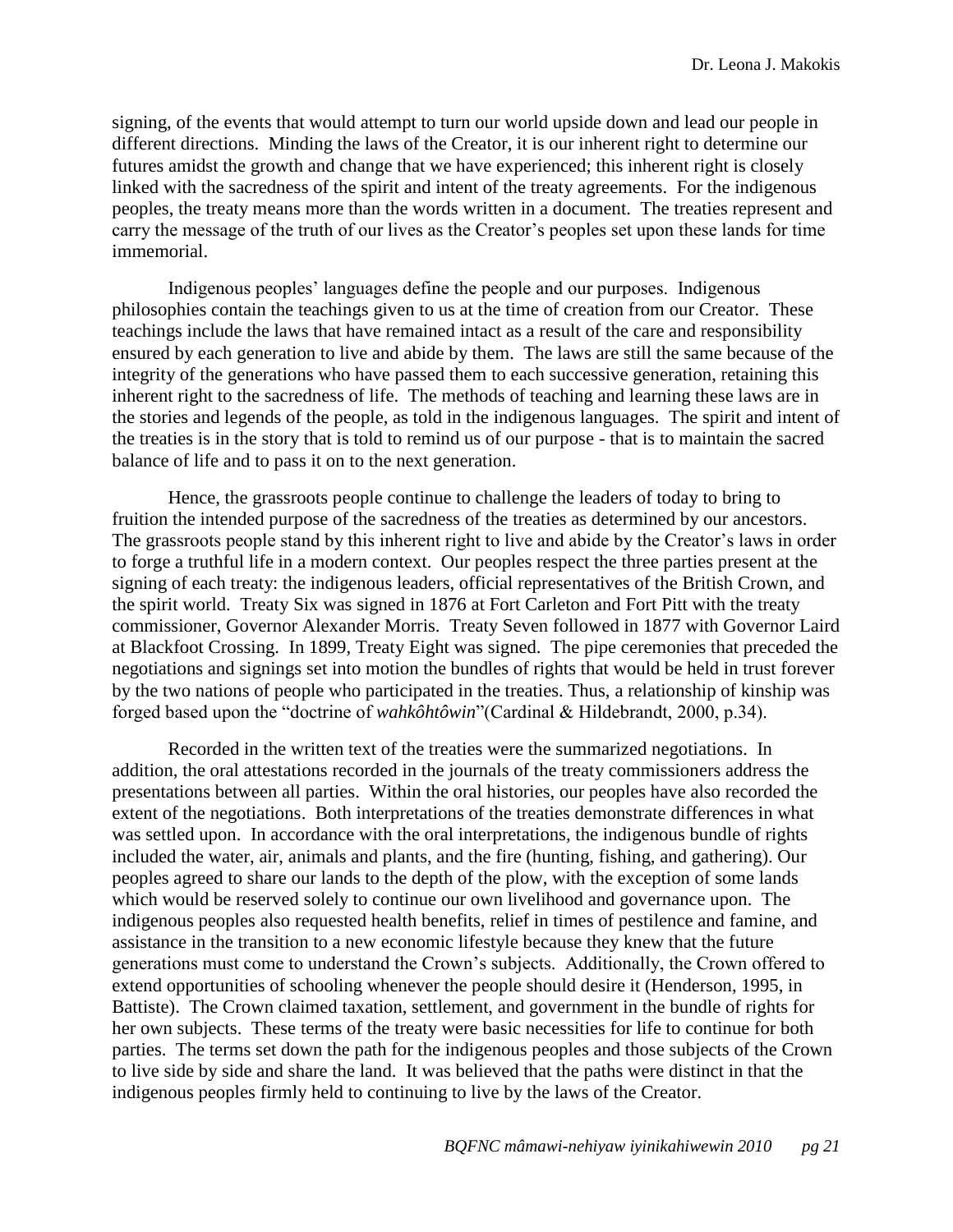signing, of the events that would attempt to turn our world upside down and lead our people in different directions. Minding the laws of the Creator, it is our inherent right to determine our futures amidst the growth and change that we have experienced; this inherent right is closely linked with the sacredness of the spirit and intent of the treaty agreements. For the indigenous peoples, the treaty means more than the words written in a document. The treaties represent and carry the message of the truth of our lives as the Creator's peoples set upon these lands for time immemorial.

Indigenous peoples' languages define the people and our purposes. Indigenous philosophies contain the teachings given to us at the time of creation from our Creator. These teachings include the laws that have remained intact as a result of the care and responsibility ensured by each generation to live and abide by them. The laws are still the same because of the integrity of the generations who have passed them to each successive generation, retaining this inherent right to the sacredness of life. The methods of teaching and learning these laws are in the stories and legends of the people, as told in the indigenous languages. The spirit and intent of the treaties is in the story that is told to remind us of our purpose - that is to maintain the sacred balance of life and to pass it on to the next generation.

Hence, the grassroots people continue to challenge the leaders of today to bring to fruition the intended purpose of the sacredness of the treaties as determined by our ancestors. The grassroots people stand by this inherent right to live and abide by the Creator's laws in order to forge a truthful life in a modern context. Our peoples respect the three parties present at the signing of each treaty: the indigenous leaders, official representatives of the British Crown, and the spirit world. Treaty Six was signed in 1876 at Fort Carleton and Fort Pitt with the treaty commissioner, Governor Alexander Morris. Treaty Seven followed in 1877 with Governor Laird at Blackfoot Crossing. In 1899, Treaty Eight was signed. The pipe ceremonies that preceded the negotiations and signings set into motion the bundles of rights that would be held in trust forever by the two nations of people who participated in the treaties. Thus, a relationship of kinship was forged based upon the "doctrine of *wahkôhtôwin*"(Cardinal & Hildebrandt, 2000, p.34).

Recorded in the written text of the treaties were the summarized negotiations. In addition, the oral attestations recorded in the journals of the treaty commissioners address the presentations between all parties. Within the oral histories, our peoples have also recorded the extent of the negotiations. Both interpretations of the treaties demonstrate differences in what was settled upon. In accordance with the oral interpretations, the indigenous bundle of rights included the water, air, animals and plants, and the fire (hunting, fishing, and gathering). Our peoples agreed to share our lands to the depth of the plow, with the exception of some lands which would be reserved solely to continue our own livelihood and governance upon. The indigenous peoples also requested health benefits, relief in times of pestilence and famine, and assistance in the transition to a new economic lifestyle because they knew that the future generations must come to understand the Crown's subjects. Additionally, the Crown offered to extend opportunities of schooling whenever the people should desire it (Henderson, 1995, in Battiste). The Crown claimed taxation, settlement, and government in the bundle of rights for her own subjects. These terms of the treaty were basic necessities for life to continue for both parties. The terms set down the path for the indigenous peoples and those subjects of the Crown to live side by side and share the land. It was believed that the paths were distinct in that the indigenous peoples firmly held to continuing to live by the laws of the Creator.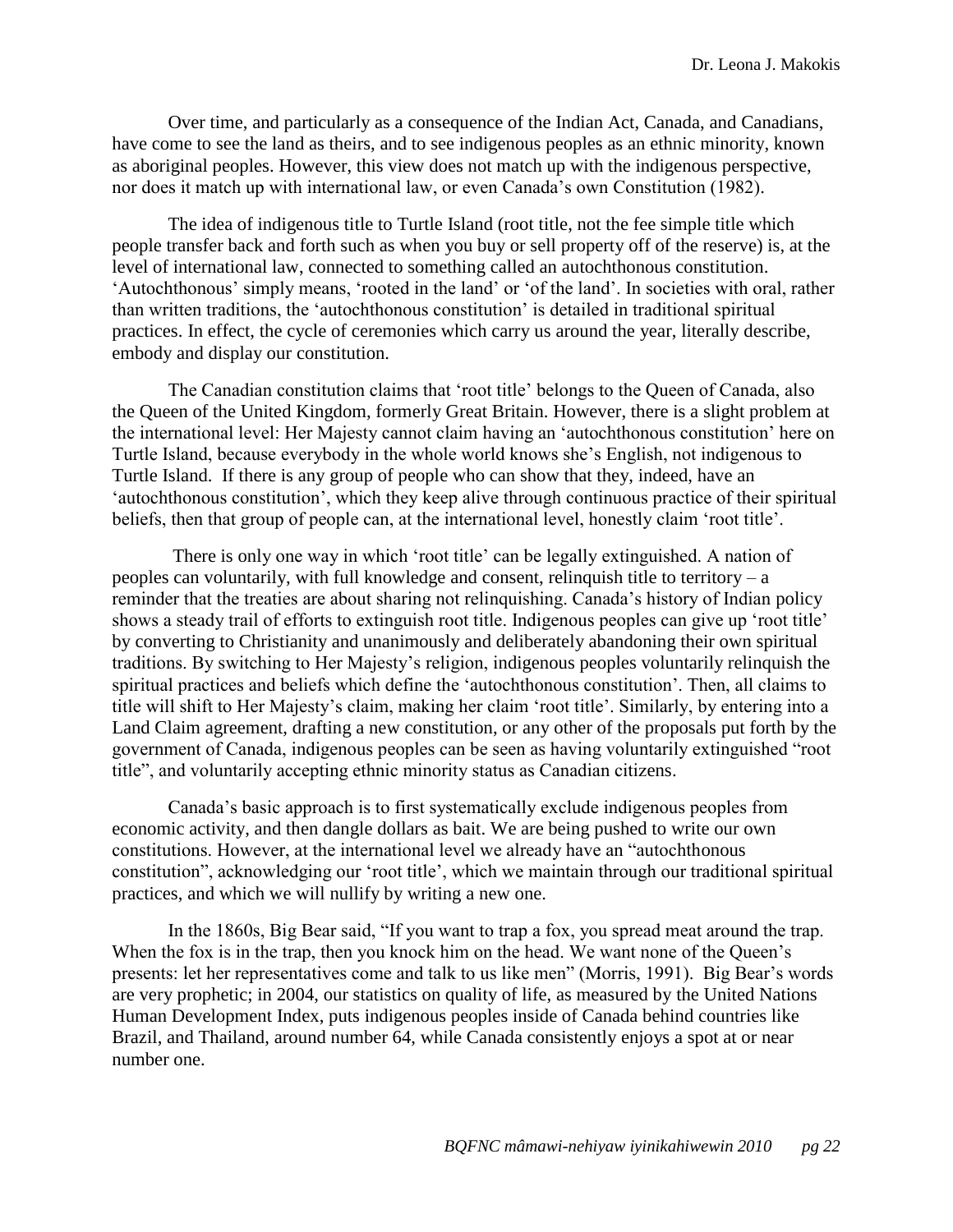Over time, and particularly as a consequence of the Indian Act, Canada, and Canadians, have come to see the land as theirs, and to see indigenous peoples as an ethnic minority, known as aboriginal peoples. However, this view does not match up with the indigenous perspective, nor does it match up with international law, or even Canada's own Constitution (1982).

The idea of indigenous title to Turtle Island (root title, not the fee simple title which people transfer back and forth such as when you buy or sell property off of the reserve) is, at the level of international law, connected to something called an autochthonous constitution. 'Autochthonous' simply means, 'rooted in the land' or 'of the land'. In societies with oral, rather than written traditions, the 'autochthonous constitution' is detailed in traditional spiritual practices. In effect, the cycle of ceremonies which carry us around the year, literally describe, embody and display our constitution.

The Canadian constitution claims that 'root title' belongs to the Queen of Canada, also the Queen of the United Kingdom, formerly Great Britain. However, there is a slight problem at the international level: Her Majesty cannot claim having an 'autochthonous constitution' here on Turtle Island, because everybody in the whole world knows she's English, not indigenous to Turtle Island. If there is any group of people who can show that they, indeed, have an 'autochthonous constitution', which they keep alive through continuous practice of their spiritual beliefs, then that group of people can, at the international level, honestly claim 'root title'.

There is only one way in which 'root title' can be legally extinguished. A nation of peoples can voluntarily, with full knowledge and consent, relinquish title to territory – a reminder that the treaties are about sharing not relinquishing. Canada's history of Indian policy shows a steady trail of efforts to extinguish root title. Indigenous peoples can give up 'root title' by converting to Christianity and unanimously and deliberately abandoning their own spiritual traditions. By switching to Her Majesty's religion, indigenous peoples voluntarily relinquish the spiritual practices and beliefs which define the 'autochthonous constitution'. Then, all claims to title will shift to Her Majesty's claim, making her claim 'root title'. Similarly, by entering into a Land Claim agreement, drafting a new constitution, or any other of the proposals put forth by the government of Canada, indigenous peoples can be seen as having voluntarily extinguished "root title", and voluntarily accepting ethnic minority status as Canadian citizens.

Canada's basic approach is to first systematically exclude indigenous peoples from economic activity, and then dangle dollars as bait. We are being pushed to write our own constitutions. However, at the international level we already have an "autochthonous constitution", acknowledging our 'root title', which we maintain through our traditional spiritual practices, and which we will nullify by writing a new one.

In the 1860s, Big Bear said, "If you want to trap a fox, you spread meat around the trap. When the fox is in the trap, then you knock him on the head. We want none of the Queen's presents: let her representatives come and talk to us like men" (Morris, 1991). Big Bear's words are very prophetic; in 2004, our statistics on quality of life, as measured by the United Nations Human Development Index, puts indigenous peoples inside of Canada behind countries like Brazil, and Thailand, around number 64, while Canada consistently enjoys a spot at or near number one.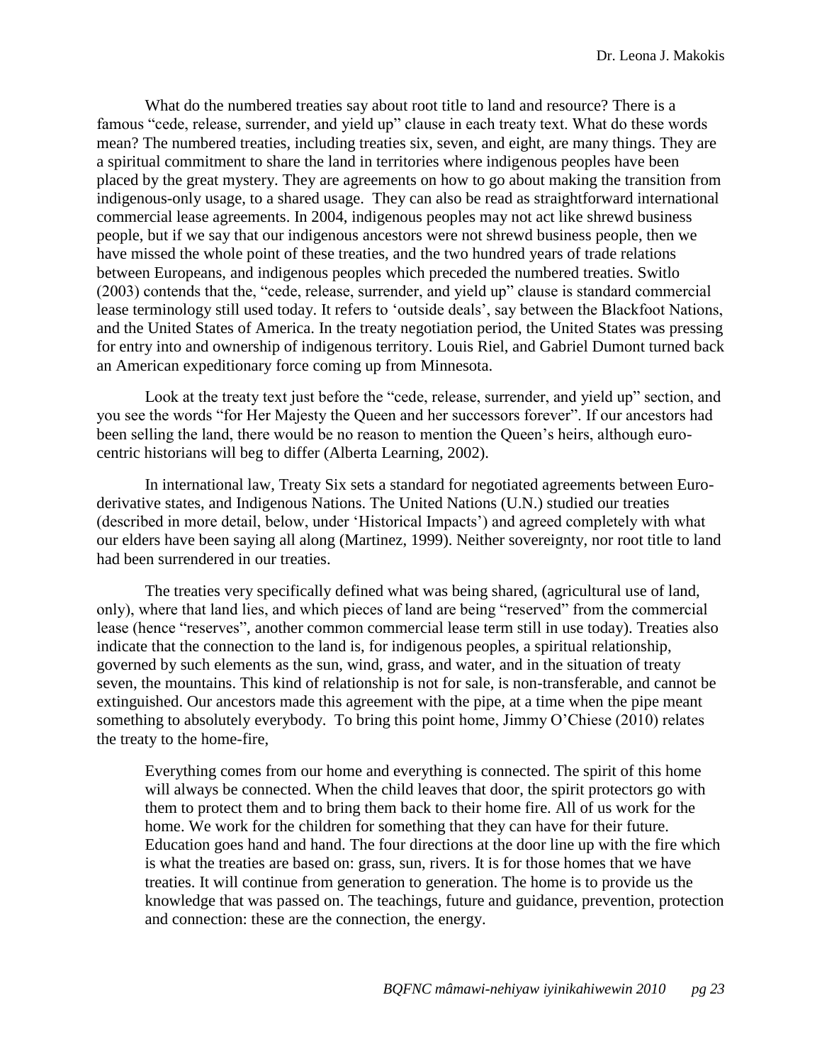What do the numbered treaties say about root title to land and resource? There is a famous "cede, release, surrender, and yield up" clause in each treaty text. What do these words mean? The numbered treaties, including treaties six, seven, and eight, are many things. They are a spiritual commitment to share the land in territories where indigenous peoples have been placed by the great mystery. They are agreements on how to go about making the transition from indigenous-only usage, to a shared usage. They can also be read as straightforward international commercial lease agreements. In 2004, indigenous peoples may not act like shrewd business people, but if we say that our indigenous ancestors were not shrewd business people, then we have missed the whole point of these treaties, and the two hundred years of trade relations between Europeans, and indigenous peoples which preceded the numbered treaties. Switlo (2003) contends that the, "cede, release, surrender, and yield up" clause is standard commercial lease terminology still used today. It refers to 'outside deals', say between the Blackfoot Nations, and the United States of America. In the treaty negotiation period, the United States was pressing for entry into and ownership of indigenous territory. Louis Riel, and Gabriel Dumont turned back an American expeditionary force coming up from Minnesota.

Look at the treaty text just before the "cede, release, surrender, and yield up" section, and you see the words "for Her Majesty the Queen and her successors forever". If our ancestors had been selling the land, there would be no reason to mention the Queen's heirs, although euro-centric historians will beg to differ (Alberta Learning, 2002).

In international law, Treaty Six sets a standard for negotiated agreements between Euro-derivative states, and Indigenous Nations. The United Nations (U.N.) studied our treaties (described in more detail, below, under 'Historical Impacts') and agreed completely with what our elders have been saying all along (Martinez, 1999). Neither sovereignty, nor root title to land had been surrendered in our treaties.

The treaties very specifically defined what was being shared, (agricultural use of land, only), where that land lies, and which pieces of land are being "reserved" from the commercial lease (hence "reserves", another common commercial lease term still in use today). Treaties also indicate that the connection to the land is, for indigenous peoples, a spiritual relationship, governed by such elements as the sun, wind, grass, and water, and in the situation of treaty seven, the mountains. This kind of relationship is not for sale, is non-transferable, and cannot be extinguished. Our ancestors made this agreement with the pipe, at a time when the pipe meant something to absolutely everybody. To bring this point home, Jimmy O'Chiese (2010) relates the treaty to the home-fire,

> Everything comes from our home and everything is connected. The spirit of this home will always be connected. When the child leaves that door, the spirit protectors go with them to protect them and to bring them back to their home fire. All of us work for the home. We work for the children for something that they can have for their future. Education goes hand and hand. The four directions at the door line up with the fire which is what the treaties are based on: grass, sun, rivers. It is for those homes that we have treaties. It will continue from generation to generation. The home is to provide us the knowledge that was passed on. The teachings, future and guidance, prevention, protection and connection: these are the connection, the energy.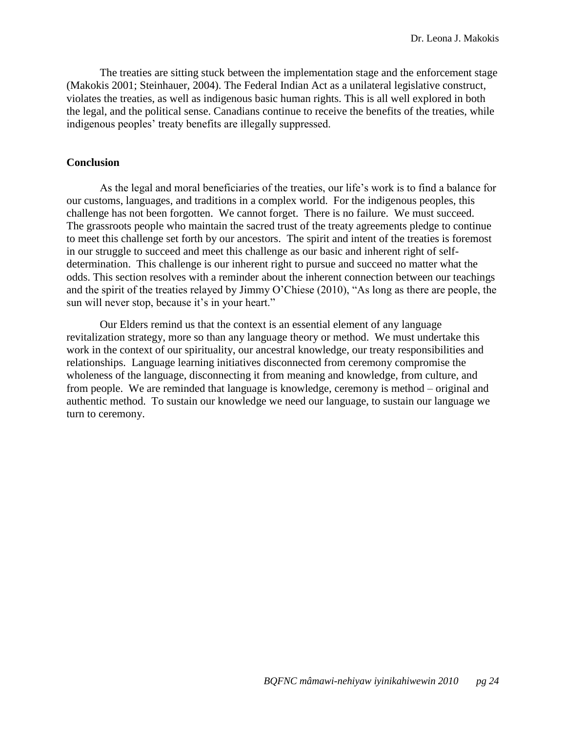The treaties are sitting stuck between the implementation stage and the enforcement stage (Makokis 2001; Steinhauer, 2004). The Federal Indian Act as a unilateral legislative construct, violates the treaties, as well as indigenous basic human rights. This is all well explored in both the legal, and the political sense. Canadians continue to receive the benefits of the treaties, while indigenous peoples' treaty benefits are illegally suppressed.

**Conclusion**

As the legal and moral beneficiaries of the treaties, our life's work is to find a balance for our customs, languages, and traditions in a complex world. For the indigenous peoples, this challenge has not been forgotten. We cannot forget. There is no failure. We must succeed. The grassroots people who maintain the sacred trust of the treaty agreements pledge to continue to meet this challenge set forth by our ancestors. The spirit and intent of the treaties is foremost in our struggle to succeed and meet this challenge as our basic and inherent right of self-determination. This challenge is our inherent right to pursue and succeed no matter what the odds. This section resolves with a reminder about the inherent connection between our teachings and the spirit of the treaties relayed by Jimmy O'Chiese (2010), "As long as there are people, the sun will never stop, because it's in your heart."

Our Elders remind us that the context is an essential element of any language revitalization strategy, more so than any language theory or method. We must undertake this work in the context of our spirituality, our ancestral knowledge, our treaty responsibilities and relationships. Language learning initiatives disconnected from ceremony compromise the wholeness of the language, disconnecting it from meaning and knowledge, from culture, and from people. We are reminded that language is knowledge, ceremony is method – original and authentic method. To sustain our knowledge we need our language, to sustain our language we turn to ceremony.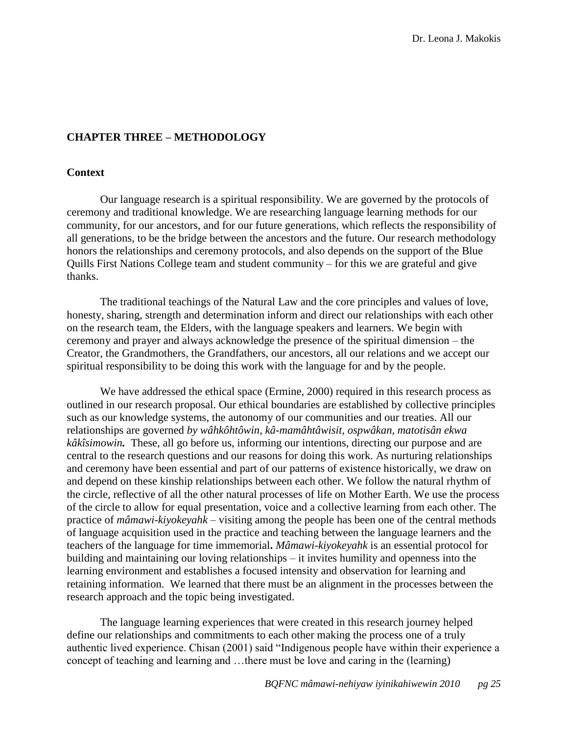## CHAPTER THREE – METHODOLOGY

### Context

Our language research is a spiritual responsibility. We are governed by the protocols of ceremony and traditional knowledge. We are researching language learning methods for our community, for our ancestors, and for our future generations, which reflects the responsibility of all generations, to be the bridge between the ancestors and the future. Our research methodology honors the relationships and ceremony protocols, and also depends on the support of the Blue Quills First Nations College team and student community – for this we are grateful and give thanks.

The traditional teachings of the Natural Law and the core principles and values of love, honesty, sharing, strength and determination inform and direct our relationships with each other on the research team, the Elders, with the language speakers and learners. We begin with ceremony and prayer and always acknowledge the presence of the spiritual dimension – the Creator, the Grandmothers, the Grandfathers, our ancestors, all our relations and we accept our spiritual responsibility to be doing this work with the language for and by the people.

We have addressed the ethical space (Ermine, 2000) required in this research process as outlined in our research proposal. Our ethical boundaries are established by collective principles such as our knowledge systems, the autonomy of our communities and our treaties. All our relationships are governed *by wâhkôhtôwin, kâ-mamâhtâwisit, ospwâkan, matotisân ekwa **kâkîsimowin.*** These, all go before us, informing our intentions, directing our purpose and are central to the research questions and our reasons for doing this work. As nurturing relationships and ceremony have been essential and part of our patterns of existence historically, we draw on and depend on these kinship relationships between each other. We follow the natural rhythm of the circle, reflective of all the other natural processes of life on Mother Earth. We use the process of the circle to allow for equal presentation, voice and a collective learning from each other. The practice of *mâmawi-kiyokeyahk* – visiting among the people has been one of the central methods of language acquisition used in the practice and teaching between the language learners and the teachers of the language for time immemorial**.** *Mâmawi-kiyokeyahk* is an essential protocol for building and maintaining our loving relationships – it invites humility and openness into the learning environment and establishes a focused intensity and observation for learning and retaining information. We learned that there must be an alignment in the processes between the research approach and the topic being investigated.

The language learning experiences that were created in this research journey helped define our relationships and commitments to each other making the process one of a truly authentic lived experience. Chisan (2001) said "Indigenous people have within their experience a concept of teaching and learning and …there must be love and caring in the (learning)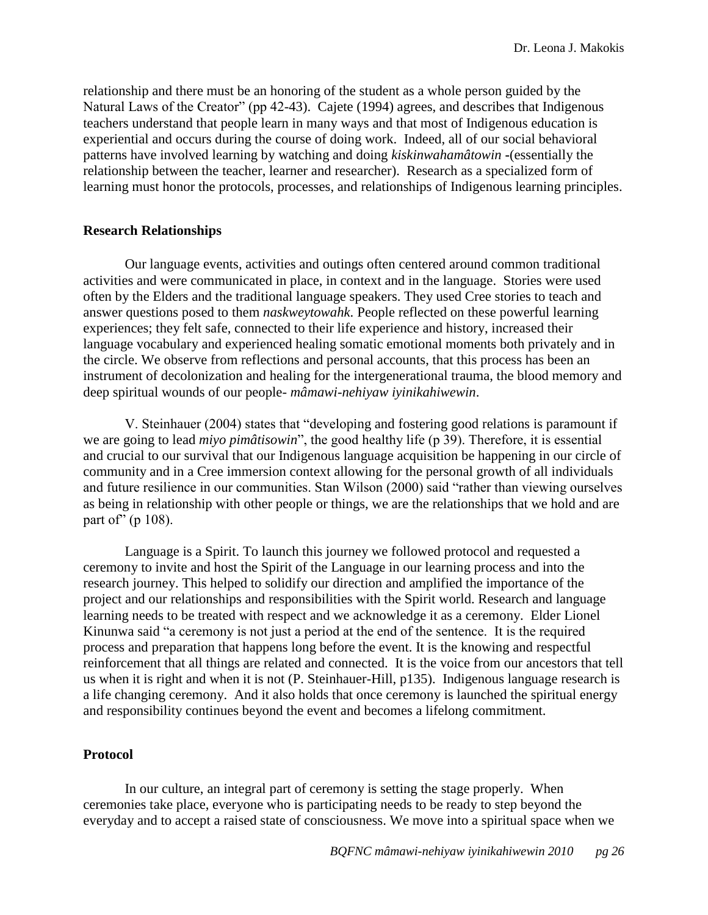relationship and there must be an honoring of the student as a whole person guided by the Natural Laws of the Creator" (pp 42-43). Cajete (1994) agrees, and describes that Indigenous teachers understand that people learn in many ways and that most of Indigenous education is experiential and occurs during the course of doing work. Indeed, all of our social behavioral patterns have involved learning by watching and doing *kiskinwahamâtowin* -(essentially the relationship between the teacher, learner and researcher). Research as a specialized form of learning must honor the protocols, processes, and relationships of Indigenous learning principles.

### Research Relationships

Our language events, activities and outings often centered around common traditional activities and were communicated in place, in context and in the language. Stories were used often by the Elders and the traditional language speakers. They used Cree stories to teach and answer questions posed to them *naskweytowahk*. People reflected on these powerful learning experiences; they felt safe, connected to their life experience and history, increased their language vocabulary and experienced healing somatic emotional moments both privately and in the circle. We observe from reflections and personal accounts, that this process has been an instrument of decolonization and healing for the intergenerational trauma, the blood memory and deep spiritual wounds of our people- *mâmawi-nehiyaw iyinikahiwewin*.

V. Steinhauer (2004) states that "developing and fostering good relations is paramount if we are going to lead *miyo pimâtisowin*", the good healthy life (p 39). Therefore, it is essential and crucial to our survival that our Indigenous language acquisition be happening in our circle of community and in a Cree immersion context allowing for the personal growth of all individuals and future resilience in our communities. Stan Wilson (2000) said "rather than viewing ourselves as being in relationship with other people or things, we are the relationships that we hold and are part of" (p 108).

Language is a Spirit. To launch this journey we followed protocol and requested a ceremony to invite and host the Spirit of the Language in our learning process and into the research journey. This helped to solidify our direction and amplified the importance of the project and our relationships and responsibilities with the Spirit world. Research and language learning needs to be treated with respect and we acknowledge it as a ceremony. Elder Lionel Kinunwa said "a ceremony is not just a period at the end of the sentence. It is the required process and preparation that happens long before the event. It is the knowing and respectful reinforcement that all things are related and connected. It is the voice from our ancestors that tell us when it is right and when it is not (P. Steinhauer-Hill, p135). Indigenous language research is a life changing ceremony. And it also holds that once ceremony is launched the spiritual energy and responsibility continues beyond the event and becomes a lifelong commitment.

### Protocol

In our culture, an integral part of ceremony is setting the stage properly. When ceremonies take place, everyone who is participating needs to be ready to step beyond the everyday and to accept a raised state of consciousness. We move into a spiritual space when we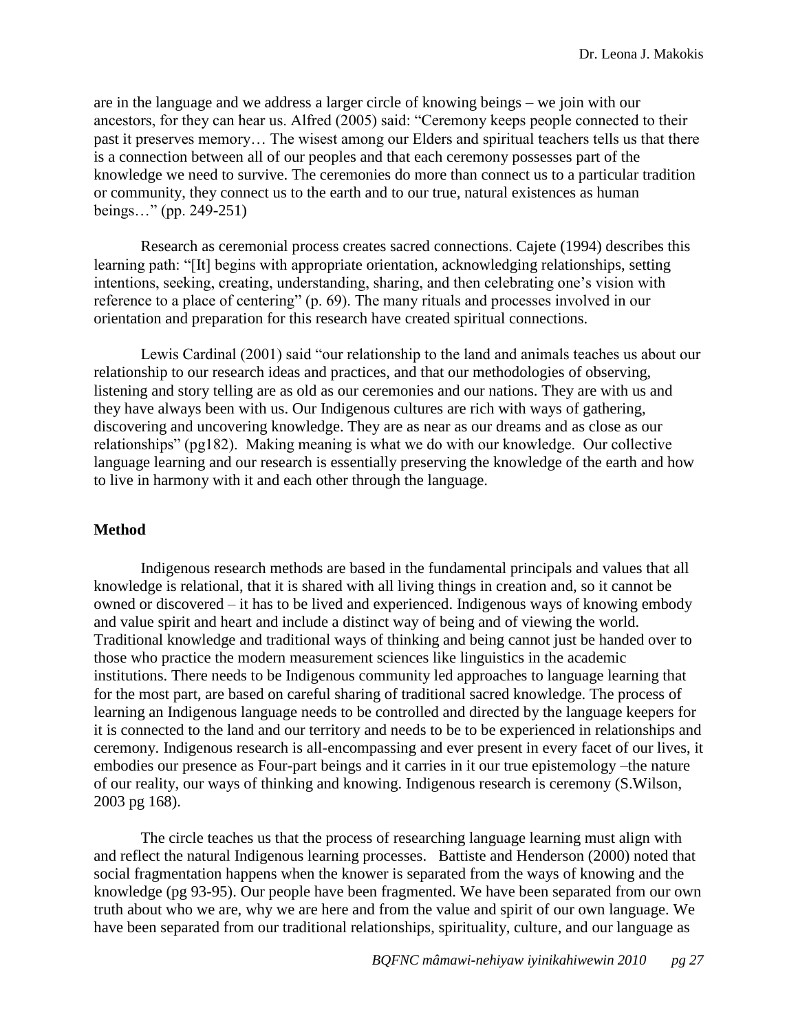are in the language and we address a larger circle of knowing beings – we join with our ancestors, for they can hear us. Alfred (2005) said: "Ceremony keeps people connected to their past it preserves memory… The wisest among our Elders and spiritual teachers tells us that there is a connection between all of our peoples and that each ceremony possesses part of the knowledge we need to survive. The ceremonies do more than connect us to a particular tradition or community, they connect us to the earth and to our true, natural existences as human beings…" (pp. 249-251)

Research as ceremonial process creates sacred connections. Cajete (1994) describes this learning path: "[It] begins with appropriate orientation, acknowledging relationships, setting intentions, seeking, creating, understanding, sharing, and then celebrating one's vision with reference to a place of centering" (p. 69). The many rituals and processes involved in our orientation and preparation for this research have created spiritual connections.

Lewis Cardinal (2001) said "our relationship to the land and animals teaches us about our relationship to our research ideas and practices, and that our methodologies of observing, listening and story telling are as old as our ceremonies and our nations. They are with us and they have always been with us. Our Indigenous cultures are rich with ways of gathering, discovering and uncovering knowledge. They are as near as our dreams and as close as our relationships" (pg182). Making meaning is what we do with our knowledge. Our collective language learning and our research is essentially preserving the knowledge of the earth and how to live in harmony with it and each other through the language.

**Method**

Indigenous research methods are based in the fundamental principals and values that all knowledge is relational, that it is shared with all living things in creation and, so it cannot be owned or discovered – it has to be lived and experienced. Indigenous ways of knowing embody and value spirit and heart and include a distinct way of being and of viewing the world. Traditional knowledge and traditional ways of thinking and being cannot just be handed over to those who practice the modern measurement sciences like linguistics in the academic institutions. There needs to be Indigenous community led approaches to language learning that for the most part, are based on careful sharing of traditional sacred knowledge. The process of learning an Indigenous language needs to be controlled and directed by the language keepers for it is connected to the land and our territory and needs to be to be experienced in relationships and ceremony. Indigenous research is all-encompassing and ever present in every facet of our lives, it embodies our presence as Four-part beings and it carries in it our true epistemology –the nature of our reality, our ways of thinking and knowing. Indigenous research is ceremony (S.Wilson, 2003 pg 168).

The circle teaches us that the process of researching language learning must align with and reflect the natural Indigenous learning processes. Battiste and Henderson (2000) noted that social fragmentation happens when the knower is separated from the ways of knowing and the knowledge (pg 93-95). Our people have been fragmented. We have been separated from our own truth about who we are, why we are here and from the value and spirit of our own language. We have been separated from our traditional relationships, spirituality, culture, and our language as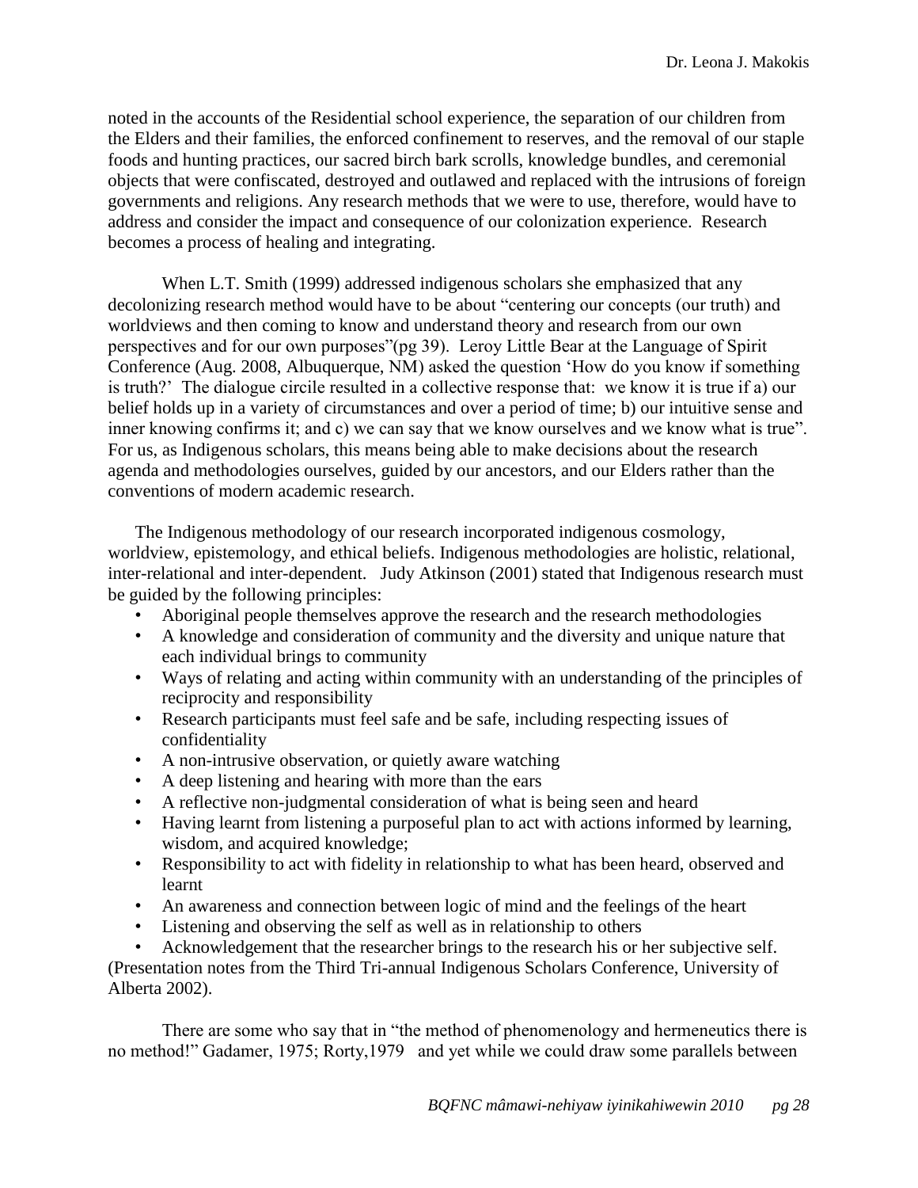noted in the accounts of the Residential school experience, the separation of our children from the Elders and their families, the enforced confinement to reserves, and the removal of our staple foods and hunting practices, our sacred birch bark scrolls, knowledge bundles, and ceremonial objects that were confiscated, destroyed and outlawed and replaced with the intrusions of foreign governments and religions. Any research methods that we were to use, therefore, would have to address and consider the impact and consequence of our colonization experience. Research becomes a process of healing and integrating.

When L.T. Smith (1999) addressed indigenous scholars she emphasized that any decolonizing research method would have to be about "centering our concepts (our truth) and worldviews and then coming to know and understand theory and research from our own perspectives and for our own purposes"(pg 39). Leroy Little Bear at the Language of Spirit Conference (Aug. 2008, Albuquerque, NM) asked the question 'How do you know if something is truth?' The dialogue circile resulted in a collective response that: we know it is true if a) our belief holds up in a variety of circumstances and over a period of time; b) our intuitive sense and inner knowing confirms it; and c) we can say that we know ourselves and we know what is true". For us, as Indigenous scholars, this means being able to make decisions about the research agenda and methodologies ourselves, guided by our ancestors, and our Elders rather than the conventions of modern academic research.

The Indigenous methodology of our research incorporated indigenous cosmology, worldview, epistemology, and ethical beliefs. Indigenous methodologies are holistic, relational, inter-relational and inter-dependent. Judy Atkinson (2001) stated that Indigenous research must be guided by the following principles:

- Aboriginal people themselves approve the research and the research methodologies
- A knowledge and consideration of community and the diversity and unique nature that each individual brings to community
- Ways of relating and acting within community with an understanding of the principles of reciprocity and responsibility
- Research participants must feel safe and be safe, including respecting issues of confidentiality
- A non-intrusive observation, or quietly aware watching
- A deep listening and hearing with more than the ears
- A reflective non-judgmental consideration of what is being seen and heard
- Having learnt from listening a purposeful plan to act with actions informed by learning, wisdom, and acquired knowledge;
- Responsibility to act with fidelity in relationship to what has been heard, observed and learnt
- An awareness and connection between logic of mind and the feelings of the heart
- Listening and observing the self as well as in relationship to others
- Acknowledgement that the researcher brings to the research his or her subjective self.

(Presentation notes from the Third Tri-annual Indigenous Scholars Conference, University of Alberta 2002).

There are some who say that in "the method of phenomenology and hermeneutics there is no method!" Gadamer, 1975; Rorty,1979 and yet while we could draw some parallels between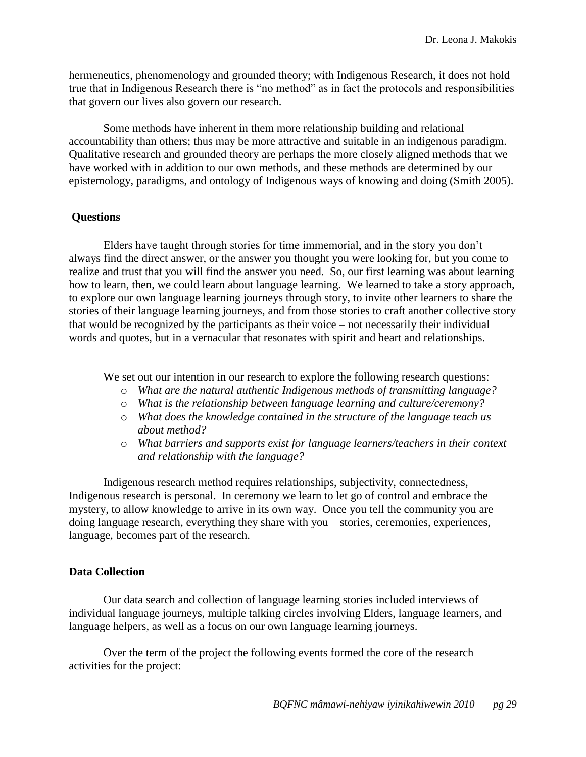hermeneutics, phenomenology and grounded theory; with Indigenous Research, it does not hold true that in Indigenous Research there is "no method" as in fact the protocols and responsibilities that govern our lives also govern our research.

Some methods have inherent in them more relationship building and relational accountability than others; thus may be more attractive and suitable in an indigenous paradigm. Qualitative research and grounded theory are perhaps the more closely aligned methods that we have worked with in addition to our own methods, and these methods are determined by our epistemology, paradigms, and ontology of Indigenous ways of knowing and doing (Smith 2005).

## Questions

Elders have taught through stories for time immemorial, and in the story you don't always find the direct answer, or the answer you thought you were looking for, but you come to realize and trust that you will find the answer you need. So, our first learning was about learning how to learn, then, we could learn about language learning. We learned to take a story approach, to explore our own language learning journeys through story, to invite other learners to share the stories of their language learning journeys, and from those stories to craft another collective story that would be recognized by the participants as their voice – not necessarily their individual words and quotes, but in a vernacular that resonates with spirit and heart and relationships.

We set out our intention in our research to explore the following research questions:

- *What are the natural authentic Indigenous methods of transmitting language?*
- *What is the relationship between language learning and culture/ceremony?*
- *What does the knowledge contained in the structure of the language teach us about method?*
- *What barriers and supports exist for language learners/teachers in their context and relationship with the language?*

Indigenous research method requires relationships, subjectivity, connectedness, Indigenous research is personal. In ceremony we learn to let go of control and embrace the mystery, to allow knowledge to arrive in its own way. Once you tell the community you are doing language research, everything they share with you – stories, ceremonies, experiences, language, becomes part of the research.

## Data Collection

Our data search and collection of language learning stories included interviews of individual language journeys, multiple talking circles involving Elders, language learners, and language helpers, as well as a focus on our own language learning journeys.

Over the term of the project the following events formed the core of the research activities for the project: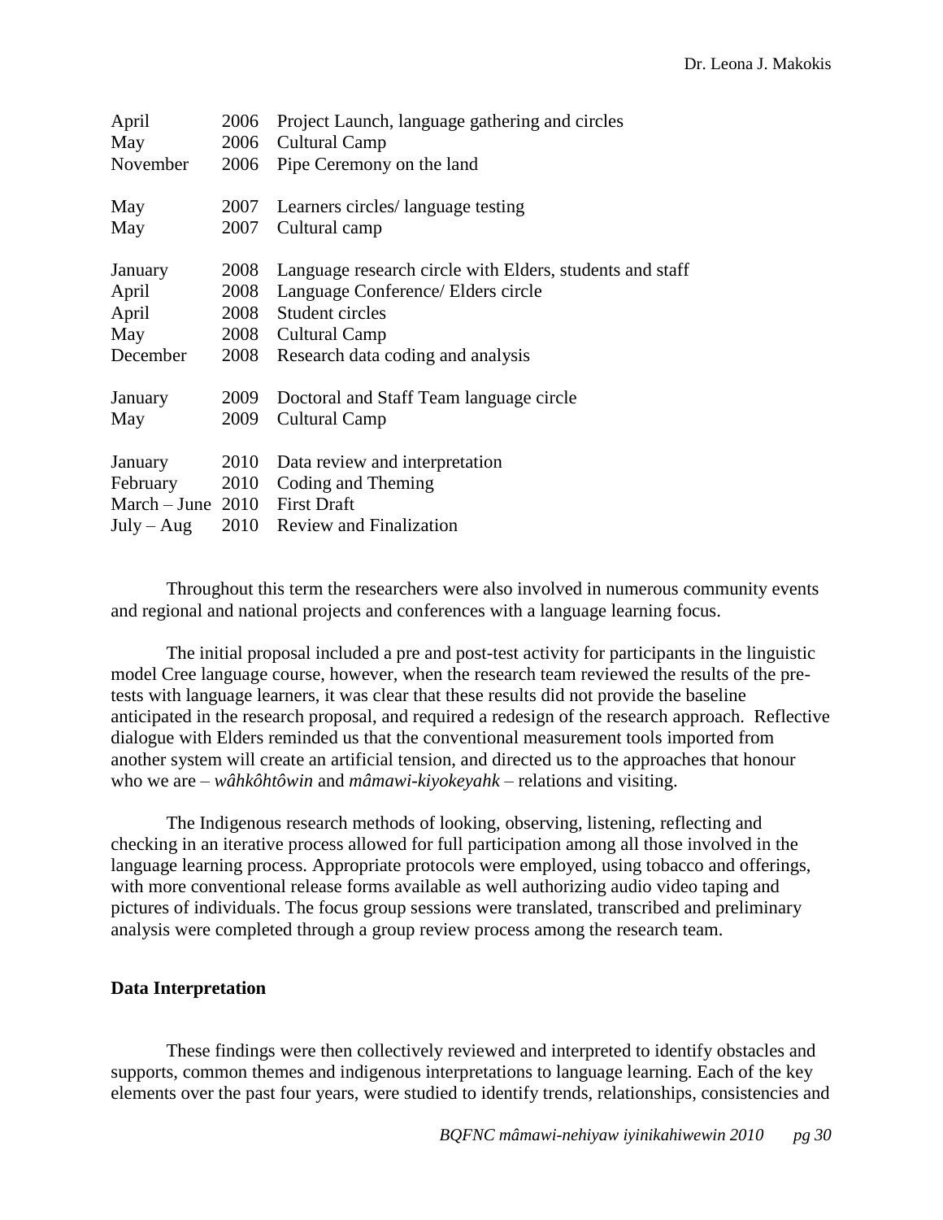| | | |
|---|---|---|
| April | 2006 | Project Launch, language gathering and circles |
| May | 2006 | Cultural Camp |
| November | 2006 | Pipe Ceremony on the land |
| | | |
| May | 2007 | Learners circles/ language testing |
| May | 2007 | Cultural camp |
| | | |
| January | 2008 | Language research circle with Elders, students and staff |
| April | 2008 | Language Conference/ Elders circle |
| April | 2008 | Student circles |
| May | 2008 | Cultural Camp |
| December | 2008 | Research data coding and analysis |
| | | |
| January | 2009 | Doctoral and Staff Team language circle |
| May | 2009 | Cultural Camp |
| | | |
| January | 2010 | Data review and interpretation |
| February | 2010 | Coding and Theming |
| March – June | 2010 | First Draft |
| July – Aug | 2010 | Review and Finalization |

Throughout this term the researchers were also involved in numerous community events and regional and national projects and conferences with a language learning focus.

The initial proposal included a pre and post-test activity for participants in the linguistic model Cree language course, however, when the research team reviewed the results of the pre-tests with language learners, it was clear that these results did not provide the baseline anticipated in the research proposal, and required a redesign of the research approach. Reflective dialogue with Elders reminded us that the conventional measurement tools imported from another system will create an artificial tension, and directed us to the approaches that honour who we are – *wâhkôhtôwin* and *mâmawi-kiyokeyahk* – relations and visiting.

The Indigenous research methods of looking, observing, listening, reflecting and checking in an iterative process allowed for full participation among all those involved in the language learning process. Appropriate protocols were employed, using tobacco and offerings, with more conventional release forms available as well authorizing audio video taping and pictures of individuals. The focus group sessions were translated, transcribed and preliminary analysis were completed through a group review process among the research team.

**Data Interpretation**

These findings were then collectively reviewed and interpreted to identify obstacles and supports, common themes and indigenous interpretations to language learning. Each of the key elements over the past four years, were studied to identify trends, relationships, consistencies and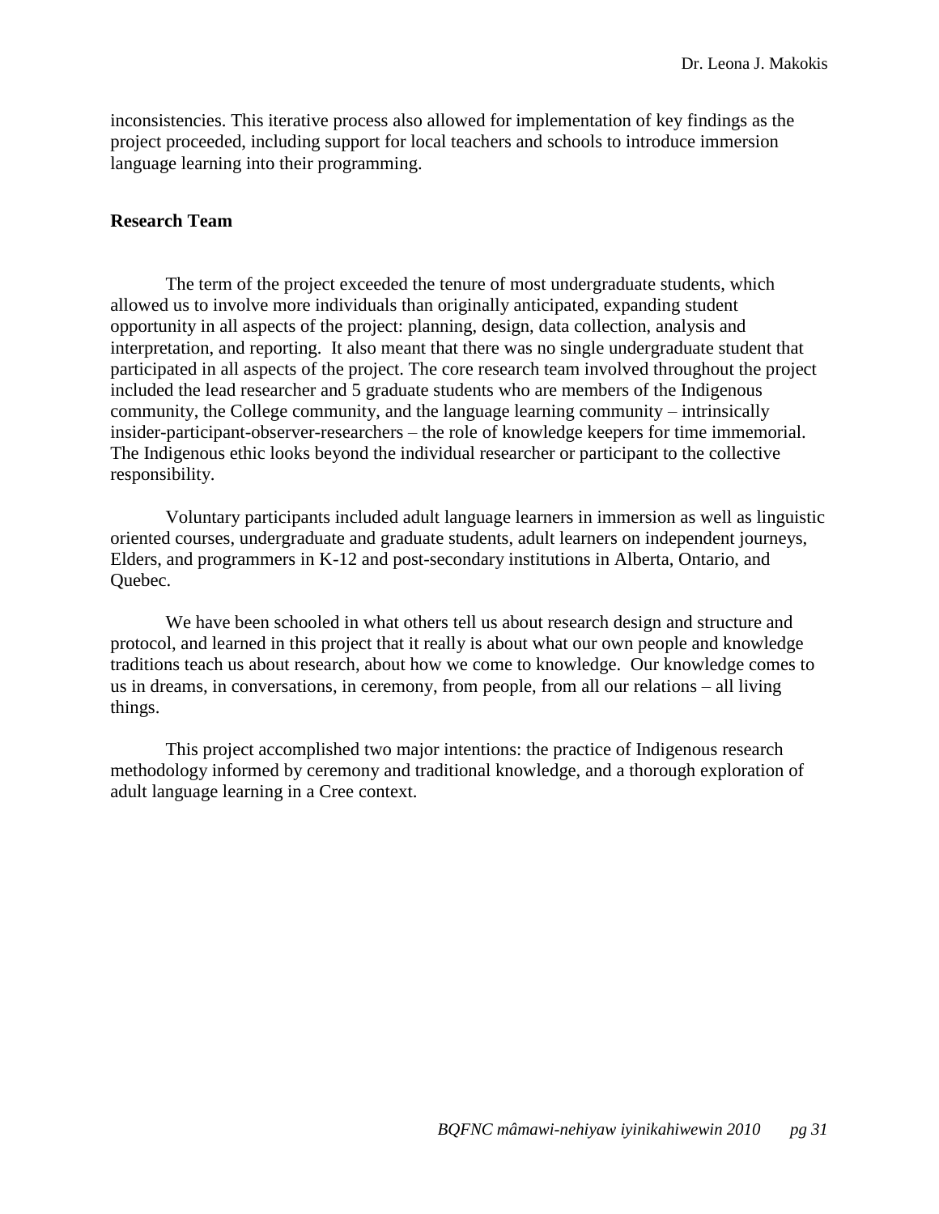inconsistencies. This iterative process also allowed for implementation of key findings as the project proceeded, including support for local teachers and schools to introduce immersion language learning into their programming.

**Research Team**

The term of the project exceeded the tenure of most undergraduate students, which allowed us to involve more individuals than originally anticipated, expanding student opportunity in all aspects of the project: planning, design, data collection, analysis and interpretation, and reporting. It also meant that there was no single undergraduate student that participated in all aspects of the project. The core research team involved throughout the project included the lead researcher and 5 graduate students who are members of the Indigenous community, the College community, and the language learning community – intrinsically insider-participant-observer-researchers – the role of knowledge keepers for time immemorial. The Indigenous ethic looks beyond the individual researcher or participant to the collective responsibility.

Voluntary participants included adult language learners in immersion as well as linguistic oriented courses, undergraduate and graduate students, adult learners on independent journeys, Elders, and programmers in K-12 and post-secondary institutions in Alberta, Ontario, and Quebec.

We have been schooled in what others tell us about research design and structure and protocol, and learned in this project that it really is about what our own people and knowledge traditions teach us about research, about how we come to knowledge. Our knowledge comes to us in dreams, in conversations, in ceremony, from people, from all our relations – all living things.

This project accomplished two major intentions: the practice of Indigenous research methodology informed by ceremony and traditional knowledge, and a thorough exploration of adult language learning in a Cree context.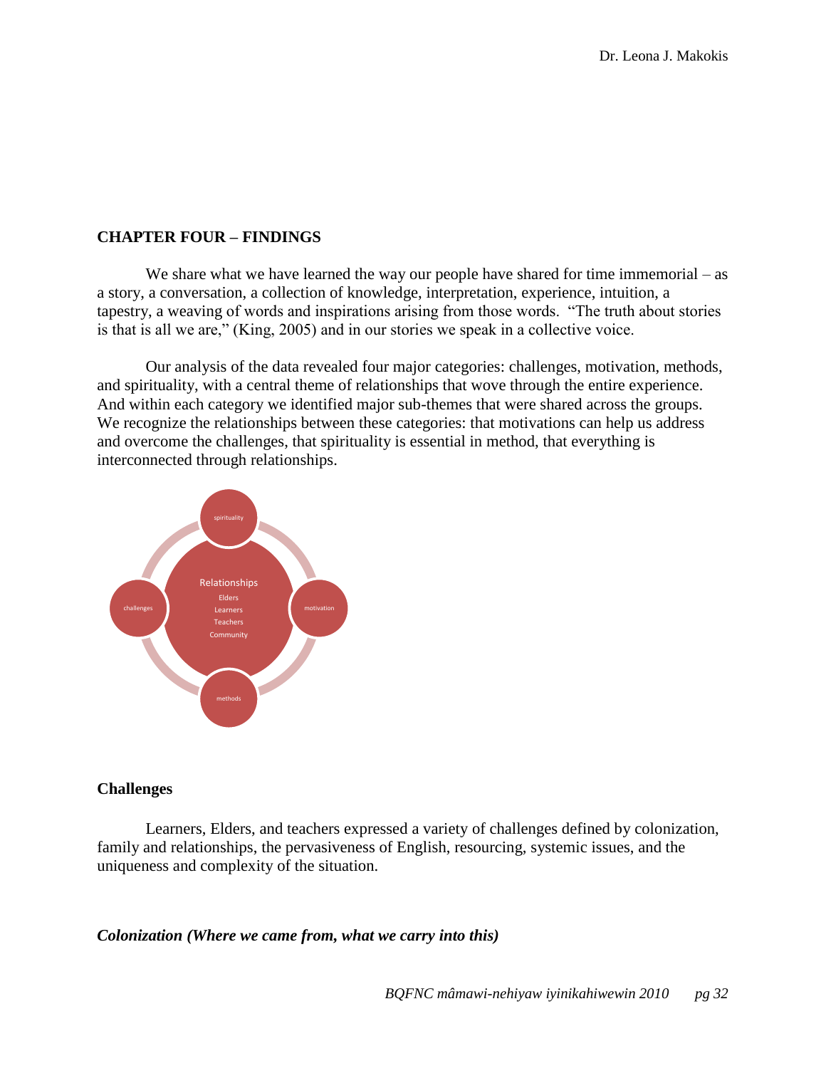## CHAPTER FOUR – FINDINGS

We share what we have learned the way our people have shared for time immemorial – as a story, a conversation, a collection of knowledge, interpretation, experience, intuition, a tapestry, a weaving of words and inspirations arising from those words. "The truth about stories is that is all we are," (King, 2005) and in our stories we speak in a collective voice.

Our analysis of the data revealed four major categories: challenges, motivation, methods, and spirituality, with a central theme of relationships that wove through the entire experience. And within each category we identified major sub-themes that were shared across the groups. We recognize the relationships between these categories: that motivations can help us address and overcome the challenges, that spirituality is essential in method, that everything is interconnected through relationships.

spirituality

Relationships
Elders
Learners
Teachers
Community

challenges

motivation

methods

### Challenges

Learners, Elders, and teachers expressed a variety of challenges defined by colonization, family and relationships, the pervasiveness of English, resourcing, systemic issues, and the uniqueness and complexity of the situation.

#### *Colonization (Where we came from, what we carry into this)*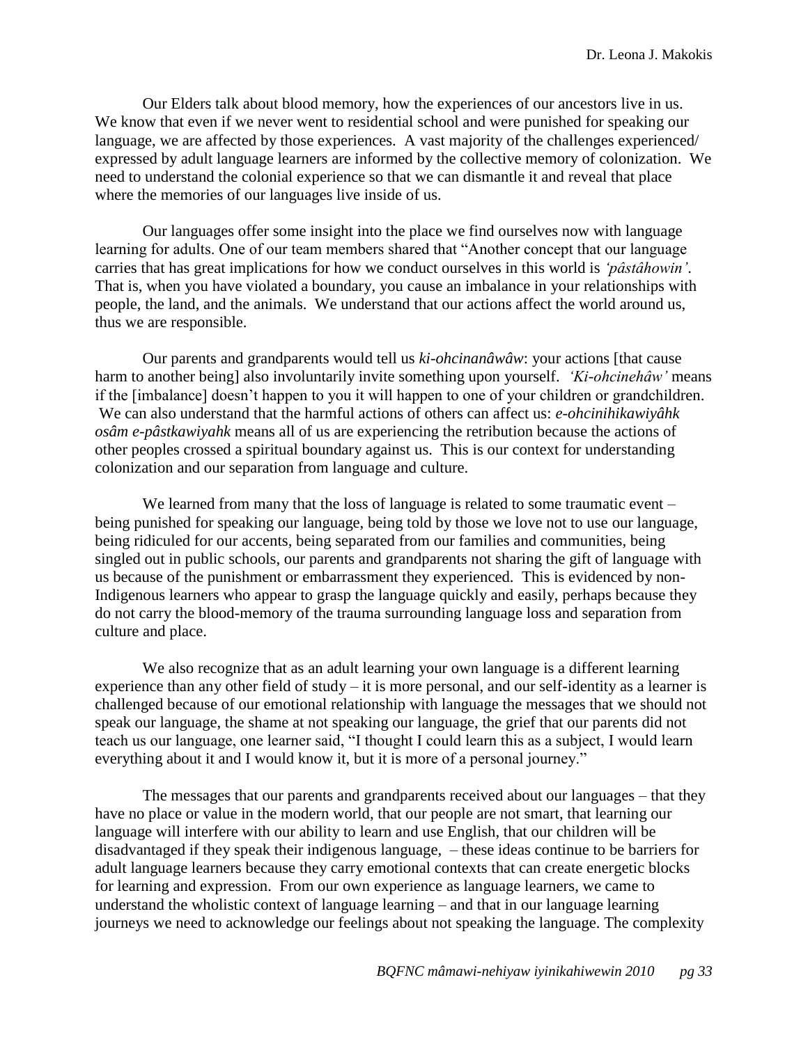Our Elders talk about blood memory, how the experiences of our ancestors live in us. We know that even if we never went to residential school and were punished for speaking our language, we are affected by those experiences. A vast majority of the challenges experienced/ expressed by adult language learners are informed by the collective memory of colonization. We need to understand the colonial experience so that we can dismantle it and reveal that place where the memories of our languages live inside of us.

Our languages offer some insight into the place we find ourselves now with language learning for adults. One of our team members shared that "Another concept that our language carries that has great implications for how we conduct ourselves in this world is *'pâstâhowin'*. That is, when you have violated a boundary, you cause an imbalance in your relationships with people, the land, and the animals. We understand that our actions affect the world around us, thus we are responsible.

Our parents and grandparents would tell us *ki-ohcinanâwâw*: your actions [that cause harm to another being] also involuntarily invite something upon yourself. *'Ki-ohcinehâw'* means if the [imbalance] doesn't happen to you it will happen to one of your children or grandchildren. We can also understand that the harmful actions of others can affect us: *e-ohcinihikawiyâhk osâm e-pâstkawiyahk* means all of us are experiencing the retribution because the actions of other peoples crossed a spiritual boundary against us. This is our context for understanding colonization and our separation from language and culture.

We learned from many that the loss of language is related to some traumatic event – being punished for speaking our language, being told by those we love not to use our language, being ridiculed for our accents, being separated from our families and communities, being singled out in public schools, our parents and grandparents not sharing the gift of language with us because of the punishment or embarrassment they experienced. This is evidenced by non-Indigenous learners who appear to grasp the language quickly and easily, perhaps because they do not carry the blood-memory of the trauma surrounding language loss and separation from culture and place.

We also recognize that as an adult learning your own language is a different learning experience than any other field of study – it is more personal, and our self-identity as a learner is challenged because of our emotional relationship with language the messages that we should not speak our language, the shame at not speaking our language, the grief that our parents did not teach us our language, one learner said, "I thought I could learn this as a subject, I would learn everything about it and I would know it, but it is more of a personal journey."

The messages that our parents and grandparents received about our languages – that they have no place or value in the modern world, that our people are not smart, that learning our language will interfere with our ability to learn and use English, that our children will be disadvantaged if they speak their indigenous language, – these ideas continue to be barriers for adult language learners because they carry emotional contexts that can create energetic blocks for learning and expression. From our own experience as language learners, we came to understand the wholistic context of language learning – and that in our language learning journeys we need to acknowledge our feelings about not speaking the language. The complexity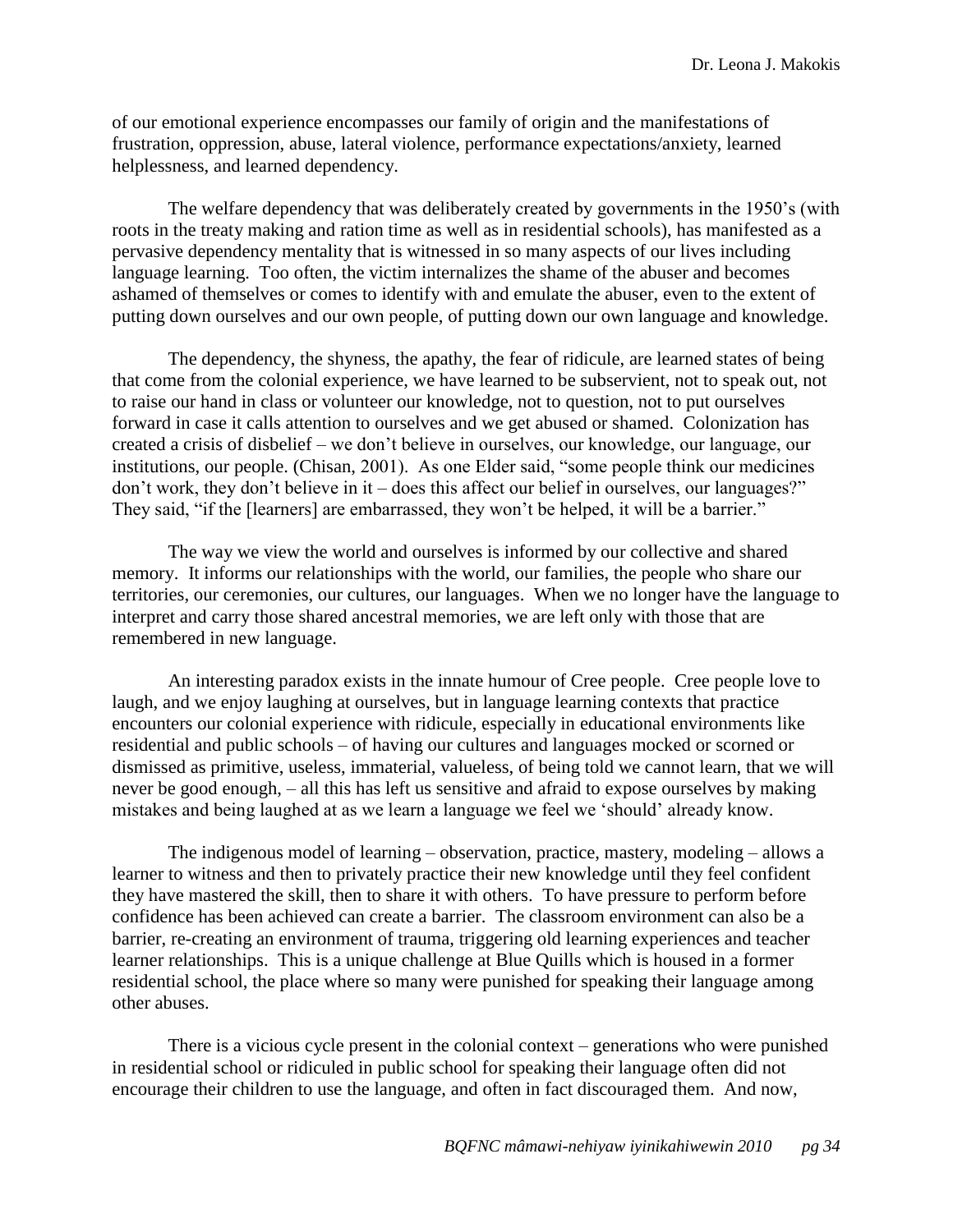of our emotional experience encompasses our family of origin and the manifestations of frustration, oppression, abuse, lateral violence, performance expectations/anxiety, learned helplessness, and learned dependency.

The welfare dependency that was deliberately created by governments in the 1950's (with roots in the treaty making and ration time as well as in residential schools), has manifested as a pervasive dependency mentality that is witnessed in so many aspects of our lives including language learning. Too often, the victim internalizes the shame of the abuser and becomes ashamed of themselves or comes to identify with and emulate the abuser, even to the extent of putting down ourselves and our own people, of putting down our own language and knowledge.

The dependency, the shyness, the apathy, the fear of ridicule, are learned states of being that come from the colonial experience, we have learned to be subservient, not to speak out, not to raise our hand in class or volunteer our knowledge, not to question, not to put ourselves forward in case it calls attention to ourselves and we get abused or shamed. Colonization has created a crisis of disbelief – we don't believe in ourselves, our knowledge, our language, our institutions, our people. (Chisan, 2001). As one Elder said, "some people think our medicines don't work, they don't believe in it – does this affect our belief in ourselves, our languages?" They said, "if the [learners] are embarrassed, they won't be helped, it will be a barrier."

The way we view the world and ourselves is informed by our collective and shared memory. It informs our relationships with the world, our families, the people who share our territories, our ceremonies, our cultures, our languages. When we no longer have the language to interpret and carry those shared ancestral memories, we are left only with those that are remembered in new language.

An interesting paradox exists in the innate humour of Cree people. Cree people love to laugh, and we enjoy laughing at ourselves, but in language learning contexts that practice encounters our colonial experience with ridicule, especially in educational environments like residential and public schools – of having our cultures and languages mocked or scorned or dismissed as primitive, useless, immaterial, valueless, of being told we cannot learn, that we will never be good enough, – all this has left us sensitive and afraid to expose ourselves by making mistakes and being laughed at as we learn a language we feel we 'should' already know.

The indigenous model of learning – observation, practice, mastery, modeling – allows a learner to witness and then to privately practice their new knowledge until they feel confident they have mastered the skill, then to share it with others. To have pressure to perform before confidence has been achieved can create a barrier. The classroom environment can also be a barrier, re-creating an environment of trauma, triggering old learning experiences and teacher learner relationships. This is a unique challenge at Blue Quills which is housed in a former residential school, the place where so many were punished for speaking their language among other abuses.

There is a vicious cycle present in the colonial context – generations who were punished in residential school or ridiculed in public school for speaking their language often did not encourage their children to use the language, and often in fact discouraged them. And now,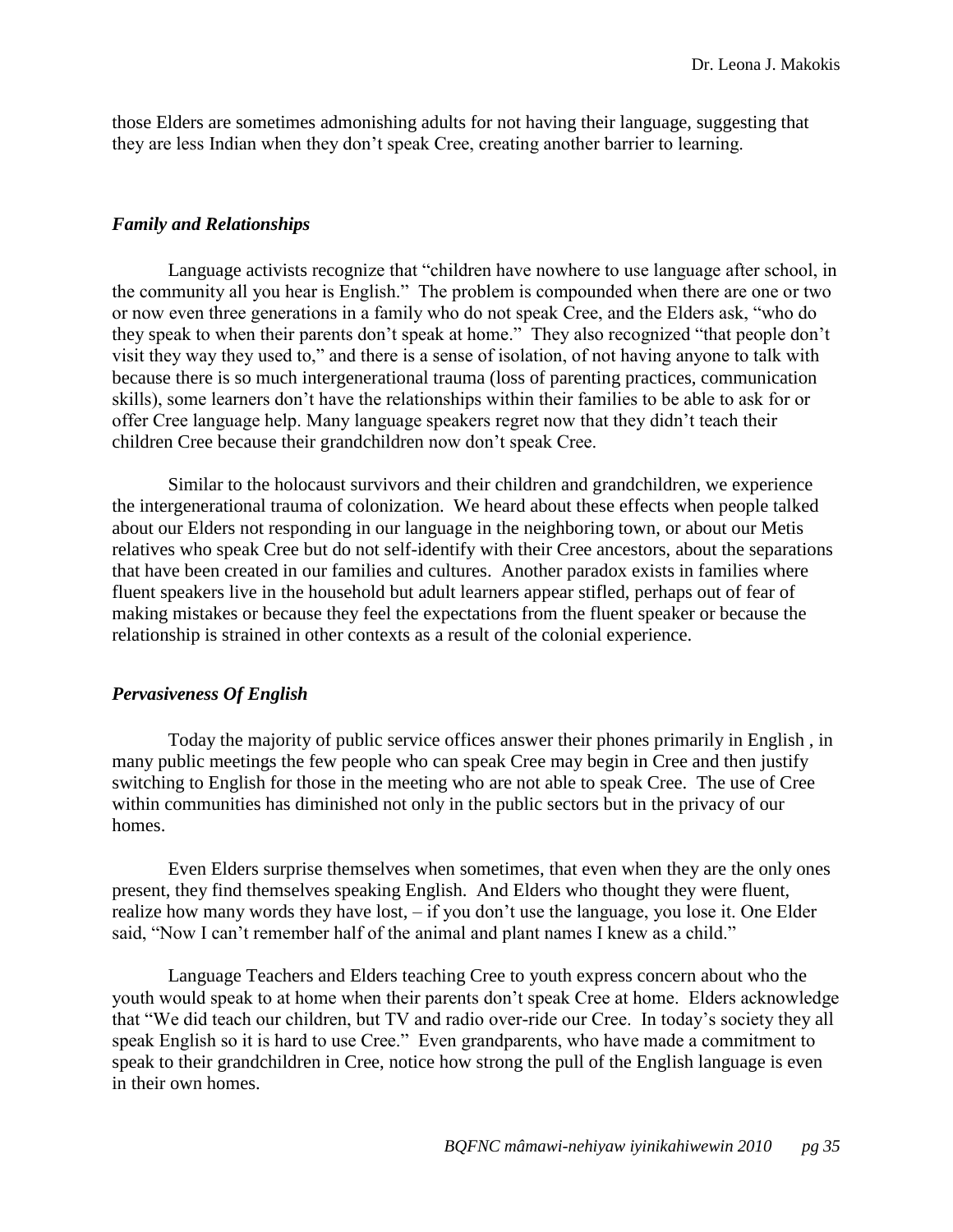those Elders are sometimes admonishing adults for not having their language, suggesting that they are less Indian when they don't speak Cree, creating another barrier to learning.

### *Family and Relationships*

Language activists recognize that "children have nowhere to use language after school, in the community all you hear is English." The problem is compounded when there are one or two or now even three generations in a family who do not speak Cree, and the Elders ask, "who do they speak to when their parents don't speak at home." They also recognized "that people don't visit they way they used to," and there is a sense of isolation, of not having anyone to talk with because there is so much intergenerational trauma (loss of parenting practices, communication skills), some learners don't have the relationships within their families to be able to ask for or offer Cree language help. Many language speakers regret now that they didn't teach their children Cree because their grandchildren now don't speak Cree.

Similar to the holocaust survivors and their children and grandchildren, we experience the intergenerational trauma of colonization. We heard about these effects when people talked about our Elders not responding in our language in the neighboring town, or about our Metis relatives who speak Cree but do not self-identify with their Cree ancestors, about the separations that have been created in our families and cultures. Another paradox exists in families where fluent speakers live in the household but adult learners appear stifled, perhaps out of fear of making mistakes or because they feel the expectations from the fluent speaker or because the relationship is strained in other contexts as a result of the colonial experience.

### *Pervasiveness Of English*

Today the majority of public service offices answer their phones primarily in English , in many public meetings the few people who can speak Cree may begin in Cree and then justify switching to English for those in the meeting who are not able to speak Cree. The use of Cree within communities has diminished not only in the public sectors but in the privacy of our homes.

Even Elders surprise themselves when sometimes, that even when they are the only ones present, they find themselves speaking English. And Elders who thought they were fluent, realize how many words they have lost, – if you don't use the language, you lose it. One Elder said, "Now I can't remember half of the animal and plant names I knew as a child."

Language Teachers and Elders teaching Cree to youth express concern about who the youth would speak to at home when their parents don't speak Cree at home. Elders acknowledge that "We did teach our children, but TV and radio over-ride our Cree. In today's society they all speak English so it is hard to use Cree." Even grandparents, who have made a commitment to speak to their grandchildren in Cree, notice how strong the pull of the English language is even in their own homes.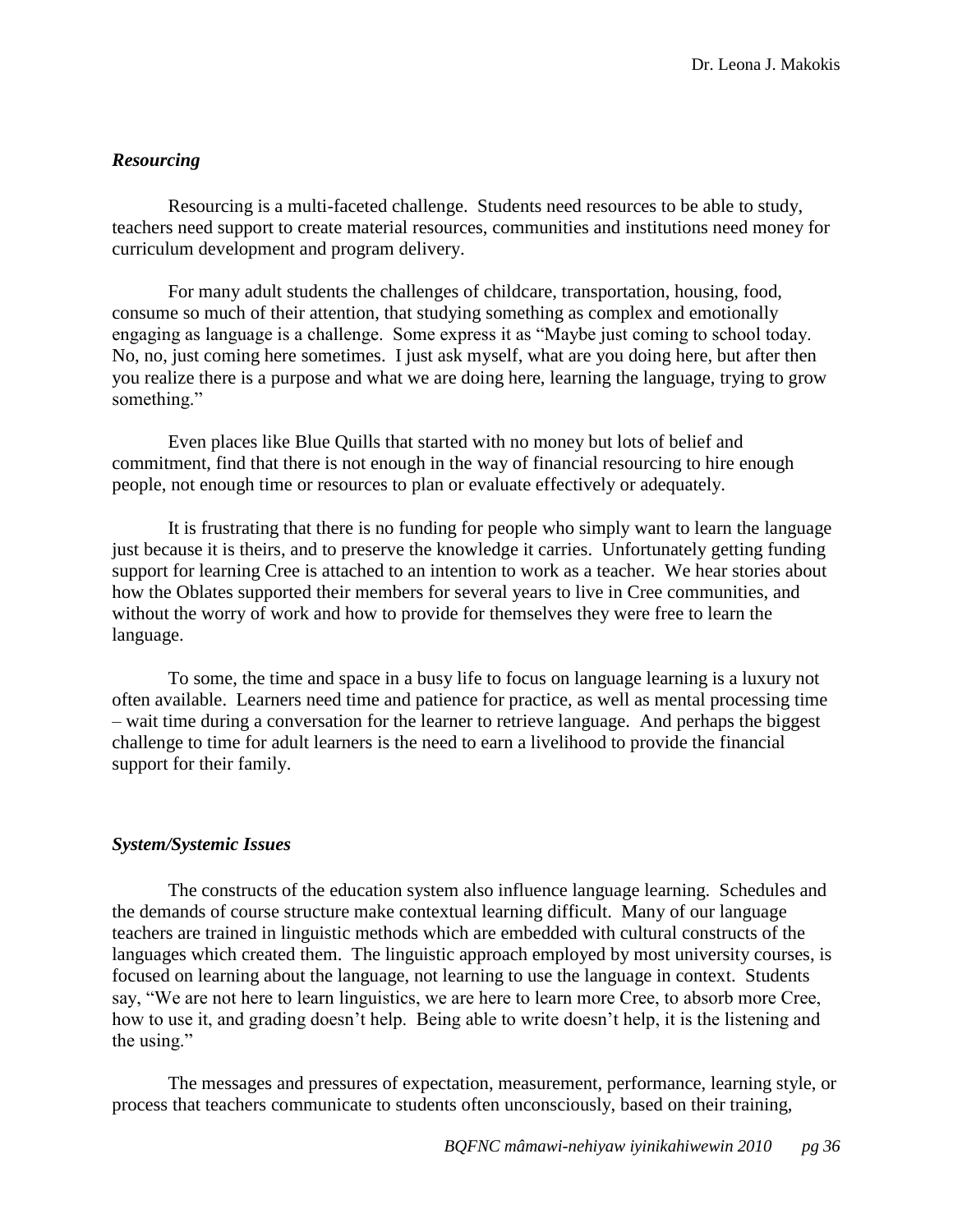### *Resourcing*

Resourcing is a multi-faceted challenge. Students need resources to be able to study, teachers need support to create material resources, communities and institutions need money for curriculum development and program delivery.

For many adult students the challenges of childcare, transportation, housing, food, consume so much of their attention, that studying something as complex and emotionally engaging as language is a challenge. Some express it as "Maybe just coming to school today. No, no, just coming here sometimes. I just ask myself, what are you doing here, but after then you realize there is a purpose and what we are doing here, learning the language, trying to grow something."

Even places like Blue Quills that started with no money but lots of belief and commitment, find that there is not enough in the way of financial resourcing to hire enough people, not enough time or resources to plan or evaluate effectively or adequately.

It is frustrating that there is no funding for people who simply want to learn the language just because it is theirs, and to preserve the knowledge it carries. Unfortunately getting funding support for learning Cree is attached to an intention to work as a teacher. We hear stories about how the Oblates supported their members for several years to live in Cree communities, and without the worry of work and how to provide for themselves they were free to learn the language.

To some, the time and space in a busy life to focus on language learning is a luxury not often available. Learners need time and patience for practice, as well as mental processing time – wait time during a conversation for the learner to retrieve language. And perhaps the biggest challenge to time for adult learners is the need to earn a livelihood to provide the financial support for their family.

### *System/Systemic Issues*

The constructs of the education system also influence language learning. Schedules and the demands of course structure make contextual learning difficult. Many of our language teachers are trained in linguistic methods which are embedded with cultural constructs of the languages which created them. The linguistic approach employed by most university courses, is focused on learning about the language, not learning to use the language in context. Students say, "We are not here to learn linguistics, we are here to learn more Cree, to absorb more Cree, how to use it, and grading doesn't help. Being able to write doesn't help, it is the listening and the using."

The messages and pressures of expectation, measurement, performance, learning style, or process that teachers communicate to students often unconsciously, based on their training,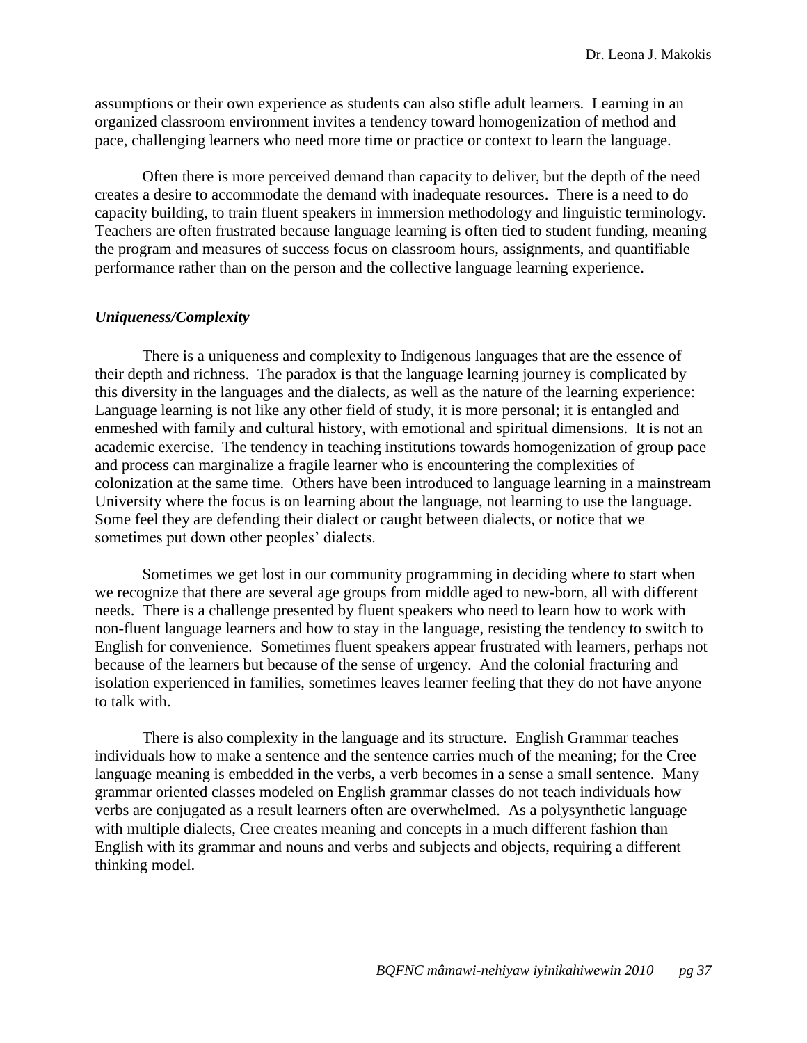assumptions or their own experience as students can also stifle adult learners. Learning in an organized classroom environment invites a tendency toward homogenization of method and pace, challenging learners who need more time or practice or context to learn the language.

Often there is more perceived demand than capacity to deliver, but the depth of the need creates a desire to accommodate the demand with inadequate resources. There is a need to do capacity building, to train fluent speakers in immersion methodology and linguistic terminology. Teachers are often frustrated because language learning is often tied to student funding, meaning the program and measures of success focus on classroom hours, assignments, and quantifiable performance rather than on the person and the collective language learning experience.

### *Uniqueness/Complexity*

There is a uniqueness and complexity to Indigenous languages that are the essence of their depth and richness. The paradox is that the language learning journey is complicated by this diversity in the languages and the dialects, as well as the nature of the learning experience: Language learning is not like any other field of study, it is more personal; it is entangled and enmeshed with family and cultural history, with emotional and spiritual dimensions. It is not an academic exercise. The tendency in teaching institutions towards homogenization of group pace and process can marginalize a fragile learner who is encountering the complexities of colonization at the same time. Others have been introduced to language learning in a mainstream University where the focus is on learning about the language, not learning to use the language. Some feel they are defending their dialect or caught between dialects, or notice that we sometimes put down other peoples' dialects.

Sometimes we get lost in our community programming in deciding where to start when we recognize that there are several age groups from middle aged to new-born, all with different needs. There is a challenge presented by fluent speakers who need to learn how to work with non-fluent language learners and how to stay in the language, resisting the tendency to switch to English for convenience. Sometimes fluent speakers appear frustrated with learners, perhaps not because of the learners but because of the sense of urgency. And the colonial fracturing and isolation experienced in families, sometimes leaves learner feeling that they do not have anyone to talk with.

There is also complexity in the language and its structure. English Grammar teaches individuals how to make a sentence and the sentence carries much of the meaning; for the Cree language meaning is embedded in the verbs, a verb becomes in a sense a small sentence. Many grammar oriented classes modeled on English grammar classes do not teach individuals how verbs are conjugated as a result learners often are overwhelmed. As a polysynthetic language with multiple dialects, Cree creates meaning and concepts in a much different fashion than English with its grammar and nouns and verbs and subjects and objects, requiring a different thinking model.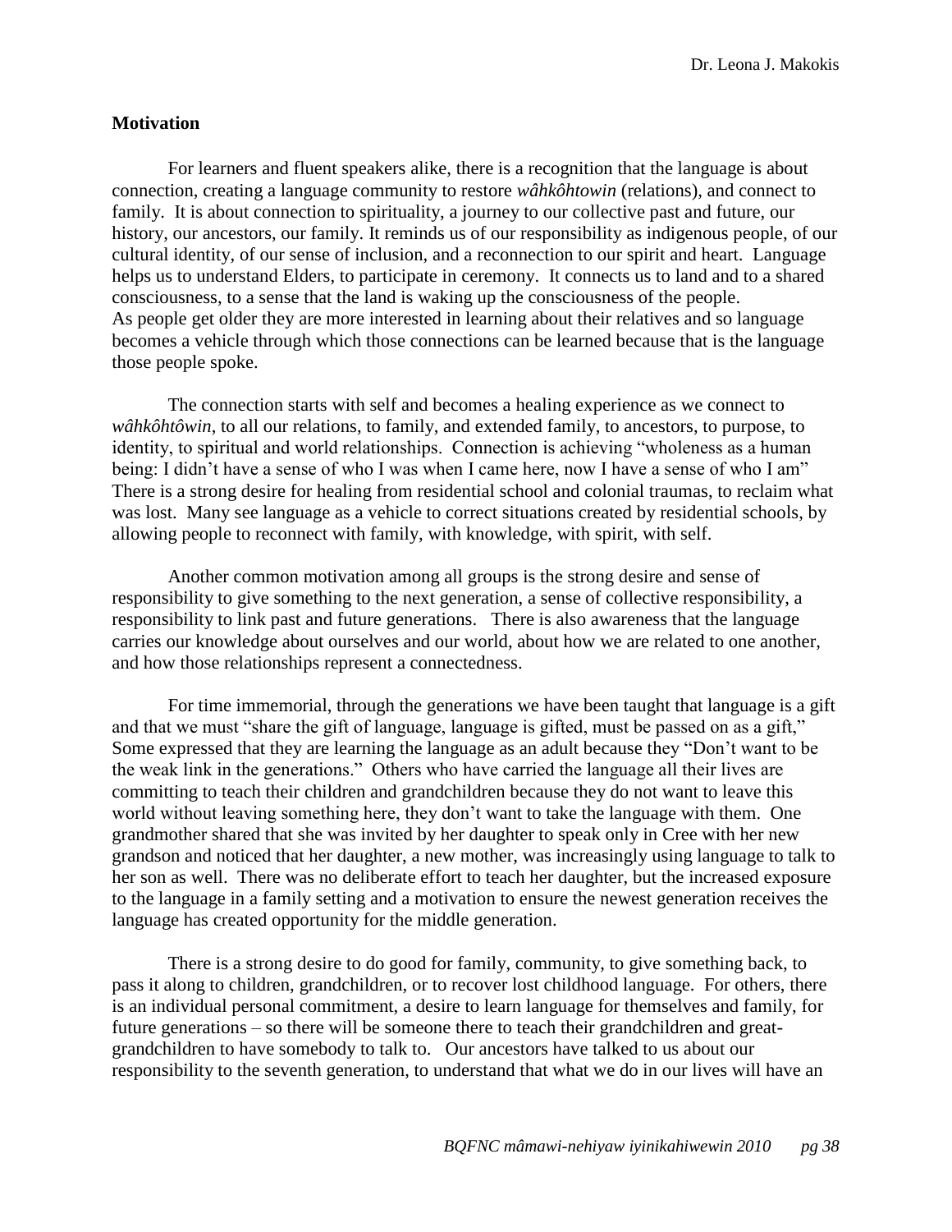## Motivation

For learners and fluent speakers alike, there is a recognition that the language is about connection, creating a language community to restore *wâhkôhtowin* (relations), and connect to family. It is about connection to spirituality, a journey to our collective past and future, our history, our ancestors, our family. It reminds us of our responsibility as indigenous people, of our cultural identity, of our sense of inclusion, and a reconnection to our spirit and heart. Language helps us to understand Elders, to participate in ceremony. It connects us to land and to a shared consciousness, to a sense that the land is waking up the consciousness of the people. As people get older they are more interested in learning about their relatives and so language becomes a vehicle through which those connections can be learned because that is the language those people spoke.

The connection starts with self and becomes a healing experience as we connect to *wâhkôhtôwin*, to all our relations, to family, and extended family, to ancestors, to purpose, to identity, to spiritual and world relationships. Connection is achieving "wholeness as a human being: I didn't have a sense of who I was when I came here, now I have a sense of who I am" There is a strong desire for healing from residential school and colonial traumas, to reclaim what was lost. Many see language as a vehicle to correct situations created by residential schools, by allowing people to reconnect with family, with knowledge, with spirit, with self.

Another common motivation among all groups is the strong desire and sense of responsibility to give something to the next generation, a sense of collective responsibility, a responsibility to link past and future generations. There is also awareness that the language carries our knowledge about ourselves and our world, about how we are related to one another, and how those relationships represent a connectedness.

For time immemorial, through the generations we have been taught that language is a gift and that we must "share the gift of language, language is gifted, must be passed on as a gift," Some expressed that they are learning the language as an adult because they "Don't want to be the weak link in the generations." Others who have carried the language all their lives are committing to teach their children and grandchildren because they do not want to leave this world without leaving something here, they don't want to take the language with them. One grandmother shared that she was invited by her daughter to speak only in Cree with her new grandson and noticed that her daughter, a new mother, was increasingly using language to talk to her son as well. There was no deliberate effort to teach her daughter, but the increased exposure to the language in a family setting and a motivation to ensure the newest generation receives the language has created opportunity for the middle generation.

There is a strong desire to do good for family, community, to give something back, to pass it along to children, grandchildren, or to recover lost childhood language. For others, there is an individual personal commitment, a desire to learn language for themselves and family, for future generations – so there will be someone there to teach their grandchildren and great-grandchildren to have somebody to talk to. Our ancestors have talked to us about our responsibility to the seventh generation, to understand that what we do in our lives will have an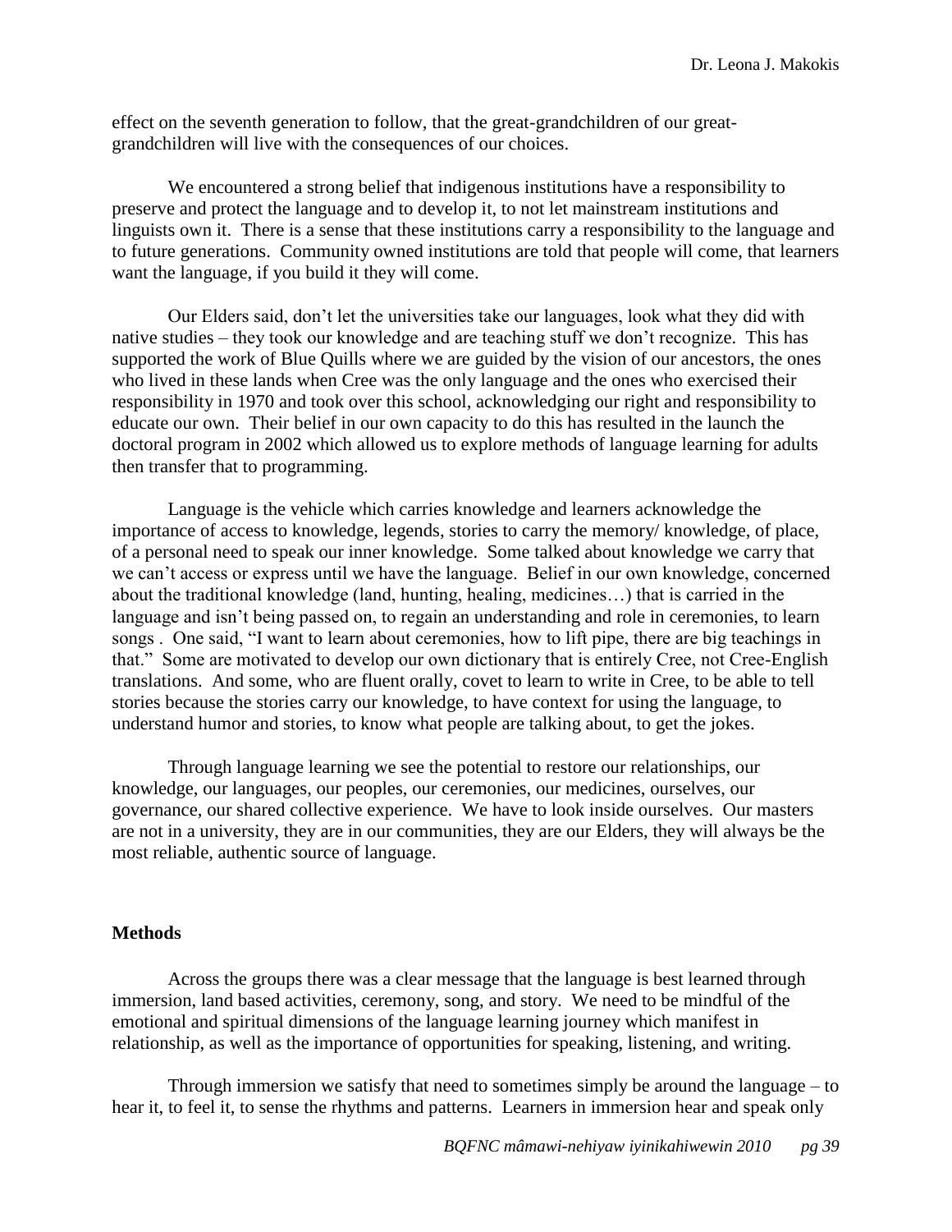effect on the seventh generation to follow, that the great-grandchildren of our great-grandchildren will live with the consequences of our choices.

We encountered a strong belief that indigenous institutions have a responsibility to preserve and protect the language and to develop it, to not let mainstream institutions and linguists own it. There is a sense that these institutions carry a responsibility to the language and to future generations. Community owned institutions are told that people will come, that learners want the language, if you build it they will come.

Our Elders said, don't let the universities take our languages, look what they did with native studies – they took our knowledge and are teaching stuff we don't recognize. This has supported the work of Blue Quills where we are guided by the vision of our ancestors, the ones who lived in these lands when Cree was the only language and the ones who exercised their responsibility in 1970 and took over this school, acknowledging our right and responsibility to educate our own. Their belief in our own capacity to do this has resulted in the launch the doctoral program in 2002 which allowed us to explore methods of language learning for adults then transfer that to programming.

Language is the vehicle which carries knowledge and learners acknowledge the importance of access to knowledge, legends, stories to carry the memory/ knowledge, of place, of a personal need to speak our inner knowledge. Some talked about knowledge we carry that we can't access or express until we have the language. Belief in our own knowledge, concerned about the traditional knowledge (land, hunting, healing, medicines…) that is carried in the language and isn't being passed on, to regain an understanding and role in ceremonies, to learn songs . One said, "I want to learn about ceremonies, how to lift pipe, there are big teachings in that." Some are motivated to develop our own dictionary that is entirely Cree, not Cree-English translations. And some, who are fluent orally, covet to learn to write in Cree, to be able to tell stories because the stories carry our knowledge, to have context for using the language, to understand humor and stories, to know what people are talking about, to get the jokes.

Through language learning we see the potential to restore our relationships, our knowledge, our languages, our peoples, our ceremonies, our medicines, ourselves, our governance, our shared collective experience. We have to look inside ourselves. Our masters are not in a university, they are in our communities, they are our Elders, they will always be the most reliable, authentic source of language.

**Methods**

Across the groups there was a clear message that the language is best learned through immersion, land based activities, ceremony, song, and story. We need to be mindful of the emotional and spiritual dimensions of the language learning journey which manifest in relationship, as well as the importance of opportunities for speaking, listening, and writing.

Through immersion we satisfy that need to sometimes simply be around the language – to hear it, to feel it, to sense the rhythms and patterns. Learners in immersion hear and speak only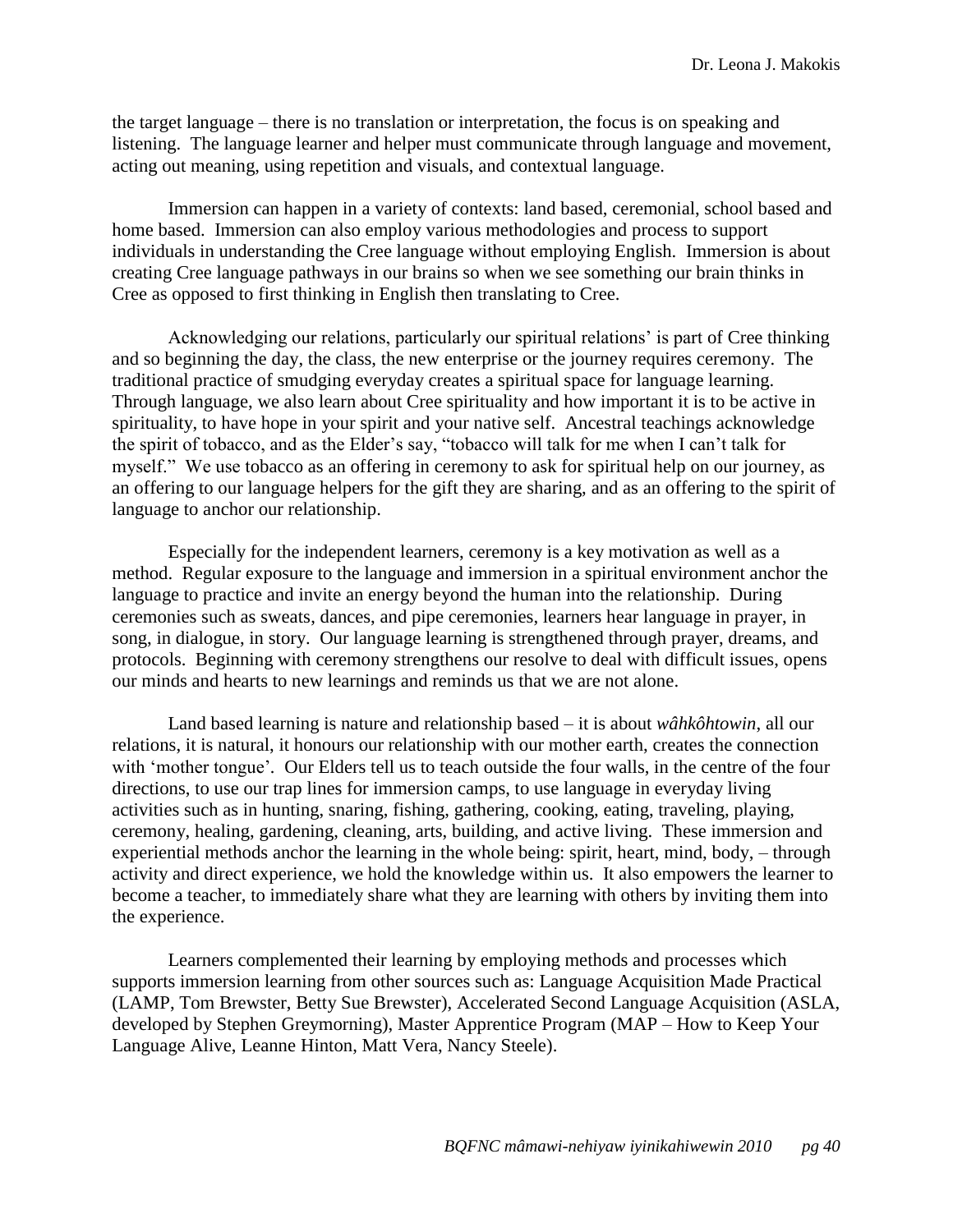the target language – there is no translation or interpretation, the focus is on speaking and listening. The language learner and helper must communicate through language and movement, acting out meaning, using repetition and visuals, and contextual language.

Immersion can happen in a variety of contexts: land based, ceremonial, school based and home based. Immersion can also employ various methodologies and process to support individuals in understanding the Cree language without employing English. Immersion is about creating Cree language pathways in our brains so when we see something our brain thinks in Cree as opposed to first thinking in English then translating to Cree.

Acknowledging our relations, particularly our spiritual relations' is part of Cree thinking and so beginning the day, the class, the new enterprise or the journey requires ceremony. The traditional practice of smudging everyday creates a spiritual space for language learning. Through language, we also learn about Cree spirituality and how important it is to be active in spirituality, to have hope in your spirit and your native self. Ancestral teachings acknowledge the spirit of tobacco, and as the Elder's say, "tobacco will talk for me when I can't talk for myself." We use tobacco as an offering in ceremony to ask for spiritual help on our journey, as an offering to our language helpers for the gift they are sharing, and as an offering to the spirit of language to anchor our relationship.

Especially for the independent learners, ceremony is a key motivation as well as a method. Regular exposure to the language and immersion in a spiritual environment anchor the language to practice and invite an energy beyond the human into the relationship. During ceremonies such as sweats, dances, and pipe ceremonies, learners hear language in prayer, in song, in dialogue, in story. Our language learning is strengthened through prayer, dreams, and protocols. Beginning with ceremony strengthens our resolve to deal with difficult issues, opens our minds and hearts to new learnings and reminds us that we are not alone.

Land based learning is nature and relationship based – it is about *wâhkôhtowin*, all our relations, it is natural, it honours our relationship with our mother earth, creates the connection with 'mother tongue'. Our Elders tell us to teach outside the four walls, in the centre of the four directions, to use our trap lines for immersion camps, to use language in everyday living activities such as in hunting, snaring, fishing, gathering, cooking, eating, traveling, playing, ceremony, healing, gardening, cleaning, arts, building, and active living. These immersion and experiential methods anchor the learning in the whole being: spirit, heart, mind, body, – through activity and direct experience, we hold the knowledge within us. It also empowers the learner to become a teacher, to immediately share what they are learning with others by inviting them into the experience.

Learners complemented their learning by employing methods and processes which supports immersion learning from other sources such as: Language Acquisition Made Practical (LAMP, Tom Brewster, Betty Sue Brewster), Accelerated Second Language Acquisition (ASLA, developed by Stephen Greymorning), Master Apprentice Program (MAP – How to Keep Your Language Alive, Leanne Hinton, Matt Vera, Nancy Steele).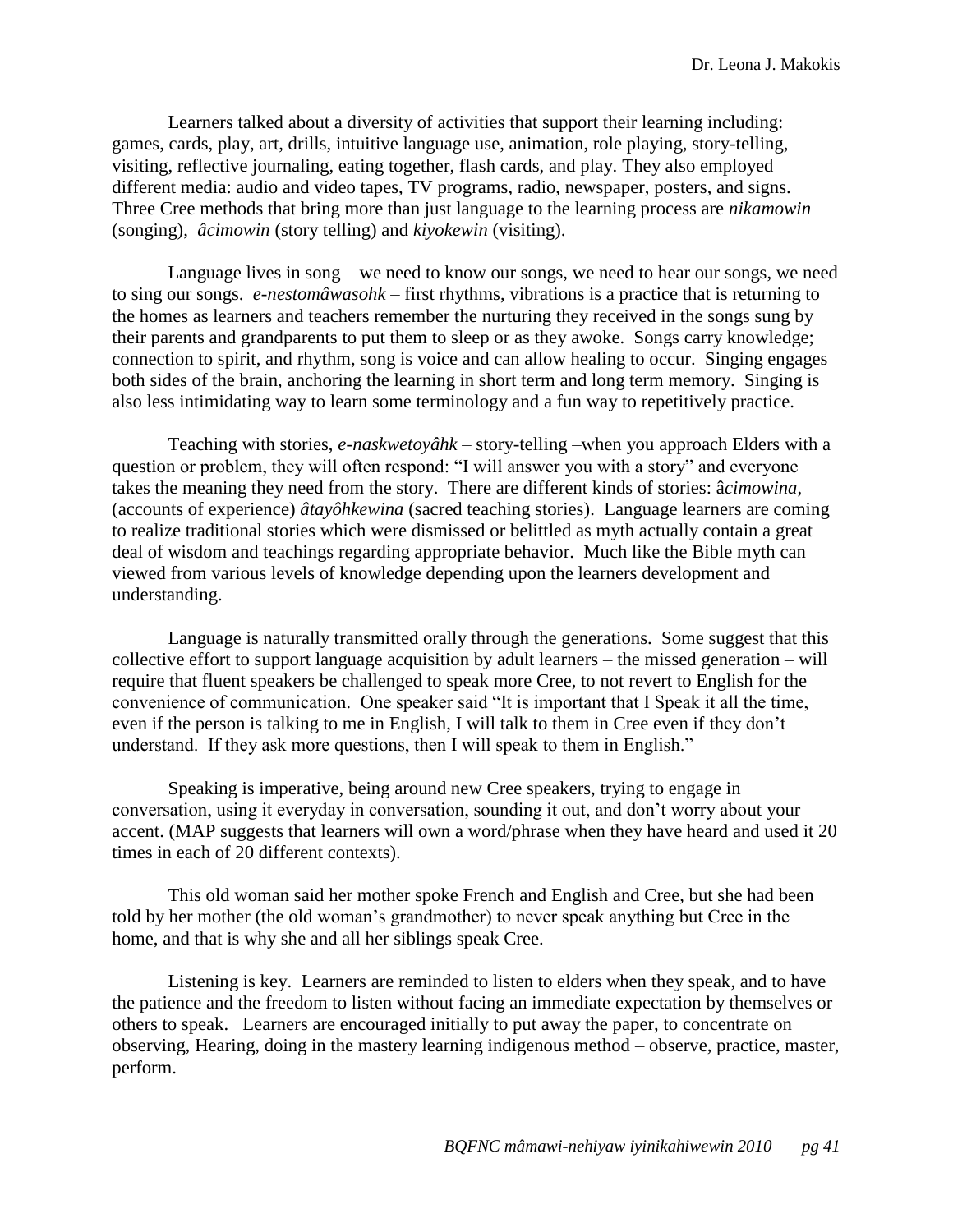Learners talked about a diversity of activities that support their learning including: games, cards, play, art, drills, intuitive language use, animation, role playing, story-telling, visiting, reflective journaling, eating together, flash cards, and play. They also employed different media: audio and video tapes, TV programs, radio, newspaper, posters, and signs. Three Cree methods that bring more than just language to the learning process are *nikamowin* (songing), *âcimowin* (story telling) and *kiyokewin* (visiting).

Language lives in song – we need to know our songs, we need to hear our songs, we need to sing our songs. *e-nestomâwasohk* – first rhythms, vibrations is a practice that is returning to the homes as learners and teachers remember the nurturing they received in the songs sung by their parents and grandparents to put them to sleep or as they awoke. Songs carry knowledge; connection to spirit, and rhythm, song is voice and can allow healing to occur. Singing engages both sides of the brain, anchoring the learning in short term and long term memory. Singing is also less intimidating way to learn some terminology and a fun way to repetitively practice.

Teaching with stories, *e-naskwetoyâhk* – story-telling –when you approach Elders with a question or problem, they will often respond: "I will answer you with a story" and everyone takes the meaning they need from the story. There are different kinds of stories: â*cimowina*, (accounts of experience) *âtayôhkewina* (sacred teaching stories). Language learners are coming to realize traditional stories which were dismissed or belittled as myth actually contain a great deal of wisdom and teachings regarding appropriate behavior. Much like the Bible myth can viewed from various levels of knowledge depending upon the learners development and understanding.

Language is naturally transmitted orally through the generations. Some suggest that this collective effort to support language acquisition by adult learners – the missed generation – will require that fluent speakers be challenged to speak more Cree, to not revert to English for the convenience of communication. One speaker said "It is important that I Speak it all the time, even if the person is talking to me in English, I will talk to them in Cree even if they don't understand. If they ask more questions, then I will speak to them in English."

Speaking is imperative, being around new Cree speakers, trying to engage in conversation, using it everyday in conversation, sounding it out, and don't worry about your accent. (MAP suggests that learners will own a word/phrase when they have heard and used it 20 times in each of 20 different contexts).

This old woman said her mother spoke French and English and Cree, but she had been told by her mother (the old woman's grandmother) to never speak anything but Cree in the home, and that is why she and all her siblings speak Cree.

Listening is key. Learners are reminded to listen to elders when they speak, and to have the patience and the freedom to listen without facing an immediate expectation by themselves or others to speak. Learners are encouraged initially to put away the paper, to concentrate on observing, Hearing, doing in the mastery learning indigenous method – observe, practice, master, perform.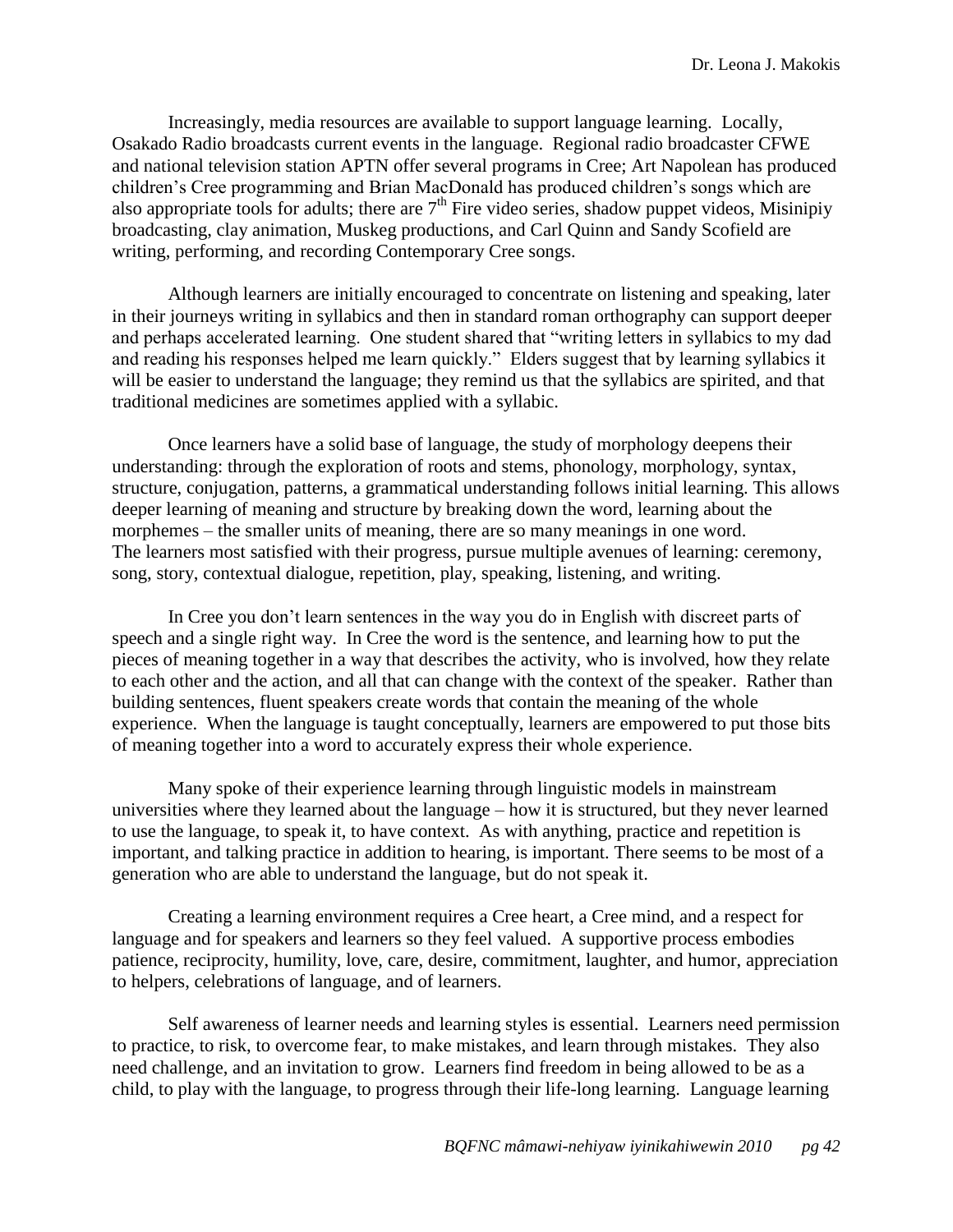Increasingly, media resources are available to support language learning. Locally, Osakado Radio broadcasts current events in the language. Regional radio broadcaster CFWE and national television station APTN offer several programs in Cree; Art Napolean has produced children's Cree programming and Brian MacDonald has produced children's songs which are also appropriate tools for adults; there are 7th Fire video series, shadow puppet videos, Misinipiy broadcasting, clay animation, Muskeg productions, and Carl Quinn and Sandy Scofield are writing, performing, and recording Contemporary Cree songs.

Although learners are initially encouraged to concentrate on listening and speaking, later in their journeys writing in syllabics and then in standard roman orthography can support deeper and perhaps accelerated learning. One student shared that "writing letters in syllabics to my dad and reading his responses helped me learn quickly." Elders suggest that by learning syllabics it will be easier to understand the language; they remind us that the syllabics are spirited, and that traditional medicines are sometimes applied with a syllabic.

Once learners have a solid base of language, the study of morphology deepens their understanding: through the exploration of roots and stems, phonology, morphology, syntax, structure, conjugation, patterns, a grammatical understanding follows initial learning. This allows deeper learning of meaning and structure by breaking down the word, learning about the morphemes – the smaller units of meaning, there are so many meanings in one word. The learners most satisfied with their progress, pursue multiple avenues of learning: ceremony, song, story, contextual dialogue, repetition, play, speaking, listening, and writing.

In Cree you don't learn sentences in the way you do in English with discreet parts of speech and a single right way. In Cree the word is the sentence, and learning how to put the pieces of meaning together in a way that describes the activity, who is involved, how they relate to each other and the action, and all that can change with the context of the speaker. Rather than building sentences, fluent speakers create words that contain the meaning of the whole experience. When the language is taught conceptually, learners are empowered to put those bits of meaning together into a word to accurately express their whole experience.

Many spoke of their experience learning through linguistic models in mainstream universities where they learned about the language – how it is structured, but they never learned to use the language, to speak it, to have context. As with anything, practice and repetition is important, and talking practice in addition to hearing, is important. There seems to be most of a generation who are able to understand the language, but do not speak it.

Creating a learning environment requires a Cree heart, a Cree mind, and a respect for language and for speakers and learners so they feel valued. A supportive process embodies patience, reciprocity, humility, love, care, desire, commitment, laughter, and humor, appreciation to helpers, celebrations of language, and of learners.

Self awareness of learner needs and learning styles is essential. Learners need permission to practice, to risk, to overcome fear, to make mistakes, and learn through mistakes. They also need challenge, and an invitation to grow. Learners find freedom in being allowed to be as a child, to play with the language, to progress through their life-long learning. Language learning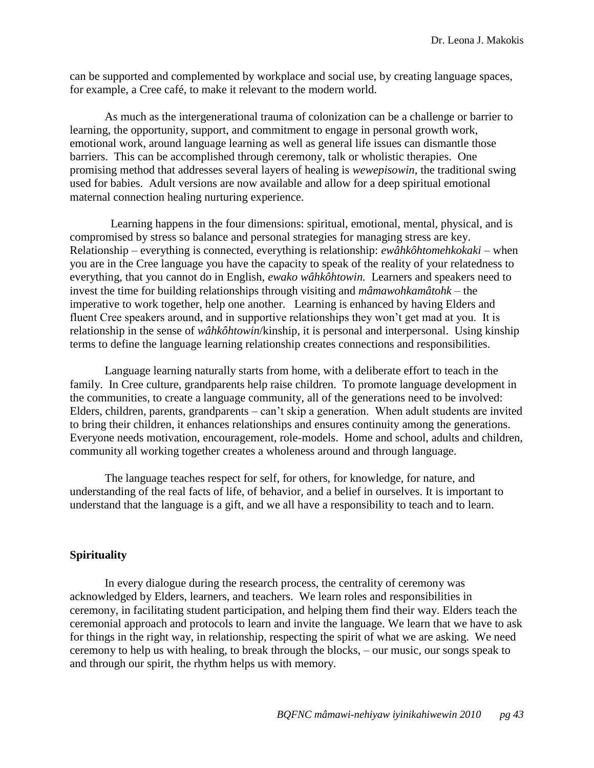can be supported and complemented by workplace and social use, by creating language spaces, for example, a Cree café, to make it relevant to the modern world.

As much as the intergenerational trauma of colonization can be a challenge or barrier to learning, the opportunity, support, and commitment to engage in personal growth work, emotional work, around language learning as well as general life issues can dismantle those barriers. This can be accomplished through ceremony, talk or wholistic therapies. One promising method that addresses several layers of healing is *wewepisowin*, the traditional swing used for babies. Adult versions are now available and allow for a deep spiritual emotional maternal connection healing nurturing experience.

Learning happens in the four dimensions: spiritual, emotional, mental, physical, and is compromised by stress so balance and personal strategies for managing stress are key. Relationship – everything is connected, everything is relationship: *ewâhkôhtomehkokaki* – when you are in the Cree language you have the capacity to speak of the reality of your relatedness to everything, that you cannot do in English, *ewako wâhkôhtowin.* Learners and speakers need to invest the time for building relationships through visiting and *mâmawohkamâtohk* – the imperative to work together, help one another. Learning is enhanced by having Elders and fluent Cree speakers around, and in supportive relationships they won't get mad at you. It is relationship in the sense of *wâhkôhtowin*/kinship, it is personal and interpersonal. Using kinship terms to define the language learning relationship creates connections and responsibilities.

Language learning naturally starts from home, with a deliberate effort to teach in the family. In Cree culture, grandparents help raise children. To promote language development in the communities, to create a language community, all of the generations need to be involved: Elders, children, parents, grandparents – can't skip a generation. When adult students are invited to bring their children, it enhances relationships and ensures continuity among the generations. Everyone needs motivation, encouragement, role-models. Home and school, adults and children, community all working together creates a wholeness around and through language.

The language teaches respect for self, for others, for knowledge, for nature, and understanding of the real facts of life, of behavior, and a belief in ourselves. It is important to understand that the language is a gift, and we all have a responsibility to teach and to learn.

## Spirituality

In every dialogue during the research process, the centrality of ceremony was acknowledged by Elders, learners, and teachers. We learn roles and responsibilities in ceremony, in facilitating student participation, and helping them find their way. Elders teach the ceremonial approach and protocols to learn and invite the language. We learn that we have to ask for things in the right way, in relationship, respecting the spirit of what we are asking. We need ceremony to help us with healing, to break through the blocks, – our music, our songs speak to and through our spirit, the rhythm helps us with memory.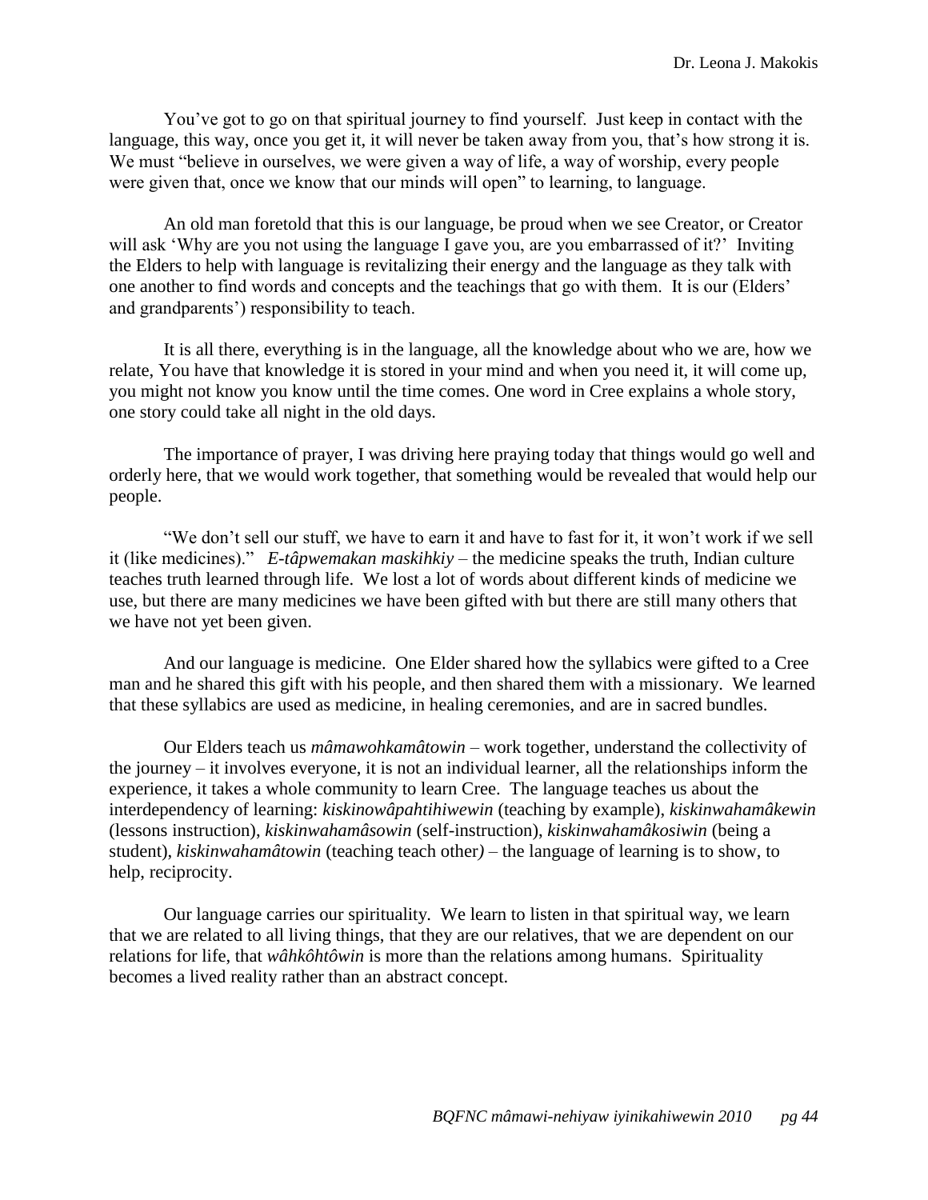You’ve got to go on that spiritual journey to find yourself. Just keep in contact with the language, this way, once you get it, it will never be taken away from you, that’s how strong it is. We must “believe in ourselves, we were given a way of life, a way of worship, every people were given that, once we know that our minds will open” to learning, to language.

An old man foretold that this is our language, be proud when we see Creator, or Creator will ask ‘Why are you not using the language I gave you, are you embarrassed of it?’ Inviting the Elders to help with language is revitalizing their energy and the language as they talk with one another to find words and concepts and the teachings that go with them. It is our (Elders’ and grandparents’) responsibility to teach.

It is all there, everything is in the language, all the knowledge about who we are, how we relate, You have that knowledge it is stored in your mind and when you need it, it will come up, you might not know you know until the time comes. One word in Cree explains a whole story, one story could take all night in the old days.

The importance of prayer, I was driving here praying today that things would go well and orderly here, that we would work together, that something would be revealed that would help our people.

“We don’t sell our stuff, we have to earn it and have to fast for it, it won’t work if we sell it (like medicines).” *E-tâpwemakan maskihkiy* – the medicine speaks the truth, Indian culture teaches truth learned through life. We lost a lot of words about different kinds of medicine we use, but there are many medicines we have been gifted with but there are still many others that we have not yet been given.

And our language is medicine. One Elder shared how the syllabics were gifted to a Cree man and he shared this gift with his people, and then shared them with a missionary. We learned that these syllabics are used as medicine, in healing ceremonies, and are in sacred bundles.

Our Elders teach us *mâmawohkamâtowin* – work together, understand the collectivity of the journey – it involves everyone, it is not an individual learner, all the relationships inform the experience, it takes a whole community to learn Cree. The language teaches us about the interdependency of learning: *kiskinowâpahtihiwewin* (teaching by example), *kiskinwahamâkewin* (lessons instruction), *kiskinwahamâsowin* (self-instruction), *kiskinwahamâkosiwin* (being a student), *kiskinwahamâtowin* (teaching teach other) – the language of learning is to show, to help, reciprocity.

Our language carries our spirituality. We learn to listen in that spiritual way, we learn that we are related to all living things, that they are our relatives, that we are dependent on our relations for life, that *wâhkôhtôwin* is more than the relations among humans. Spirituality becomes a lived reality rather than an abstract concept.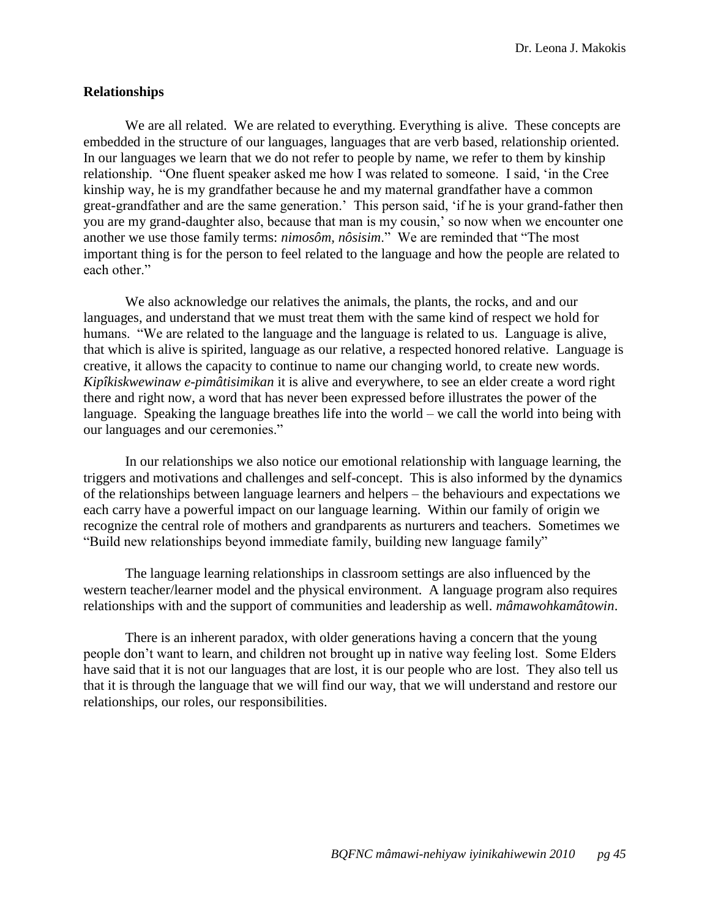## Relationships

We are all related. We are related to everything. Everything is alive. These concepts are embedded in the structure of our languages, languages that are verb based, relationship oriented. In our languages we learn that we do not refer to people by name, we refer to them by kinship relationship. "One fluent speaker asked me how I was related to someone. I said, 'in the Cree kinship way, he is my grandfather because he and my maternal grandfather have a common great-grandfather and are the same generation.' This person said, 'if he is your grand-father then you are my grand-daughter also, because that man is my cousin,' so now when we encounter one another we use those family terms: *nimosôm, nôsisim*." We are reminded that "The most important thing is for the person to feel related to the language and how the people are related to each other."

We also acknowledge our relatives the animals, the plants, the rocks, and and our languages, and understand that we must treat them with the same kind of respect we hold for humans. "We are related to the language and the language is related to us. Language is alive, that which is alive is spirited, language as our relative, a respected honored relative. Language is creative, it allows the capacity to continue to name our changing world, to create new words. *Kipîkiskwewinaw e-pimâtisimikan* it is alive and everywhere, to see an elder create a word right there and right now, a word that has never been expressed before illustrates the power of the language. Speaking the language breathes life into the world – we call the world into being with our languages and our ceremonies."

In our relationships we also notice our emotional relationship with language learning, the triggers and motivations and challenges and self-concept. This is also informed by the dynamics of the relationships between language learners and helpers – the behaviours and expectations we each carry have a powerful impact on our language learning. Within our family of origin we recognize the central role of mothers and grandparents as nurturers and teachers. Sometimes we "Build new relationships beyond immediate family, building new language family"

The language learning relationships in classroom settings are also influenced by the western teacher/learner model and the physical environment. A language program also requires relationships with and the support of communities and leadership as well. *mâmawohkamâtowin*.

There is an inherent paradox, with older generations having a concern that the young people don't want to learn, and children not brought up in native way feeling lost. Some Elders have said that it is not our languages that are lost, it is our people who are lost. They also tell us that it is through the language that we will find our way, that we will understand and restore our relationships, our roles, our responsibilities.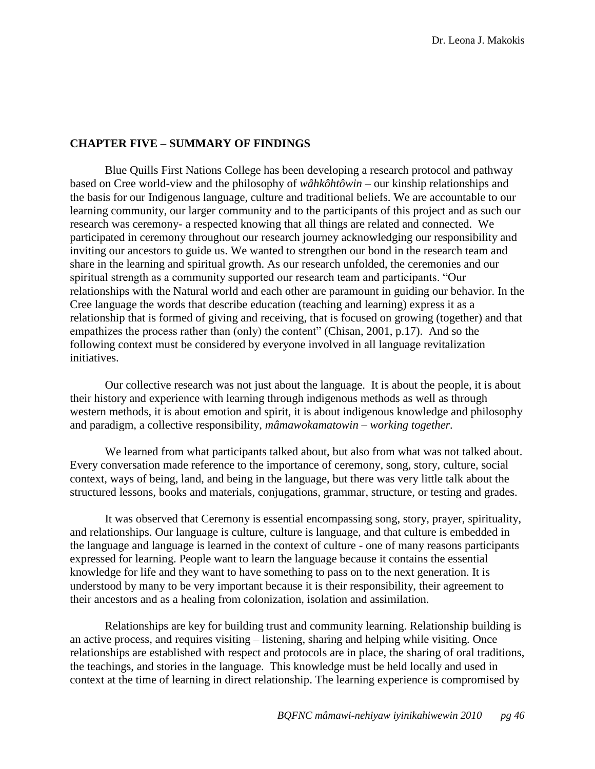## CHAPTER FIVE – SUMMARY OF FINDINGS

Blue Quills First Nations College has been developing a research protocol and pathway based on Cree world-view and the philosophy of *wâhkôhtôwin* – our kinship relationships and the basis for our Indigenous language, culture and traditional beliefs. We are accountable to our learning community, our larger community and to the participants of this project and as such our research was ceremony- a respected knowing that all things are related and connected. We participated in ceremony throughout our research journey acknowledging our responsibility and inviting our ancestors to guide us. We wanted to strengthen our bond in the research team and share in the learning and spiritual growth. As our research unfolded, the ceremonies and our spiritual strength as a community supported our research team and participants. "Our relationships with the Natural world and each other are paramount in guiding our behavior. In the Cree language the words that describe education (teaching and learning) express it as a relationship that is formed of giving and receiving, that is focused on growing (together) and that empathizes the process rather than (only) the content" (Chisan, 2001, p.17). And so the following context must be considered by everyone involved in all language revitalization initiatives.

Our collective research was not just about the language. It is about the people, it is about their history and experience with learning through indigenous methods as well as through western methods, it is about emotion and spirit, it is about indigenous knowledge and philosophy and paradigm, a collective responsibility, *mâmawokamatowin – working together.*

We learned from what participants talked about, but also from what was not talked about. Every conversation made reference to the importance of ceremony, song, story, culture, social context, ways of being, land, and being in the language, but there was very little talk about the structured lessons, books and materials, conjugations, grammar, structure, or testing and grades.

It was observed that Ceremony is essential encompassing song, story, prayer, spirituality, and relationships. Our language is culture, culture is language, and that culture is embedded in the language and language is learned in the context of culture - one of many reasons participants expressed for learning. People want to learn the language because it contains the essential knowledge for life and they want to have something to pass on to the next generation. It is understood by many to be very important because it is their responsibility, their agreement to their ancestors and as a healing from colonization, isolation and assimilation.

Relationships are key for building trust and community learning. Relationship building is an active process, and requires visiting – listening, sharing and helping while visiting. Once relationships are established with respect and protocols are in place, the sharing of oral traditions, the teachings, and stories in the language. This knowledge must be held locally and used in context at the time of learning in direct relationship. The learning experience is compromised by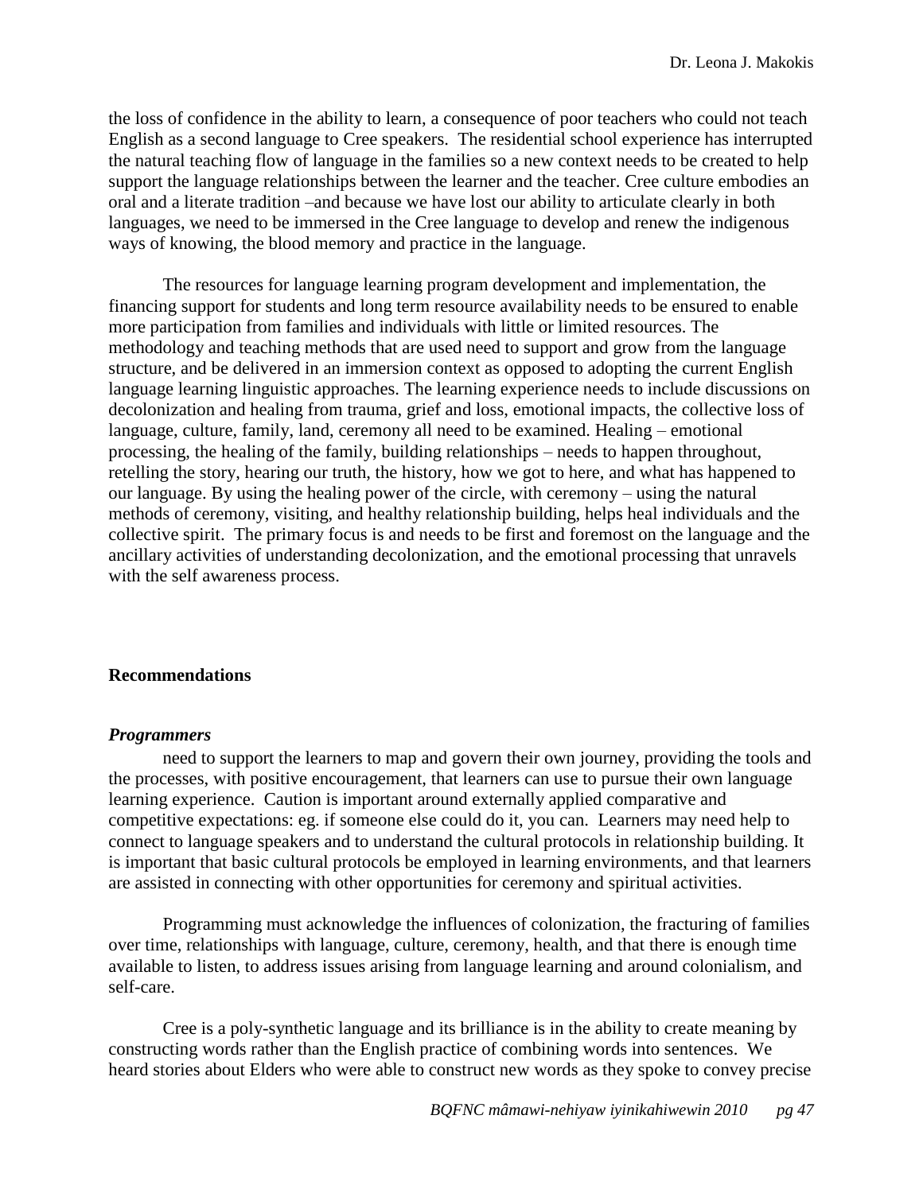the loss of confidence in the ability to learn, a consequence of poor teachers who could not teach English as a second language to Cree speakers. The residential school experience has interrupted the natural teaching flow of language in the families so a new context needs to be created to help support the language relationships between the learner and the teacher. Cree culture embodies an oral and a literate tradition –and because we have lost our ability to articulate clearly in both languages, we need to be immersed in the Cree language to develop and renew the indigenous ways of knowing, the blood memory and practice in the language.

The resources for language learning program development and implementation, the financing support for students and long term resource availability needs to be ensured to enable more participation from families and individuals with little or limited resources. The methodology and teaching methods that are used need to support and grow from the language structure, and be delivered in an immersion context as opposed to adopting the current English language learning linguistic approaches. The learning experience needs to include discussions on decolonization and healing from trauma, grief and loss, emotional impacts, the collective loss of language, culture, family, land, ceremony all need to be examined. Healing – emotional processing, the healing of the family, building relationships – needs to happen throughout, retelling the story, hearing our truth, the history, how we got to here, and what has happened to our language. By using the healing power of the circle, with ceremony – using the natural methods of ceremony, visiting, and healthy relationship building, helps heal individuals and the collective spirit. The primary focus is and needs to be first and foremost on the language and the ancillary activities of understanding decolonization, and the emotional processing that unravels with the self awareness process.

## Recommendations

### ***Programmers***

need to support the learners to map and govern their own journey, providing the tools and the processes, with positive encouragement, that learners can use to pursue their own language learning experience. Caution is important around externally applied comparative and competitive expectations: eg. if someone else could do it, you can. Learners may need help to connect to language speakers and to understand the cultural protocols in relationship building. It is important that basic cultural protocols be employed in learning environments, and that learners are assisted in connecting with other opportunities for ceremony and spiritual activities.

Programming must acknowledge the influences of colonization, the fracturing of families over time, relationships with language, culture, ceremony, health, and that there is enough time available to listen, to address issues arising from language learning and around colonialism, and self-care.

Cree is a poly-synthetic language and its brilliance is in the ability to create meaning by constructing words rather than the English practice of combining words into sentences. We heard stories about Elders who were able to construct new words as they spoke to convey precise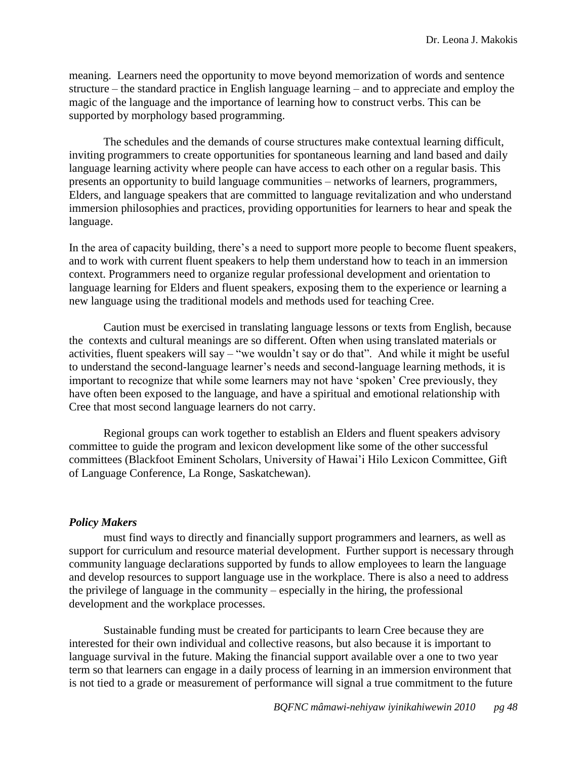meaning. Learners need the opportunity to move beyond memorization of words and sentence structure – the standard practice in English language learning – and to appreciate and employ the magic of the language and the importance of learning how to construct verbs. This can be supported by morphology based programming.

The schedules and the demands of course structures make contextual learning difficult, inviting programmers to create opportunities for spontaneous learning and land based and daily language learning activity where people can have access to each other on a regular basis. This presents an opportunity to build language communities – networks of learners, programmers, Elders, and language speakers that are committed to language revitalization and who understand immersion philosophies and practices, providing opportunities for learners to hear and speak the language.

In the area of capacity building, there's a need to support more people to become fluent speakers, and to work with current fluent speakers to help them understand how to teach in an immersion context. Programmers need to organize regular professional development and orientation to language learning for Elders and fluent speakers, exposing them to the experience or learning a new language using the traditional models and methods used for teaching Cree.

Caution must be exercised in translating language lessons or texts from English, because the contexts and cultural meanings are so different. Often when using translated materials or activities, fluent speakers will say – "we wouldn't say or do that". And while it might be useful to understand the second-language learner's needs and second-language learning methods, it is important to recognize that while some learners may not have 'spoken' Cree previously, they have often been exposed to the language, and have a spiritual and emotional relationship with Cree that most second language learners do not carry.

Regional groups can work together to establish an Elders and fluent speakers advisory committee to guide the program and lexicon development like some of the other successful committees (Blackfoot Eminent Scholars, University of Hawai'i Hilo Lexicon Committee, Gift of Language Conference, La Ronge, Saskatchewan).

***Policy Makers***

must find ways to directly and financially support programmers and learners, as well as support for curriculum and resource material development. Further support is necessary through community language declarations supported by funds to allow employees to learn the language and develop resources to support language use in the workplace. There is also a need to address the privilege of language in the community – especially in the hiring, the professional development and the workplace processes.

Sustainable funding must be created for participants to learn Cree because they are interested for their own individual and collective reasons, but also because it is important to language survival in the future. Making the financial support available over a one to two year term so that learners can engage in a daily process of learning in an immersion environment that is not tied to a grade or measurement of performance will signal a true commitment to the future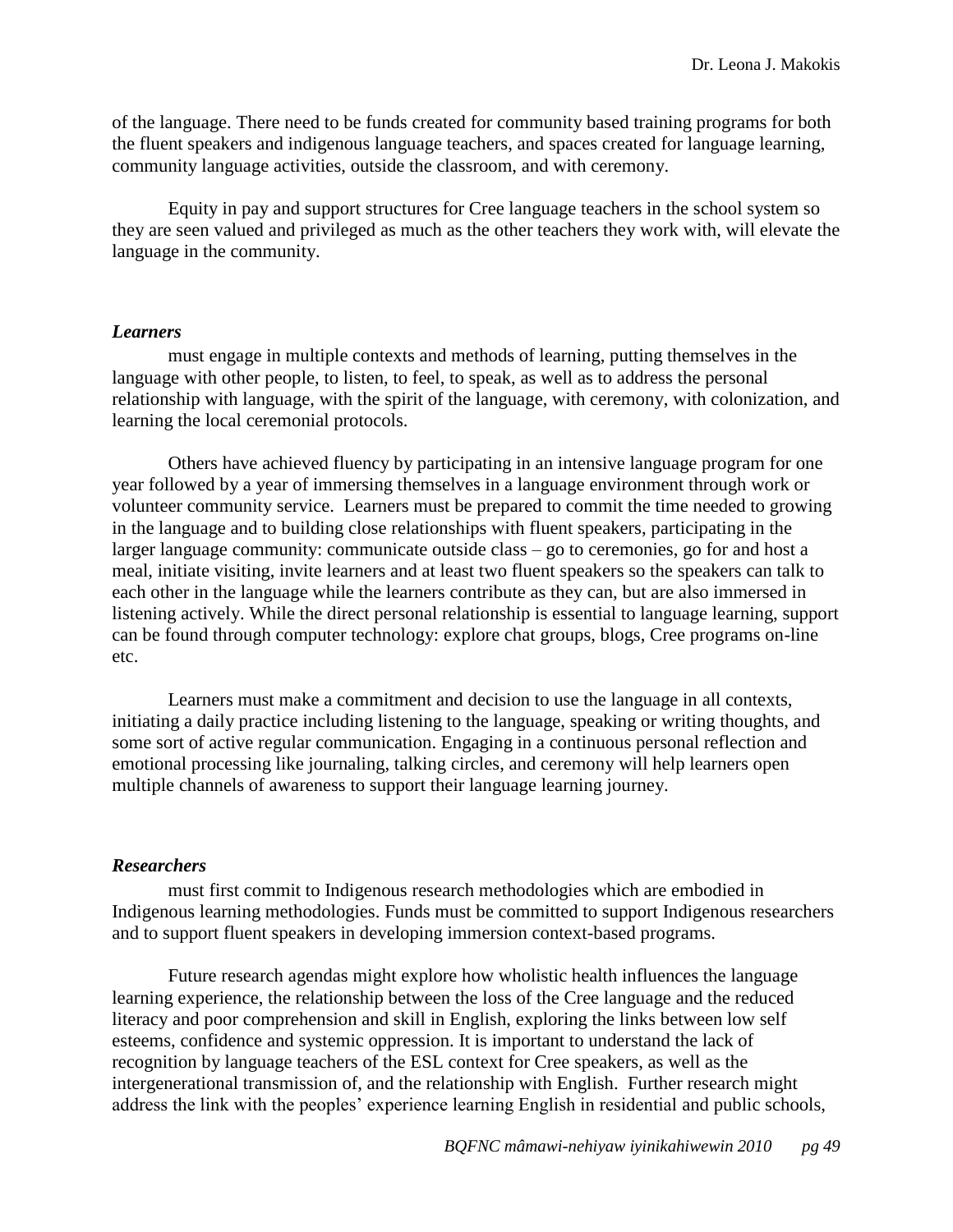of the language. There need to be funds created for community based training programs for both the fluent speakers and indigenous language teachers, and spaces created for language learning, community language activities, outside the classroom, and with ceremony.

Equity in pay and support structures for Cree language teachers in the school system so they are seen valued and privileged as much as the other teachers they work with, will elevate the language in the community.

### *Learners*

must engage in multiple contexts and methods of learning, putting themselves in the language with other people, to listen, to feel, to speak, as well as to address the personal relationship with language, with the spirit of the language, with ceremony, with colonization, and learning the local ceremonial protocols.

Others have achieved fluency by participating in an intensive language program for one year followed by a year of immersing themselves in a language environment through work or volunteer community service. Learners must be prepared to commit the time needed to growing in the language and to building close relationships with fluent speakers, participating in the larger language community: communicate outside class – go to ceremonies, go for and host a meal, initiate visiting, invite learners and at least two fluent speakers so the speakers can talk to each other in the language while the learners contribute as they can, but are also immersed in listening actively. While the direct personal relationship is essential to language learning, support can be found through computer technology: explore chat groups, blogs, Cree programs on-line etc.

Learners must make a commitment and decision to use the language in all contexts, initiating a daily practice including listening to the language, speaking or writing thoughts, and some sort of active regular communication. Engaging in a continuous personal reflection and emotional processing like journaling, talking circles, and ceremony will help learners open multiple channels of awareness to support their language learning journey.

### *Researchers*

must first commit to Indigenous research methodologies which are embodied in Indigenous learning methodologies. Funds must be committed to support Indigenous researchers and to support fluent speakers in developing immersion context-based programs.

Future research agendas might explore how wholistic health influences the language learning experience, the relationship between the loss of the Cree language and the reduced literacy and poor comprehension and skill in English, exploring the links between low self esteems, confidence and systemic oppression. It is important to understand the lack of recognition by language teachers of the ESL context for Cree speakers, as well as the intergenerational transmission of, and the relationship with English. Further research might address the link with the peoples' experience learning English in residential and public schools,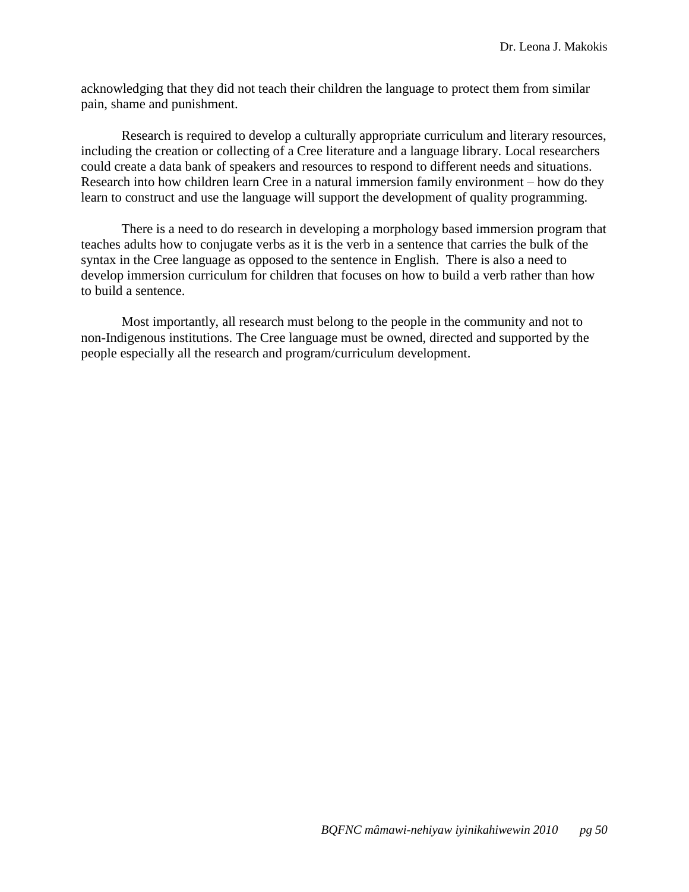acknowledging that they did not teach their children the language to protect them from similar pain, shame and punishment.

Research is required to develop a culturally appropriate curriculum and literary resources, including the creation or collecting of a Cree literature and a language library. Local researchers could create a data bank of speakers and resources to respond to different needs and situations. Research into how children learn Cree in a natural immersion family environment – how do they learn to construct and use the language will support the development of quality programming.

There is a need to do research in developing a morphology based immersion program that teaches adults how to conjugate verbs as it is the verb in a sentence that carries the bulk of the syntax in the Cree language as opposed to the sentence in English. There is also a need to develop immersion curriculum for children that focuses on how to build a verb rather than how to build a sentence.

Most importantly, all research must belong to the people in the community and not to non-Indigenous institutions. The Cree language must be owned, directed and supported by the people especially all the research and program/curriculum development.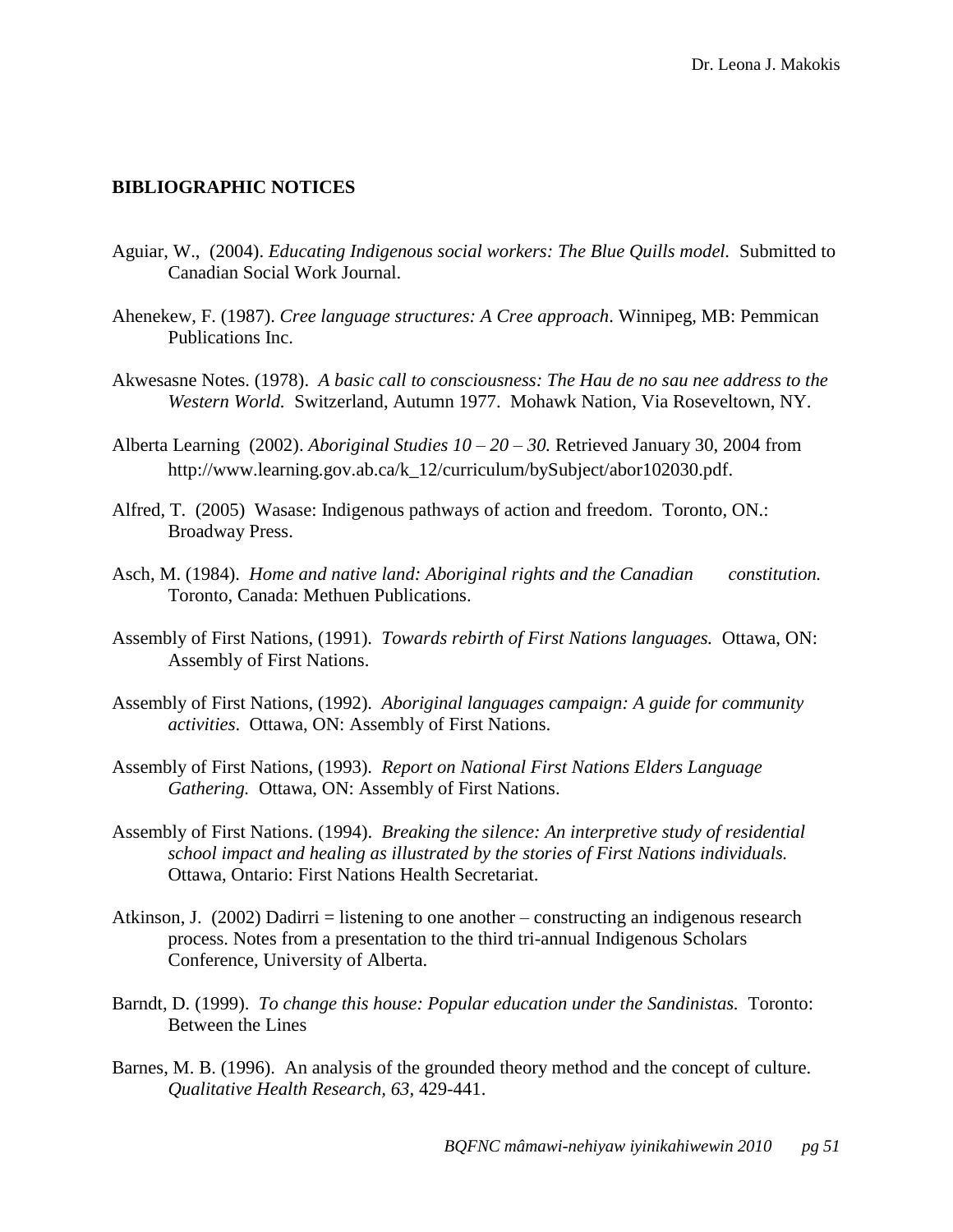## BIBLIOGRAPHIC NOTICES

Aguiar, W., (2004). *Educating Indigenous social workers: The Blue Quills model.* Submitted to Canadian Social Work Journal.

Ahenekew, F. (1987). *Cree language structures: A Cree approach*. Winnipeg, MB: Pemmican Publications Inc.

Akwesasne Notes. (1978). *A basic call to consciousness: The Hau de no sau nee address to the Western World.* Switzerland, Autumn 1977. Mohawk Nation, Via Roseveltown, NY.

Alberta Learning (2002). *Aboriginal Studies 10 – 20 – 30.* Retrieved January 30, 2004 from http://www.learning.gov.ab.ca/k_12/curriculum/bySubject/abor102030.pdf.

Alfred, T. (2005) Wasase: Indigenous pathways of action and freedom. Toronto, ON.: Broadway Press.

Asch, M. (1984). *Home and native land: Aboriginal rights and the Canadian constitution.* Toronto, Canada: Methuen Publications.

Assembly of First Nations, (1991). *Towards rebirth of First Nations languages.* Ottawa, ON: Assembly of First Nations.

Assembly of First Nations, (1992). *Aboriginal languages campaign: A guide for community activities*. Ottawa, ON: Assembly of First Nations.

Assembly of First Nations, (1993). *Report on National First Nations Elders Language Gathering.* Ottawa, ON: Assembly of First Nations.

Assembly of First Nations. (1994). *Breaking the silence: An interpretive study of residential school impact and healing as illustrated by the stories of First Nations individuals.* Ottawa, Ontario: First Nations Health Secretariat.

Atkinson, J. (2002) Dadirri = listening to one another – constructing an indigenous research process. Notes from a presentation to the third tri-annual Indigenous Scholars Conference, University of Alberta.

Barndt, D. (1999). *To change this house: Popular education under the Sandinistas.* Toronto: Between the Lines

Barnes, M. B. (1996). An analysis of the grounded theory method and the concept of culture. *Qualitative Health Research, 63,* 429-441.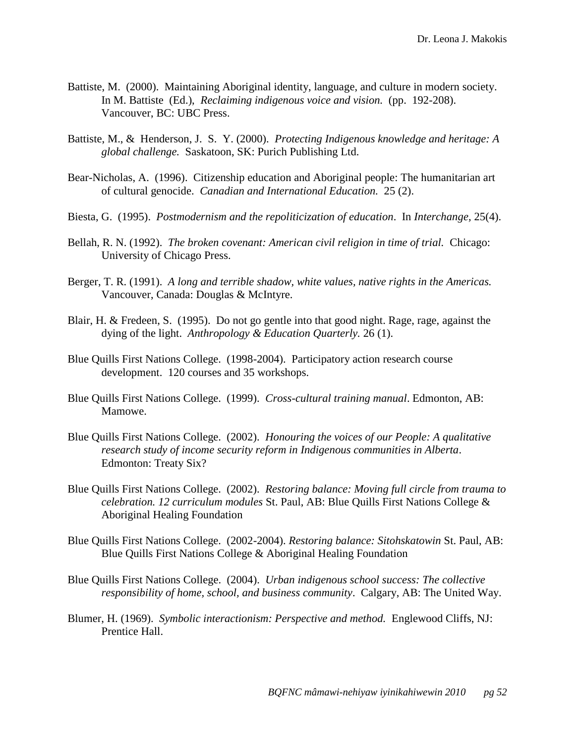Battiste, M. (2000). Maintaining Aboriginal identity, language, and culture in modern society. In M. Battiste (Ed.), *Reclaiming indigenous voice and vision.* (pp. 192-208). Vancouver, BC: UBC Press.

Battiste, M., & Henderson, J. S. Y. (2000). *Protecting Indigenous knowledge and heritage: A global challenge.* Saskatoon, SK: Purich Publishing Ltd.

Bear-Nicholas, A. (1996). Citizenship education and Aboriginal people: The humanitarian art of cultural genocide. *Canadian and International Education.* 25 (2).

Biesta, G. (1995). *Postmodernism and the repoliticization of education*. In *Interchange,* 25(4).

Bellah, R. N. (1992). *The broken covenant: American civil religion in time of trial.* Chicago: University of Chicago Press.

Berger, T. R. (1991). *A long and terrible shadow, white values, native rights in the Americas.* Vancouver, Canada: Douglas & McIntyre.

Blair, H. & Fredeen, S. (1995). Do not go gentle into that good night. Rage, rage, against the dying of the light. *Anthropology & Education Quarterly.* 26 (1).

Blue Quills First Nations College. (1998-2004). Participatory action research course development. 120 courses and 35 workshops.

Blue Quills First Nations College. (1999). *Cross-cultural training manual*. Edmonton, AB: Mamowe.

Blue Quills First Nations College. (2002). *Honouring the voices of our People: A qualitative research study of income security reform in Indigenous communities in Alberta*. Edmonton: Treaty Six?

Blue Quills First Nations College. (2002). *Restoring balance: Moving full circle from trauma to celebration. 12 curriculum modules* St. Paul, AB: Blue Quills First Nations College & Aboriginal Healing Foundation

Blue Quills First Nations College. (2002-2004). *Restoring balance: Sitohskatowin* St. Paul, AB: Blue Quills First Nations College & Aboriginal Healing Foundation

Blue Quills First Nations College. (2004). *Urban indigenous school success: The collective responsibility of home, school, and business community*. Calgary, AB: The United Way.

Blumer, H. (1969). *Symbolic interactionism: Perspective and method.* Englewood Cliffs, NJ: Prentice Hall.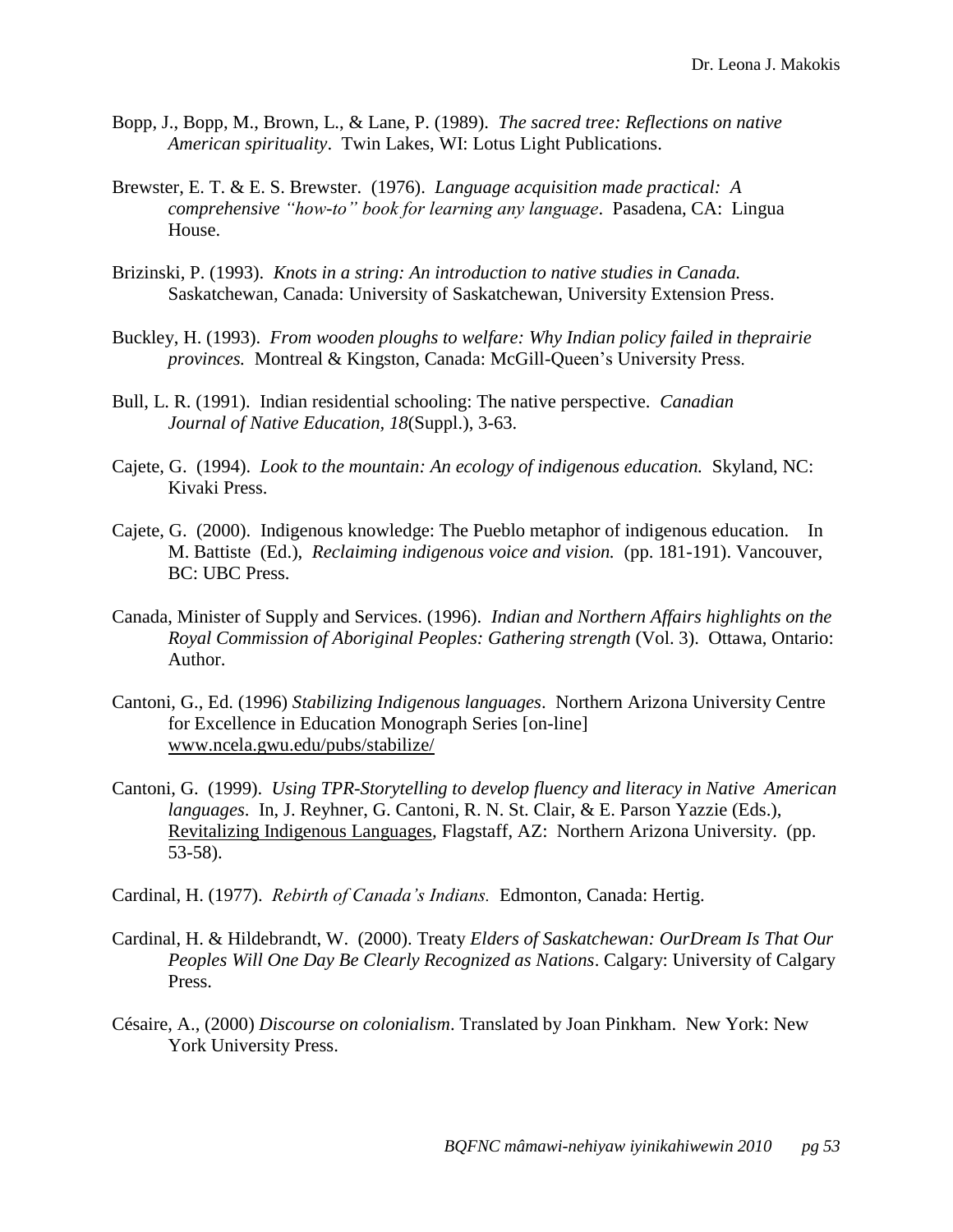Bopp, J., Bopp, M., Brown, L., & Lane, P. (1989). *The sacred tree: Reflections on native American spirituality*. Twin Lakes, WI: Lotus Light Publications.

Brewster, E. T. & E. S. Brewster. (1976). *Language acquisition made practical: A comprehensive "how-to" book for learning any language*. Pasadena, CA: Lingua House.

Brizinski, P. (1993). *Knots in a string: An introduction to native studies in Canada.* Saskatchewan, Canada: University of Saskatchewan, University Extension Press.

Buckley, H. (1993). *From wooden ploughs to welfare: Why Indian policy failed in theprairie provinces.* Montreal & Kingston, Canada: McGill-Queen's University Press.

Bull, L. R. (1991). Indian residential schooling: The native perspective. *Canadian Journal of Native Education*, *18*(Suppl.), 3-63.

Cajete, G. (1994). *Look to the mountain: An ecology of indigenous education.* Skyland, NC: Kivaki Press.

Cajete, G. (2000). Indigenous knowledge: The Pueblo metaphor of indigenous education. In M. Battiste (Ed.), *Reclaiming indigenous voice and vision.* (pp. 181-191). Vancouver, BC: UBC Press.

Canada, Minister of Supply and Services. (1996). *Indian and Northern Affairs highlights on the Royal Commission of Aboriginal Peoples: Gathering strength* (Vol. 3). Ottawa, Ontario: Author.

Cantoni, G., Ed. (1996) *Stabilizing Indigenous languages*. Northern Arizona University Centre for Excellence in Education Monograph Series [on-line] www.ncela.gwu.edu/pubs/stabilize/

Cantoni, G. (1999). *Using TPR-Storytelling to develop fluency and literacy in Native American languages*. In, J. Reyhner, G. Cantoni, R. N. St. Clair, & E. Parson Yazzie (Eds.), Revitalizing Indigenous Languages, Flagstaff, AZ: Northern Arizona University. (pp. 53-58).

Cardinal, H. (1977). *Rebirth of Canada's Indians.* Edmonton, Canada: Hertig.

Cardinal, H. & Hildebrandt, W. (2000). Treaty *Elders of Saskatchewan: OurDream Is That Our Peoples Will One Day Be Clearly Recognized as Nations*. Calgary: University of Calgary Press.

Césaire, A., (2000) *Discourse on colonialism*. Translated by Joan Pinkham. New York: New York University Press.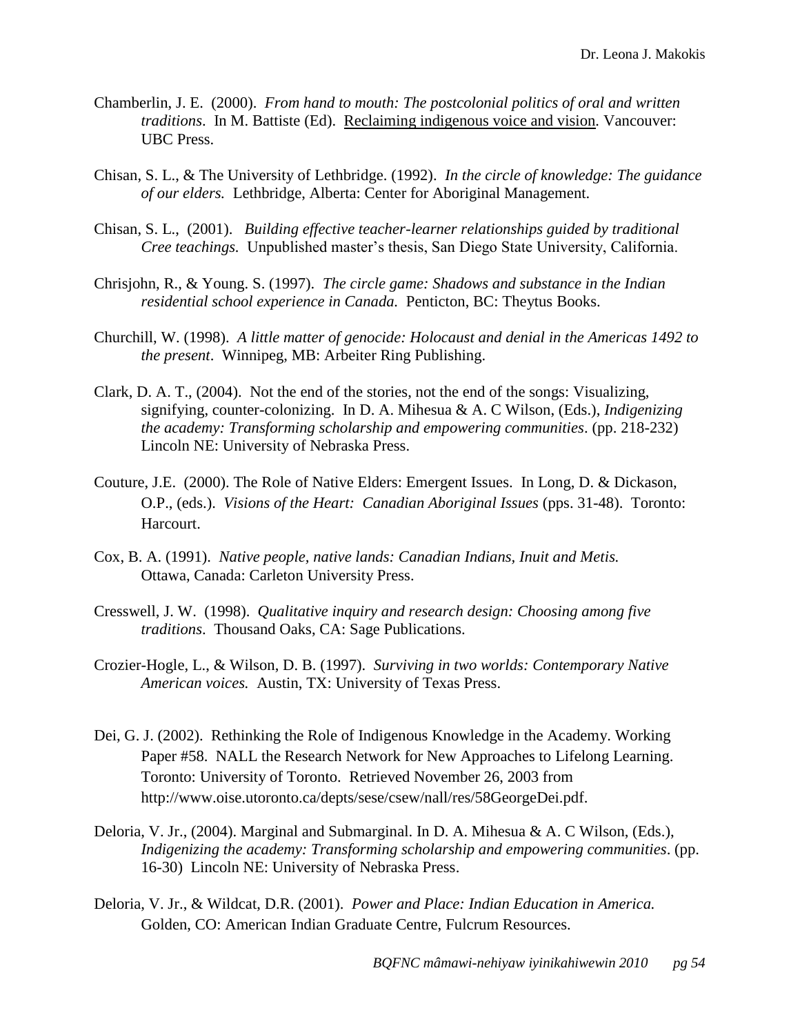Chamberlin, J. E. (2000). *From hand to mouth: The postcolonial politics of oral and written traditions*. In M. Battiste (Ed). Reclaiming indigenous voice and vision. Vancouver: UBC Press.

Chisan, S. L., & The University of Lethbridge. (1992). *In the circle of knowledge: The guidance of our elders.* Lethbridge, Alberta: Center for Aboriginal Management.

Chisan, S. L., (2001). *Building effective teacher-learner relationships guided by traditional Cree teachings.* Unpublished master's thesis, San Diego State University, California.

Chrisjohn, R., & Young. S. (1997). *The circle game: Shadows and substance in the Indian residential school experience in Canada.* Penticton, BC: Theytus Books.

Churchill, W. (1998). *A little matter of genocide: Holocaust and denial in the Americas 1492 to the present*. Winnipeg, MB: Arbeiter Ring Publishing.

Clark, D. A. T., (2004). Not the end of the stories, not the end of the songs: Visualizing, signifying, counter-colonizing. In D. A. Mihesua & A. C Wilson, (Eds.), *Indigenizing the academy: Transforming scholarship and empowering communities*. (pp. 218-232) Lincoln NE: University of Nebraska Press.

Couture, J.E. (2000). The Role of Native Elders: Emergent Issues. In Long, D. & Dickason, O.P., (eds.). *Visions of the Heart: Canadian Aboriginal Issues* (pps. 31-48). Toronto: Harcourt.

Cox, B. A. (1991). *Native people, native lands: Canadian Indians, Inuit and Metis.* Ottawa, Canada: Carleton University Press.

Cresswell, J. W. (1998). *Qualitative inquiry and research design: Choosing among five traditions*. Thousand Oaks, CA: Sage Publications.

Crozier-Hogle, L., & Wilson, D. B. (1997). *Surviving in two worlds: Contemporary Native American voices.* Austin, TX: University of Texas Press.

Dei, G. J. (2002). Rethinking the Role of Indigenous Knowledge in the Academy. Working Paper #58. NALL the Research Network for New Approaches to Lifelong Learning. Toronto: University of Toronto. Retrieved November 26, 2003 from http://www.oise.utoronto.ca/depts/sese/csew/nall/res/58GeorgeDei.pdf.

Deloria, V. Jr., (2004). Marginal and Submarginal. In D. A. Mihesua & A. C Wilson, (Eds.), *Indigenizing the academy: Transforming scholarship and empowering communities*. (pp. 16-30) Lincoln NE: University of Nebraska Press.

Deloria, V. Jr., & Wildcat, D.R. (2001). *Power and Place: Indian Education in America.* Golden, CO: American Indian Graduate Centre, Fulcrum Resources.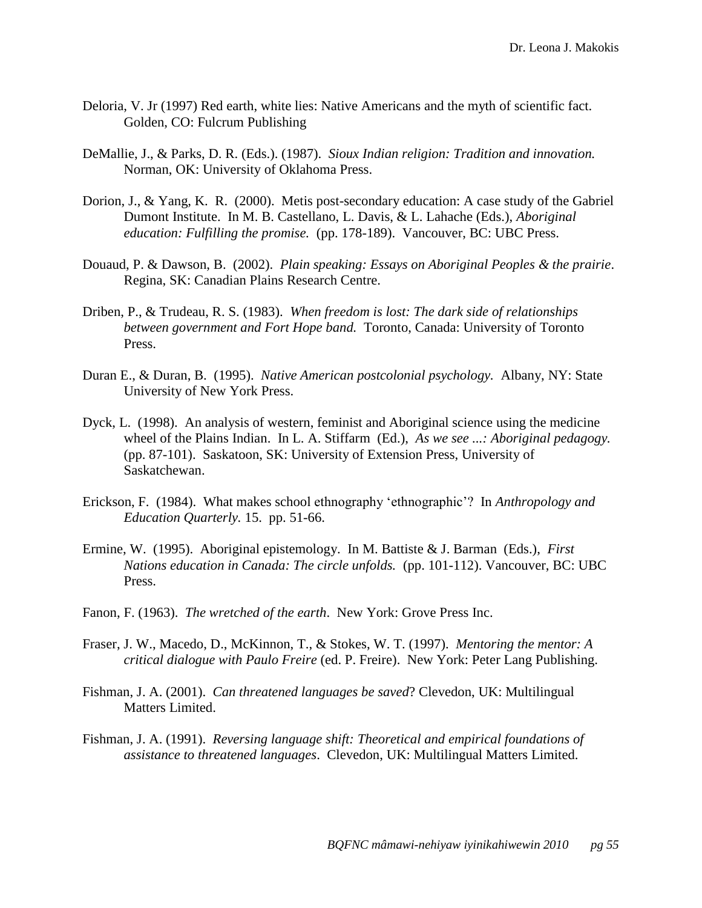Deloria, V. Jr (1997) Red earth, white lies: Native Americans and the myth of scientific fact. Golden, CO: Fulcrum Publishing

DeMallie, J., & Parks, D. R. (Eds.). (1987). *Sioux Indian religion: Tradition and innovation.* Norman, OK: University of Oklahoma Press.

Dorion, J., & Yang, K. R. (2000). Metis post-secondary education: A case study of the Gabriel Dumont Institute. In M. B. Castellano, L. Davis, & L. Lahache (Eds.), *Aboriginal education: Fulfilling the promise.* (pp. 178-189). Vancouver, BC: UBC Press.

Douaud, P. & Dawson, B. (2002). *Plain speaking: Essays on Aboriginal Peoples & the prairie*. Regina, SK: Canadian Plains Research Centre.

Driben, P., & Trudeau, R. S. (1983). *When freedom is lost: The dark side of relationships between government and Fort Hope band.* Toronto, Canada: University of Toronto Press.

Duran E., & Duran, B. (1995). *Native American postcolonial psychology.* Albany, NY: State University of New York Press.

Dyck, L. (1998). An analysis of western, feminist and Aboriginal science using the medicine wheel of the Plains Indian. In L. A. Stiffarm (Ed.), *As we see ...: Aboriginal pedagogy.* (pp. 87-101). Saskatoon, SK: University of Extension Press, University of Saskatchewan.

Erickson, F. (1984). What makes school ethnography 'ethnographic'? In *Anthropology and Education Quarterly.* 15. pp. 51-66.

Ermine, W. (1995). Aboriginal epistemology. In M. Battiste & J. Barman (Eds.), *First Nations education in Canada: The circle unfolds.* (pp. 101-112). Vancouver, BC: UBC Press.

Fanon, F. (1963). *The wretched of the earth*. New York: Grove Press Inc.

Fraser, J. W., Macedo, D., McKinnon, T., & Stokes, W. T. (1997). *Mentoring the mentor: A critical dialogue with Paulo Freire* (ed. P. Freire). New York: Peter Lang Publishing.

Fishman, J. A. (2001). *Can threatened languages be saved*? Clevedon, UK: Multilingual Matters Limited.

Fishman, J. A. (1991). *Reversing language shift: Theoretical and empirical foundations of assistance to threatened languages*. Clevedon, UK: Multilingual Matters Limited.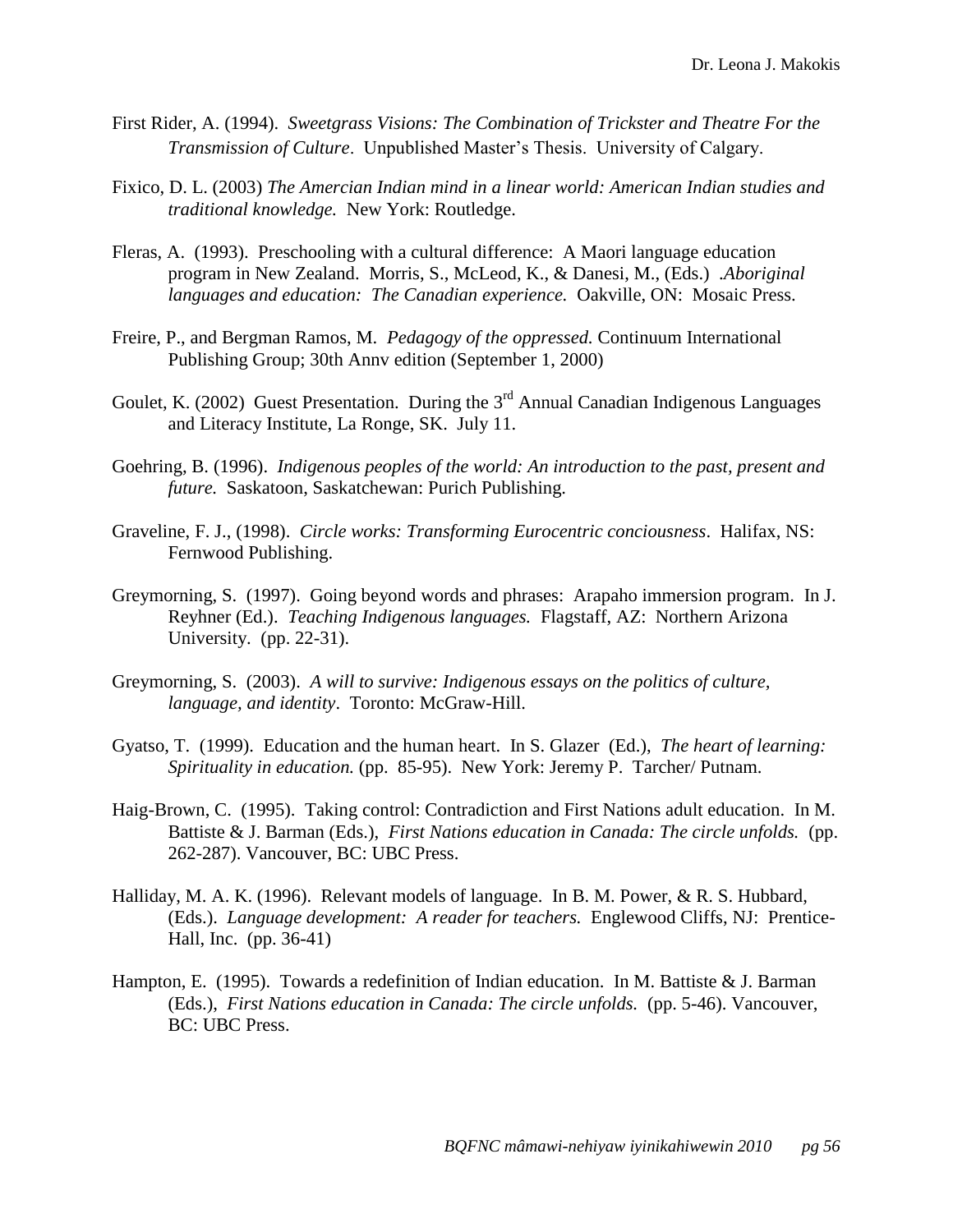First Rider, A. (1994). *Sweetgrass Visions: The Combination of Trickster and Theatre For the Transmission of Culture*. Unpublished Master's Thesis. University of Calgary.

Fixico, D. L. (2003) *The Amercian Indian mind in a linear world: American Indian studies and traditional knowledge.* New York: Routledge.

Fleras, A. (1993). Preschooling with a cultural difference: A Maori language education program in New Zealand. Morris, S., McLeod, K., & Danesi, M., (Eds.) .*Aboriginal languages and education: The Canadian experience.* Oakville, ON: Mosaic Press.

Freire, P., and Bergman Ramos, M. *Pedagogy of the oppressed.* Continuum International Publishing Group; 30th Annv edition (September 1, 2000)

Goulet, K. (2002) Guest Presentation. During the 3rd Annual Canadian Indigenous Languages and Literacy Institute, La Ronge, SK. July 11.

Goehring, B. (1996). *Indigenous peoples of the world: An introduction to the past, present and future.* Saskatoon, Saskatchewan: Purich Publishing.

Graveline, F. J., (1998). *Circle works: Transforming Eurocentric conciousness*. Halifax, NS: Fernwood Publishing.

Greymorning, S. (1997). Going beyond words and phrases: Arapaho immersion program. In J. Reyhner (Ed.). *Teaching Indigenous languages.* Flagstaff, AZ: Northern Arizona University. (pp. 22-31).

Greymorning, S. (2003). *A will to survive: Indigenous essays on the politics of culture, language, and identity*. Toronto: McGraw-Hill.

Gyatso, T. (1999). Education and the human heart. In S. Glazer (Ed.), *The heart of learning: Spirituality in education.* (pp. 85-95). New York: Jeremy P. Tarcher/ Putnam.

Haig-Brown, C. (1995). Taking control: Contradiction and First Nations adult education. In M. Battiste & J. Barman (Eds.), *First Nations education in Canada: The circle unfolds.* (pp. 262-287). Vancouver, BC: UBC Press.

Halliday, M. A. K. (1996). Relevant models of language. In B. M. Power, & R. S. Hubbard, (Eds.). *Language development: A reader for teachers.* Englewood Cliffs, NJ: Prentice-Hall, Inc. (pp. 36-41)

Hampton, E. (1995). Towards a redefinition of Indian education. In M. Battiste & J. Barman (Eds.), *First Nations education in Canada: The circle unfolds.* (pp. 5-46). Vancouver, BC: UBC Press.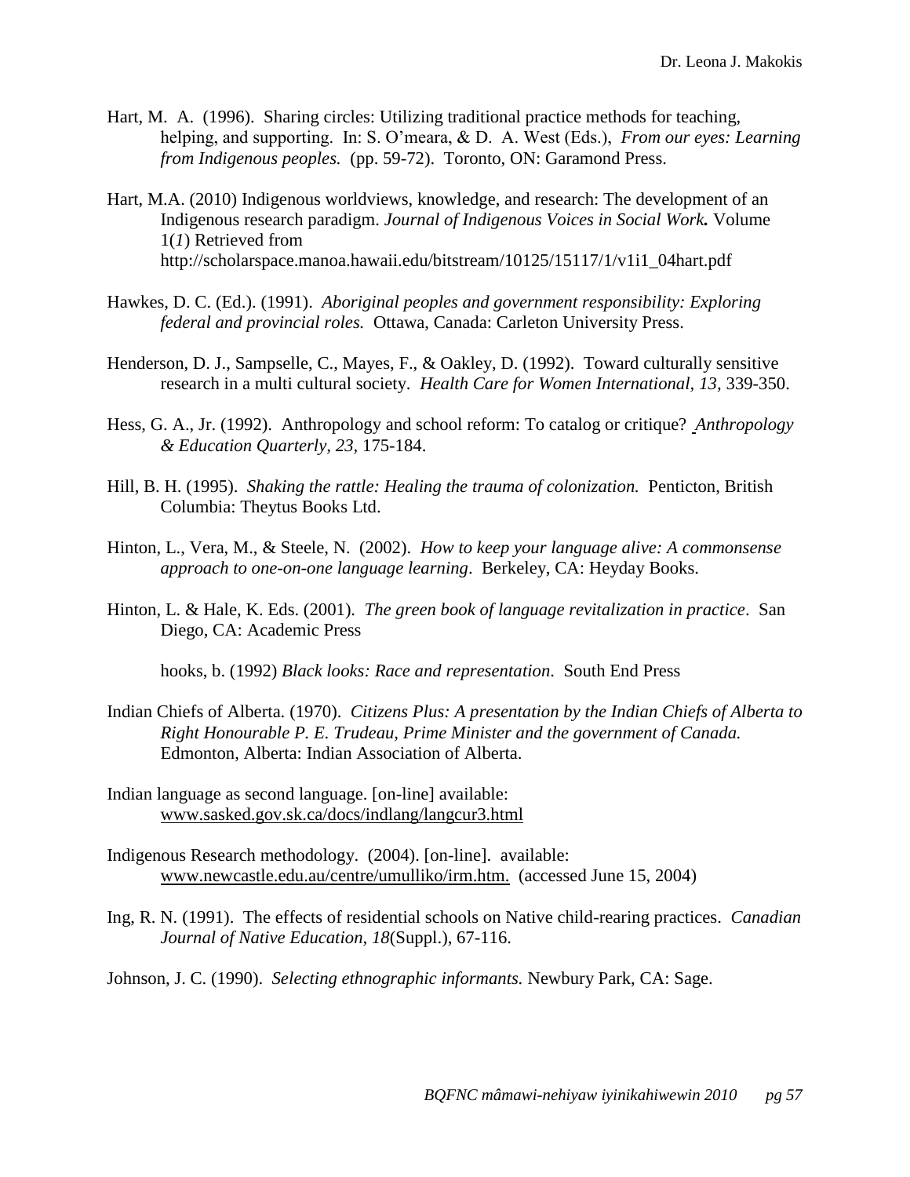Hart, M. A. (1996). Sharing circles: Utilizing traditional practice methods for teaching, helping, and supporting. In: S. O'meara, & D. A. West (Eds.), *From our eyes: Learning from Indigenous peoples.* (pp. 59-72). Toronto, ON: Garamond Press.

Hart, M.A. (2010) Indigenous worldviews, knowledge, and research: The development of an Indigenous research paradigm. *Journal of Indigenous Voices in Social Work.* Volume 1(*1*) Retrieved from http://scholarspace.manoa.hawaii.edu/bitstream/10125/15117/1/v1i1_04hart.pdf

Hawkes, D. C. (Ed.). (1991). *Aboriginal peoples and government responsibility: Exploring federal and provincial roles.* Ottawa, Canada: Carleton University Press.

Henderson, D. J., Sampselle, C., Mayes, F., & Oakley, D. (1992). Toward culturally sensitive research in a multi cultural society. *Health Care for Women International, 13,* 339-350.

Hess, G. A., Jr. (1992). Anthropology and school reform: To catalog or critique? *Anthropology & Education Quarterly, 23,* 175-184.

Hill, B. H. (1995). *Shaking the rattle: Healing the trauma of colonization.* Penticton, British Columbia: Theytus Books Ltd.

Hinton, L., Vera, M., & Steele, N. (2002). *How to keep your language alive: A commonsense approach to one-on-one language learning*. Berkeley, CA: Heyday Books.

Hinton, L. & Hale, K. Eds. (2001). *The green book of language revitalization in practice*. San Diego, CA: Academic Press

hooks, b. (1992) *Black looks: Race and representation*. South End Press

Indian Chiefs of Alberta. (1970). *Citizens Plus: A presentation by the Indian Chiefs of Alberta to Right Honourable P. E. Trudeau, Prime Minister and the government of Canada.* Edmonton, Alberta: Indian Association of Alberta.

Indian language as second language. [on-line] available: www.sasked.gov.sk.ca/docs/indlang/langcur3.html

Indigenous Research methodology. (2004). [on-line]. available: www.newcastle.edu.au/centre/umulliko/irm.htm. (accessed June 15, 2004)

Ing, R. N. (1991). The effects of residential schools on Native child-rearing practices. *Canadian Journal of Native Education*, *18*(Suppl.), 67-116.

Johnson, J. C. (1990). *Selecting ethnographic informants.* Newbury Park, CA: Sage.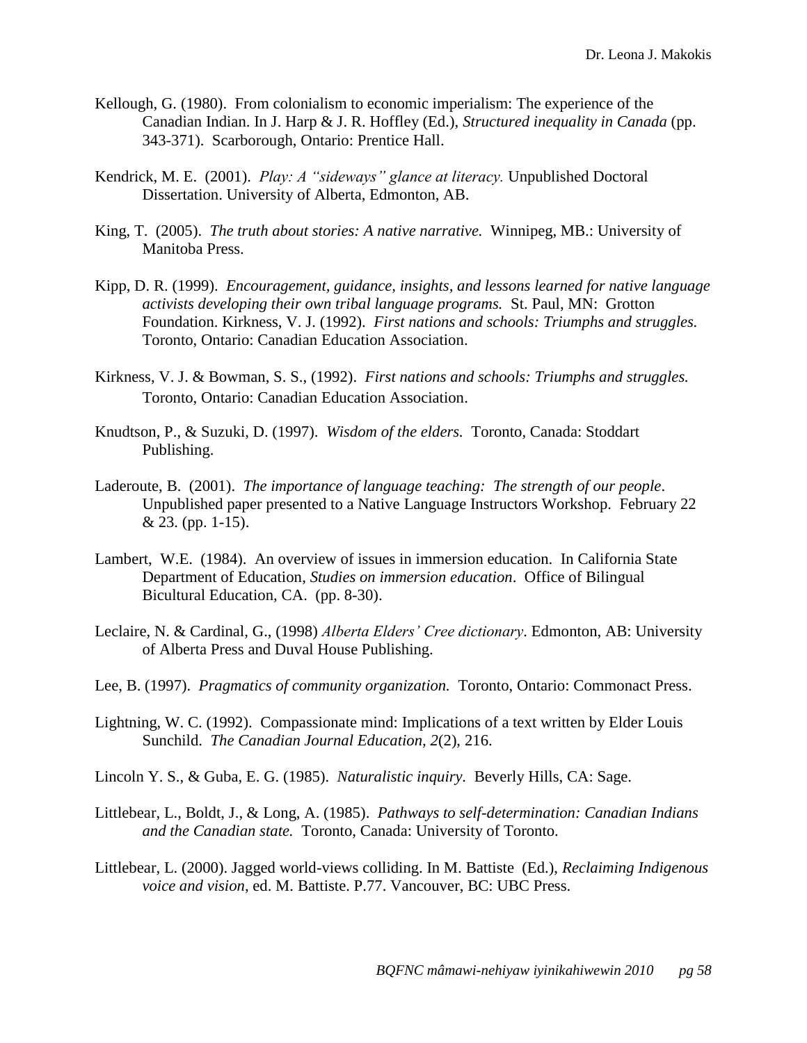Kellough, G. (1980). From colonialism to economic imperialism: The experience of the Canadian Indian. In J. Harp & J. R. Hoffley (Ed.), *Structured inequality in Canada* (pp. 343-371). Scarborough, Ontario: Prentice Hall.

Kendrick, M. E. (2001). *Play: A "sideways" glance at literacy.* Unpublished Doctoral Dissertation. University of Alberta, Edmonton, AB.

King, T. (2005). *The truth about stories: A native narrative.* Winnipeg, MB.: University of Manitoba Press.

Kipp, D. R. (1999). *Encouragement, guidance, insights, and lessons learned for native language activists developing their own tribal language programs.* St. Paul, MN: Grotton Foundation. Kirkness, V. J. (1992). *First nations and schools: Triumphs and struggles.* Toronto, Ontario: Canadian Education Association.

Kirkness, V. J. & Bowman, S. S., (1992). *First nations and schools: Triumphs and struggles.* Toronto, Ontario: Canadian Education Association.

Knudtson, P., & Suzuki, D. (1997). *Wisdom of the elders.* Toronto, Canada: Stoddart Publishing.

Laderoute, B. (2001). *The importance of language teaching: The strength of our people*. Unpublished paper presented to a Native Language Instructors Workshop. February 22 & 23. (pp. 1-15).

Lambert, W.E. (1984). An overview of issues in immersion education. In California State Department of Education, *Studies on immersion education*. Office of Bilingual Bicultural Education, CA. (pp. 8-30).

Leclaire, N. & Cardinal, G., (1998) *Alberta Elders' Cree dictionary*. Edmonton, AB: University of Alberta Press and Duval House Publishing.

Lee, B. (1997). *Pragmatics of community organization.* Toronto, Ontario: Commonact Press.

Lightning, W. C. (1992). Compassionate mind: Implications of a text written by Elder Louis Sunchild. *The Canadian Journal Education, 2*(2), 216.

Lincoln Y. S., & Guba, E. G. (1985). *Naturalistic inquiry*. Beverly Hills, CA: Sage.

Littlebear, L., Boldt, J., & Long, A. (1985). *Pathways to self-determination: Canadian Indians and the Canadian state.* Toronto, Canada: University of Toronto.

Littlebear, L. (2000). Jagged world-views colliding. In M. Battiste (Ed.), *Reclaiming Indigenous voice and vision*, ed. M. Battiste. P.77. Vancouver, BC: UBC Press.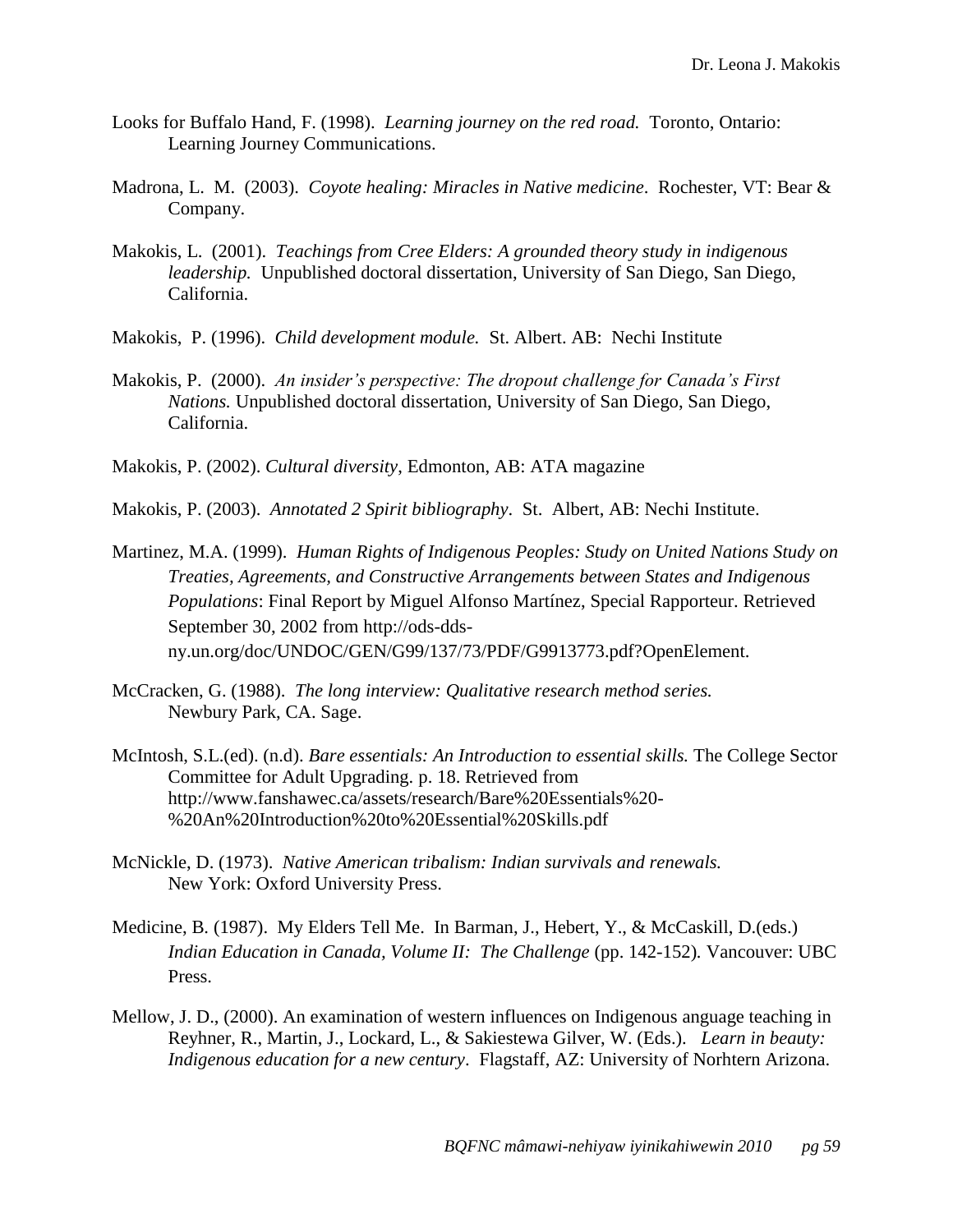Looks for Buffalo Hand, F. (1998). *Learning journey on the red road.* Toronto, Ontario: Learning Journey Communications.

Madrona, L. M. (2003). *Coyote healing: Miracles in Native medicine*. Rochester, VT: Bear & Company.

Makokis, L. (2001). *Teachings from Cree Elders: A grounded theory study in indigenous leadership.* Unpublished doctoral dissertation, University of San Diego, San Diego, California.

Makokis, P. (1996). *Child development module.* St. Albert. AB: Nechi Institute

Makokis, P. (2000). *An insider's perspective: The dropout challenge for Canada's First Nations.* Unpublished doctoral dissertation, University of San Diego, San Diego, California.

Makokis, P. (2002). *Cultural diversity*, Edmonton, AB: ATA magazine

Makokis, P. (2003). *Annotated 2 Spirit bibliography*. St. Albert, AB: Nechi Institute.

Martinez, M.A. (1999). *Human Rights of Indigenous Peoples: Study on United Nations Study on Treaties, Agreements, and Constructive Arrangements between States and Indigenous Populations*: Final Report by Miguel Alfonso Martínez, Special Rapporteur. Retrieved September 30, 2002 from http://ods-dds-ny.un.org/doc/UNDOC/GEN/G99/137/73/PDF/G9913773.pdf?OpenElement.

McCracken, G. (1988). *The long interview: Qualitative research method series.* Newbury Park, CA. Sage.

McIntosh, S.L.(ed). (n.d). *Bare essentials: An Introduction to essential skills.* The College Sector Committee for Adult Upgrading. p. 18. Retrieved from http://www.fanshawec.ca/assets/research/Bare%20Essentials%20-%20An%20Introduction%20to%20Essential%20Skills.pdf

McNickle, D. (1973). *Native American tribalism: Indian survivals and renewals.* New York: Oxford University Press.

Medicine, B. (1987). My Elders Tell Me. In Barman, J., Hebert, Y., & McCaskill, D.(eds.) *Indian Education in Canada, Volume II: The Challenge* (pp. 142-152)*.* Vancouver: UBC Press.

Mellow, J. D., (2000). An examination of western influences on Indigenous anguage teaching in Reyhner, R., Martin, J., Lockard, L., & Sakiestewa Gilver, W. (Eds.). *Learn in beauty: Indigenous education for a new century*. Flagstaff, AZ: University of Norhtern Arizona.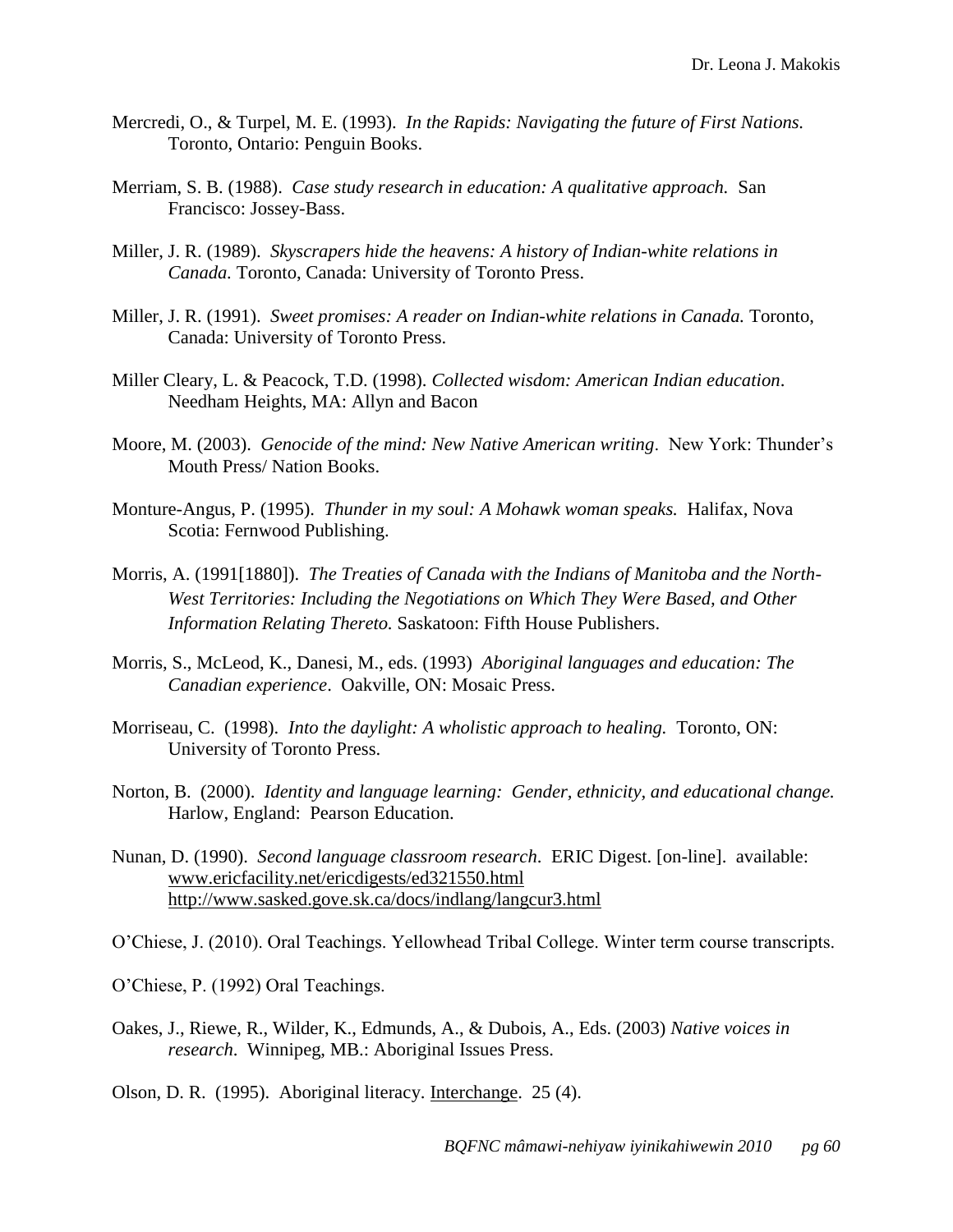Mercredi, O., & Turpel, M. E. (1993). *In the Rapids: Navigating the future of First Nations.* Toronto, Ontario: Penguin Books.

Merriam, S. B. (1988). *Case study research in education: A qualitative approach.* San Francisco: Jossey-Bass.

Miller, J. R. (1989). *Skyscrapers hide the heavens: A history of Indian-white relations in Canada.* Toronto, Canada: University of Toronto Press.

Miller, J. R. (1991). *Sweet promises: A reader on Indian-white relations in Canada.* Toronto, Canada: University of Toronto Press.

Miller Cleary, L. & Peacock, T.D. (1998). *Collected wisdom: American Indian education*. Needham Heights, MA: Allyn and Bacon

Moore, M. (2003). *Genocide of the mind: New Native American writing*. New York: Thunder's Mouth Press/ Nation Books.

Monture-Angus, P. (1995). *Thunder in my soul: A Mohawk woman speaks.* Halifax, Nova Scotia: Fernwood Publishing.

Morris, A. (1991[1880]). *The Treaties of Canada with the Indians of Manitoba and the North-West Territories: Including the Negotiations on Which They Were Based, and Other Information Relating Thereto.* Saskatoon: Fifth House Publishers.

Morris, S., McLeod, K., Danesi, M., eds. (1993) *Aboriginal languages and education: The Canadian experience*. Oakville, ON: Mosaic Press.

Morriseau, C. (1998). *Into the daylight: A wholistic approach to healing.* Toronto, ON: University of Toronto Press.

Norton, B. (2000). *Identity and language learning: Gender, ethnicity, and educational change.* Harlow, England: Pearson Education.

Nunan, D. (1990). *Second language classroom research*. ERIC Digest. [on-line]. available: www.ericfacility.net/ericdigests/ed321550.html http://www.sasked.gove.sk.ca/docs/indlang/langcur3.html

O'Chiese, J. (2010). Oral Teachings. Yellowhead Tribal College. Winter term course transcripts.

O'Chiese, P. (1992) Oral Teachings.

Oakes, J., Riewe, R., Wilder, K., Edmunds, A., & Dubois, A., Eds. (2003) *Native voices in research.* Winnipeg, MB.: Aboriginal Issues Press.

Olson, D. R. (1995). Aboriginal literacy. Interchange. 25 (4).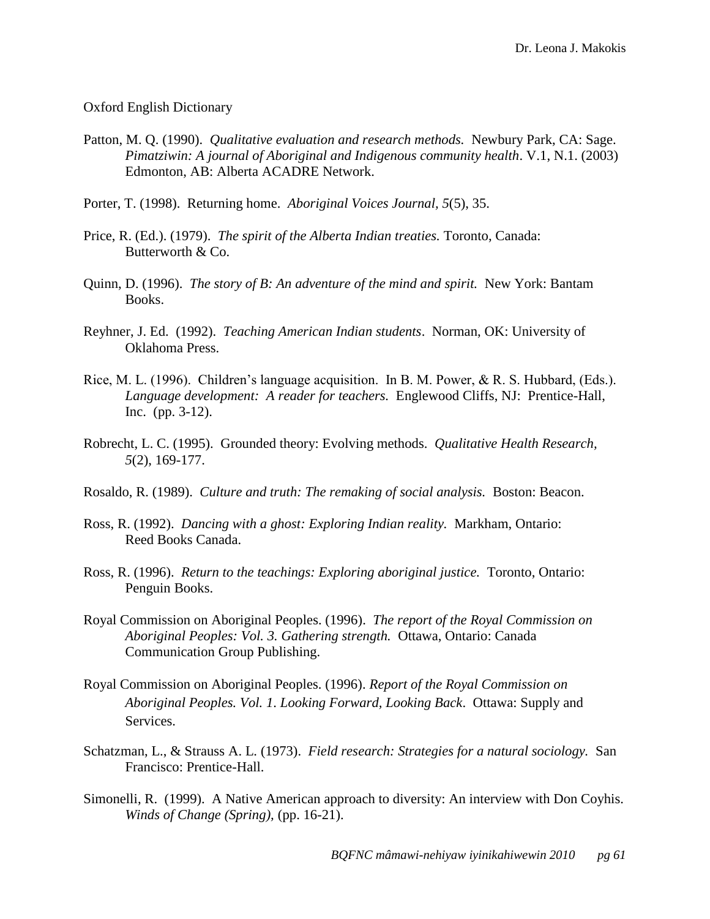Oxford English Dictionary

Patton, M. Q. (1990). *Qualitative evaluation and research methods.* Newbury Park, CA: Sage. *Pimatziwin: A journal of Aboriginal and Indigenous community health*. V.1, N.1. (2003) Edmonton, AB: Alberta ACADRE Network.

Porter, T. (1998). Returning home. *Aboriginal Voices Journal, 5*(5), 35.

Price, R. (Ed.). (1979). *The spirit of the Alberta Indian treaties.* Toronto, Canada: Butterworth & Co.

Quinn, D. (1996). *The story of B: An adventure of the mind and spirit.* New York: Bantam Books.

Reyhner, J. Ed. (1992). *Teaching American Indian students*. Norman, OK: University of Oklahoma Press.

Rice, M. L. (1996). Children's language acquisition. In B. M. Power, & R. S. Hubbard, (Eds.). *Language development: A reader for teachers.* Englewood Cliffs, NJ: Prentice-Hall, Inc. (pp. 3-12).

Robrecht, L. C. (1995). Grounded theory: Evolving methods. *Qualitative Health Research, 5*(2), 169-177.

Rosaldo, R. (1989). *Culture and truth: The remaking of social analysis.* Boston: Beacon.

Ross, R. (1992). *Dancing with a ghost: Exploring Indian reality.* Markham, Ontario: Reed Books Canada.

Ross, R. (1996). *Return to the teachings: Exploring aboriginal justice.* Toronto, Ontario: Penguin Books.

Royal Commission on Aboriginal Peoples. (1996). *The report of the Royal Commission on Aboriginal Peoples: Vol. 3. Gathering strength.* Ottawa, Ontario: Canada Communication Group Publishing.

Royal Commission on Aboriginal Peoples. (1996). *Report of the Royal Commission on Aboriginal Peoples. Vol. 1. Looking Forward, Looking Back*. Ottawa: Supply and Services.

Schatzman, L., & Strauss A. L. (1973). *Field research: Strategies for a natural sociology.* San Francisco: Prentice-Hall.

Simonelli, R. (1999). A Native American approach to diversity: An interview with Don Coyhis. *Winds of Change (Spring),* (pp. 16-21).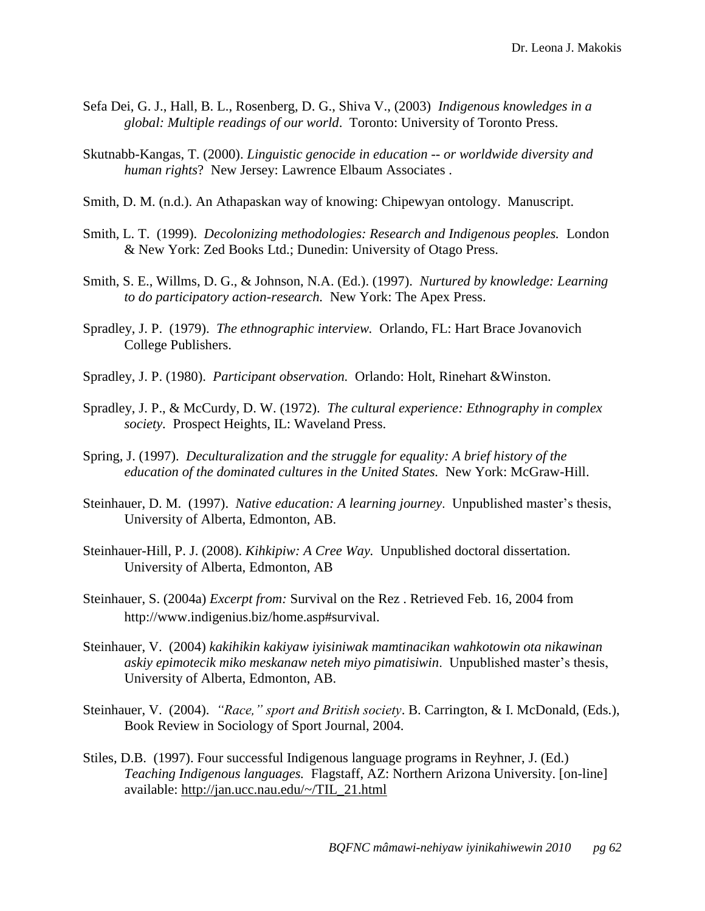Sefa Dei, G. J., Hall, B. L., Rosenberg, D. G., Shiva V., (2003) *Indigenous knowledges in a global: Multiple readings of our world*. Toronto: University of Toronto Press.

Skutnabb-Kangas, T. (2000). *Linguistic genocide in education -- or worldwide diversity and human rights*? New Jersey: Lawrence Elbaum Associates .

Smith, D. M. (n.d.). An Athapaskan way of knowing: Chipewyan ontology. Manuscript.

Smith, L. T. (1999). *Decolonizing methodologies: Research and Indigenous peoples.* London & New York: Zed Books Ltd.; Dunedin: University of Otago Press.

Smith, S. E., Willms, D. G., & Johnson, N.A. (Ed.). (1997). *Nurtured by knowledge: Learning to do participatory action-research.* New York: The Apex Press.

Spradley, J. P. (1979). *The ethnographic interview.* Orlando, FL: Hart Brace Jovanovich College Publishers.

Spradley, J. P. (1980). *Participant observation.* Orlando: Holt, Rinehart &Winston.

Spradley, J. P., & McCurdy, D. W. (1972). *The cultural experience: Ethnography in complex society.* Prospect Heights, IL: Waveland Press.

Spring, J. (1997). *Deculturalization and the struggle for equality: A brief history of the education of the dominated cultures in the United States.* New York: McGraw-Hill.

Steinhauer, D. M. (1997). *Native education: A learning journey*. Unpublished master's thesis, University of Alberta, Edmonton, AB.

Steinhauer-Hill, P. J. (2008). *Kihkipiw: A Cree Way.* Unpublished doctoral dissertation. University of Alberta, Edmonton, AB

Steinhauer, S. (2004a) *Excerpt from:* Survival on the Rez . Retrieved Feb. 16, 2004 from http://www.indigenius.biz/home.asp#survival.

Steinhauer, V. (2004) *kakihikin kakiyaw iyisiniwak mamtinacikan wahkotowin ota nikawinan askiy epimotecik miko meskanaw neteh miyo pimatisiwin*. Unpublished master's thesis, University of Alberta, Edmonton, AB.

Steinhauer, V. (2004). *"Race," sport and British society*. B. Carrington, & I. McDonald, (Eds.), Book Review in Sociology of Sport Journal, 2004.

Stiles, D.B. (1997). Four successful Indigenous language programs in Reyhner, J. (Ed.) *Teaching Indigenous languages.* Flagstaff, AZ: Northern Arizona University. [on-line] available: http://jan.ucc.nau.edu/~/TIL_21.html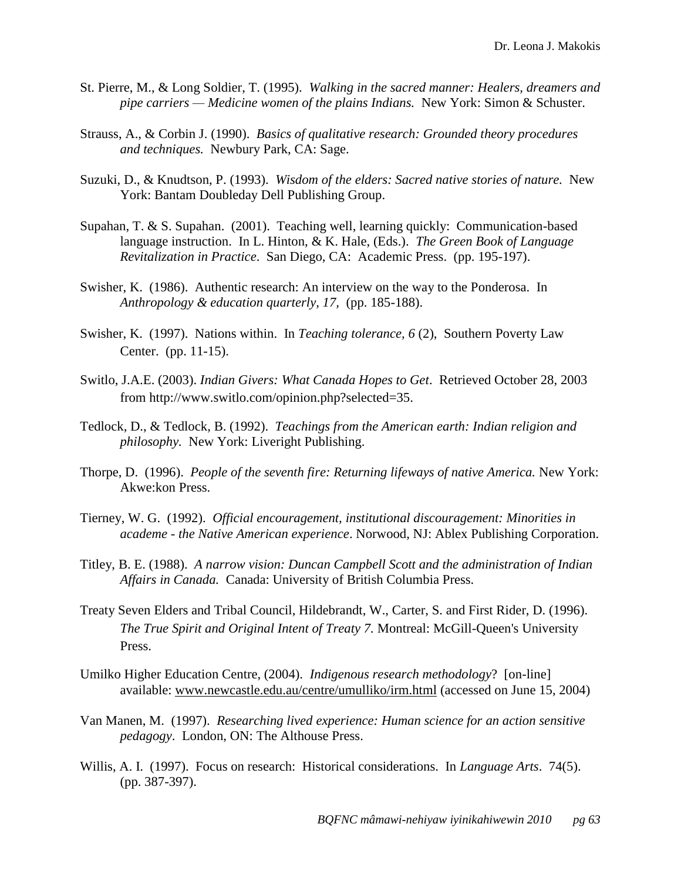St. Pierre, M., & Long Soldier, T. (1995). *Walking in the sacred manner: Healers, dreamers and pipe carriers — Medicine women of the plains Indians.* New York: Simon & Schuster.

Strauss, A., & Corbin J. (1990). *Basics of qualitative research: Grounded theory procedures and techniques.* Newbury Park, CA: Sage.

Suzuki, D., & Knudtson, P. (1993). *Wisdom of the elders: Sacred native stories of nature*. New York: Bantam Doubleday Dell Publishing Group.

Supahan, T. & S. Supahan. (2001). Teaching well, learning quickly: Communication-based language instruction. In L. Hinton, & K. Hale, (Eds.). *The Green Book of Language Revitalization in Practice*. San Diego, CA: Academic Press. (pp. 195-197).

Swisher, K. (1986). Authentic research: An interview on the way to the Ponderosa. In *Anthropology & education quarterly, 17,* (pp. 185-188).

Swisher, K. (1997). Nations within. In *Teaching tolerance, 6* (2), Southern Poverty Law Center. (pp. 11-15).

Switlo, J.A.E. (2003). *Indian Givers: What Canada Hopes to Get*. Retrieved October 28, 2003 from http://www.switlo.com/opinion.php?selected=35.

Tedlock, D., & Tedlock, B. (1992). *Teachings from the American earth: Indian religion and philosophy.* New York: Liveright Publishing.

Thorpe, D. (1996). *People of the seventh fire: Returning lifeways of native America.* New York: Akwe:kon Press.

Tierney, W. G. (1992). *Official encouragement, institutional discouragement: Minorities in academe - the Native American experience*. Norwood, NJ: Ablex Publishing Corporation.

Titley, B. E. (1988). *A narrow vision: Duncan Campbell Scott and the administration of Indian Affairs in Canada.* Canada: University of British Columbia Press.

Treaty Seven Elders and Tribal Council, Hildebrandt, W., Carter, S. and First Rider, D. (1996). *The True Spirit and Original Intent of Treaty 7.* Montreal: McGill-Queen's University Press.

Umilko Higher Education Centre, (2004). *Indigenous research methodology*? [on-line] available: www.newcastle.edu.au/centre/umulliko/irm.html (accessed on June 15, 2004)

Van Manen, M. (1997). *Researching lived experience: Human science for an action sensitive pedagogy*. London, ON: The Althouse Press.

Willis, A. I. (1997). Focus on research: Historical considerations. In *Language Arts*. 74(5). (pp. 387-397).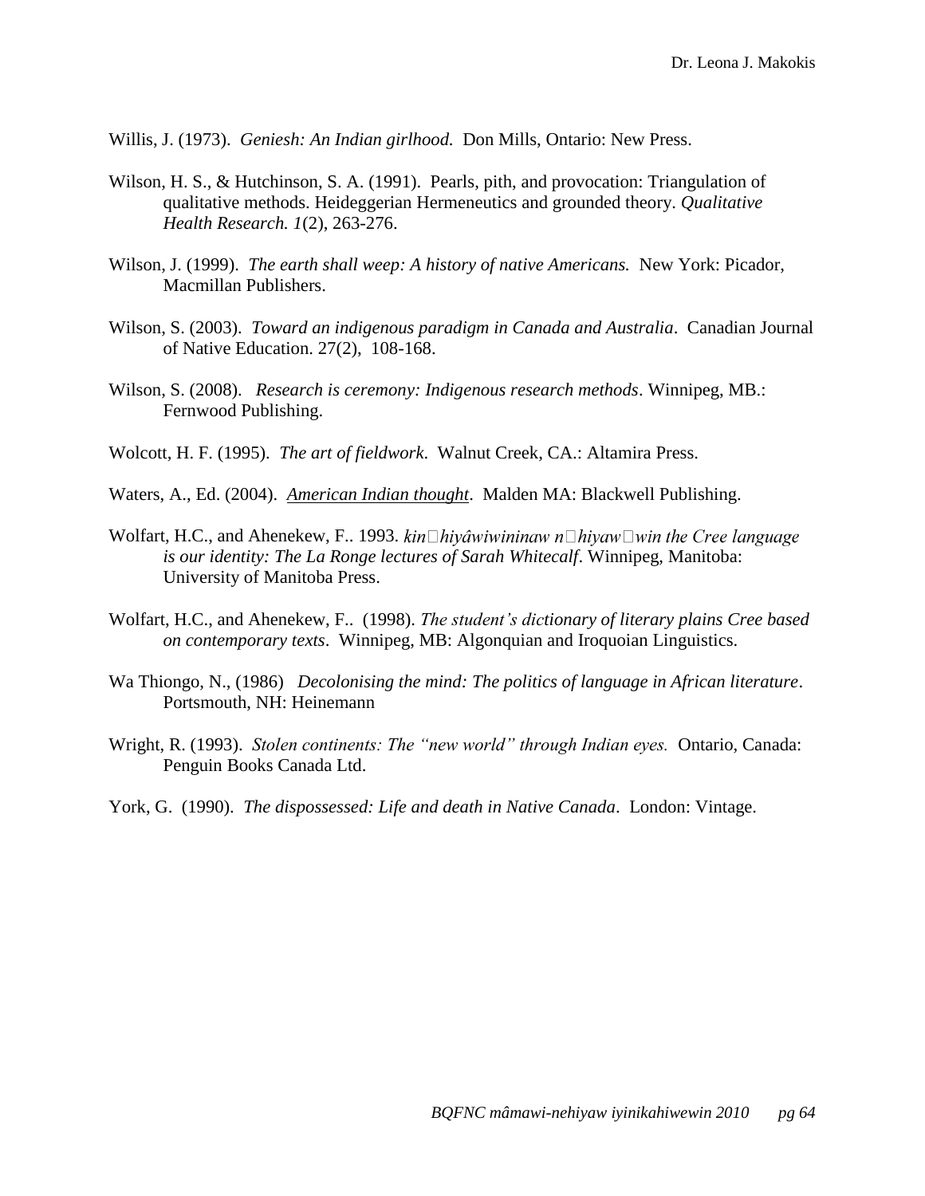Willis, J. (1973). *Geniesh: An Indian girlhood.* Don Mills, Ontario: New Press.

Wilson, H. S., & Hutchinson, S. A. (1991). Pearls, pith, and provocation: Triangulation of qualitative methods. Heideggerian Hermeneutics and grounded theory. *Qualitative Health Research. 1*(2), 263-276.

Wilson, J. (1999). *The earth shall weep: A history of native Americans.* New York: Picador, Macmillan Publishers.

Wilson, S. (2003). *Toward an indigenous paradigm in Canada and Australia*. Canadian Journal of Native Education. 27(2), 108-168.

Wilson, S. (2008). *Research is ceremony: Indigenous research methods*. Winnipeg, MB.: Fernwood Publishing.

Wolcott, H. F. (1995). *The art of fieldwork.* Walnut Creek, CA.: Altamira Press.

Waters, A., Ed. (2004). *American Indian thought*. Malden MA: Blackwell Publishing.

Wolfart, H.C., and Ahenekew, F.. 1993. *kin□hiyâwiwininaw n□hiyaw□win the Cree language is our identity: The La Ronge lectures of Sarah Whitecalf*. Winnipeg, Manitoba: University of Manitoba Press.

Wolfart, H.C., and Ahenekew, F.. (1998). *The student's dictionary of literary plains Cree based on contemporary texts*. Winnipeg, MB: Algonquian and Iroquoian Linguistics.

Wa Thiongo, N., (1986) *Decolonising the mind: The politics of language in African literature*. Portsmouth, NH: Heinemann

Wright, R. (1993). *Stolen continents: The "new world" through Indian eyes.* Ontario, Canada: Penguin Books Canada Ltd.

York, G. (1990). *The dispossessed: Life and death in Native Canada*. London: Vintage.